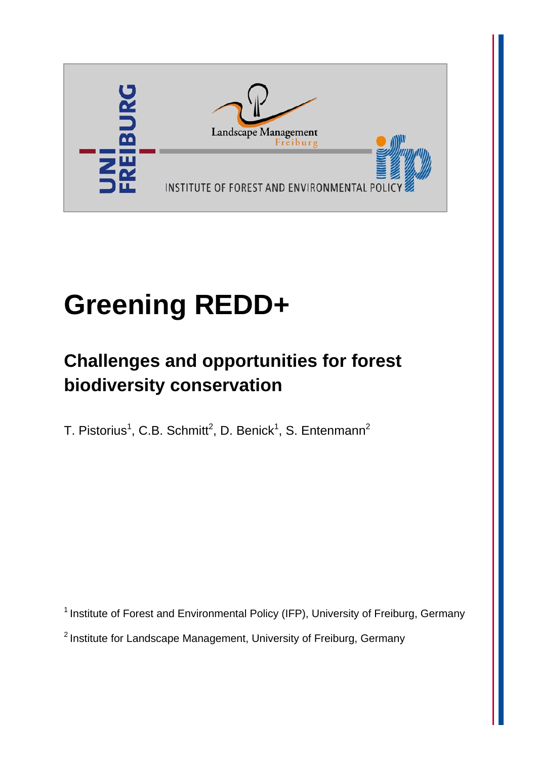# Greening REDD+

## Challenges and opportunities for forest biodiversity conservation

T. Pistorius[1], C.B. Schmitt[2], D. Benick[1], S. Entenmann[2]

[1] Institute of Forest and Environmental Policy (IFP), University of Freiburg, Germany

[2] Institute for Landscape Management, University of Freiburg, Germany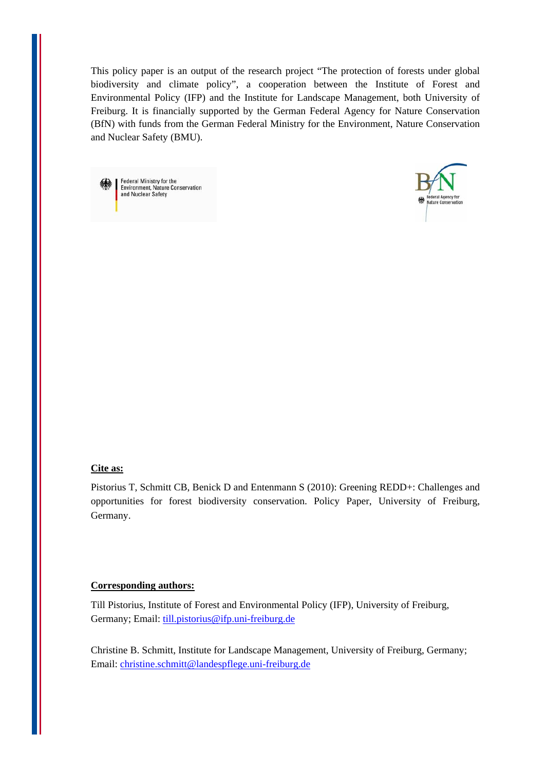This policy paper is an output of the research project "The protection of forests under global biodiversity and climate policy", a cooperation between the Institute of Forest and Environmental Policy (IFP) and the Institute for Landscape Management, both University of Freiburg. It is financially supported by the German Federal Agency for Nature Conservation (BfN) with funds from the German Federal Ministry for the Environment, Nature Conservation and Nuclear Safety (BMU).

Federal Ministry for the Environment, Nature Conservation and Nuclear Safety

BfN Federal Agency for Nature Conservation

**Cite as:**

Pistorius T, Schmitt CB, Benick D and Entenmann S (2010): Greening REDD+: Challenges and opportunities for forest biodiversity conservation. Policy Paper, University of Freiburg, Germany.

**Corresponding authors:**

Till Pistorius, Institute of Forest and Environmental Policy (IFP), University of Freiburg, Germany; Email: till.pistorius@ifp.uni-freiburg.de

Christine B. Schmitt, Institute for Landscape Management, University of Freiburg, Germany; Email: christine.schmitt@landespflege.uni-freiburg.de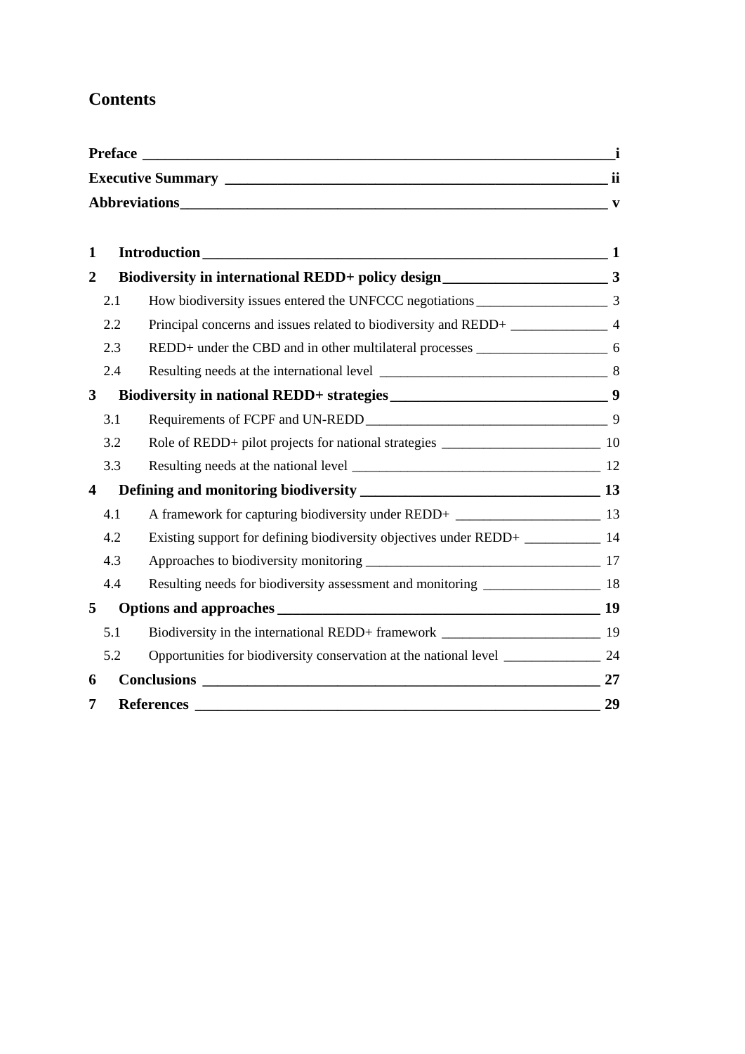# Contents

| | | |
|---|---|---|
| **Preface** | | **i** |
| **Executive Summary** | | **ii** |
| **Abbreviations** | | **v** |
| **1** | **Introduction** | **1** |
| **2** | **Biodiversity in international REDD+ policy design** | **3** |
| 2.1 | How biodiversity issues entered the UNFCCC negotiations | 3 |
| 2.2 | Principal concerns and issues related to biodiversity and REDD+ | 4 |
| 2.3 | REDD+ under the CBD and in other multilateral processes | 6 |
| 2.4 | Resulting needs at the international level | 8 |
| **3** | **Biodiversity in national REDD+ strategies** | **9** |
| 3.1 | Requirements of FCPF and UN-REDD | 9 |
| 3.2 | Role of REDD+ pilot projects for national strategies | 10 |
| 3.3 | Resulting needs at the national level | 12 |
| **4** | **Defining and monitoring biodiversity** | **13** |
| 4.1 | A framework for capturing biodiversity under REDD+ | 13 |
| 4.2 | Existing support for defining biodiversity objectives under REDD+ | 14 |
| 4.3 | Approaches to biodiversity monitoring | 17 |
| 4.4 | Resulting needs for biodiversity assessment and monitoring | 18 |
| **5** | **Options and approaches** | **19** |
| 5.1 | Biodiversity in the international REDD+ framework | 19 |
| 5.2 | Opportunities for biodiversity conservation at the national level | 24 |
| **6** | **Conclusions** | **27** |
| **7** | **References** | **29** |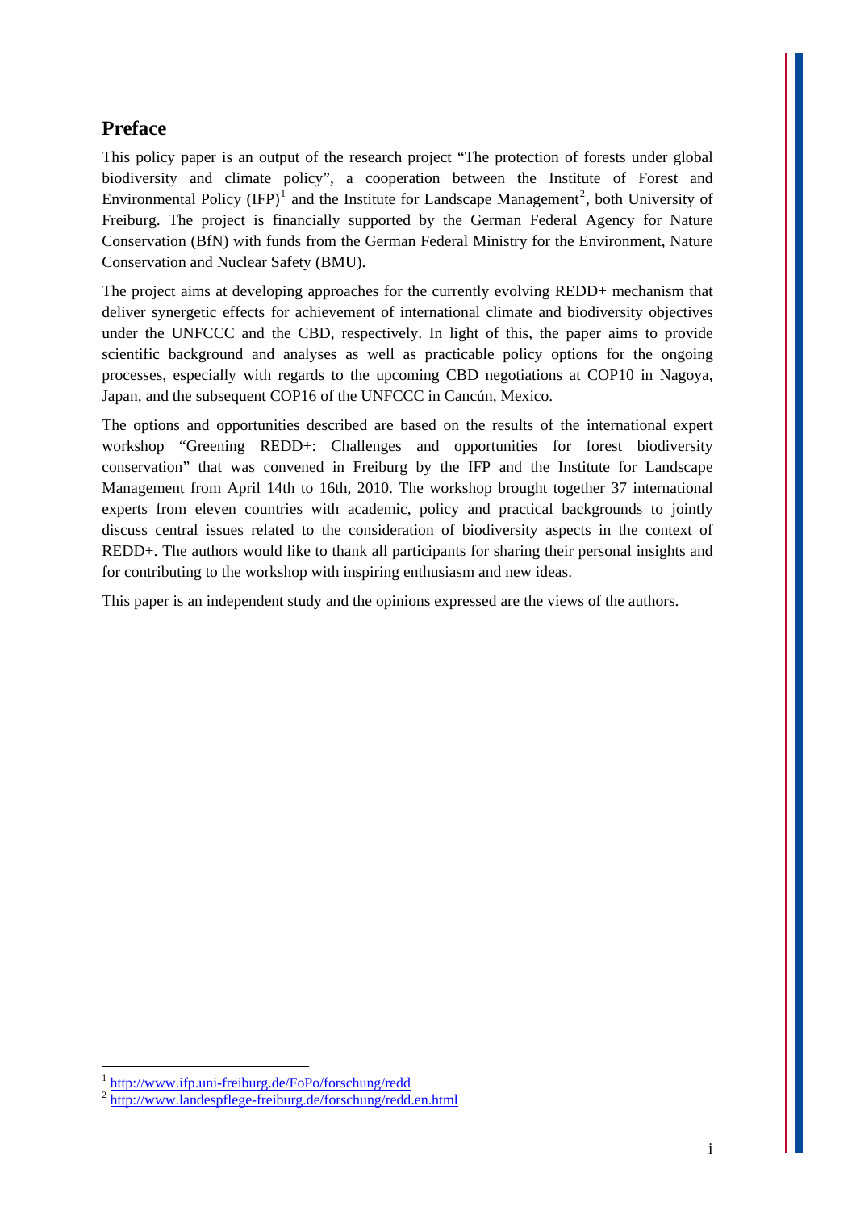# Preface

This policy paper is an output of the research project "The protection of forests under global biodiversity and climate policy", a cooperation between the Institute of Forest and Environmental Policy (IFP)[1] and the Institute for Landscape Management[2], both University of Freiburg. The project is financially supported by the German Federal Agency for Nature Conservation (BfN) with funds from the German Federal Ministry for the Environment, Nature Conservation and Nuclear Safety (BMU).

The project aims at developing approaches for the currently evolving REDD+ mechanism that deliver synergetic effects for achievement of international climate and biodiversity objectives under the UNFCCC and the CBD, respectively. In light of this, the paper aims to provide scientific background and analyses as well as practicable policy options for the ongoing processes, especially with regards to the upcoming CBD negotiations at COP10 in Nagoya, Japan, and the subsequent COP16 of the UNFCCC in Cancún, Mexico.

The options and opportunities described are based on the results of the international expert workshop "Greening REDD+: Challenges and opportunities for forest biodiversity conservation" that was convened in Freiburg by the IFP and the Institute for Landscape Management from April 14th to 16th, 2010. The workshop brought together 37 international experts from eleven countries with academic, policy and practical backgrounds to jointly discuss central issues related to the consideration of biodiversity aspects in the context of REDD+. The authors would like to thank all participants for sharing their personal insights and for contributing to the workshop with inspiring enthusiasm and new ideas.

This paper is an independent study and the opinions expressed are the views of the authors.

[1] http://www.ifp.uni-freiburg.de/FoPo/forschung/redd

[2] http://www.landespflege-freiburg.de/forschung/redd.en.html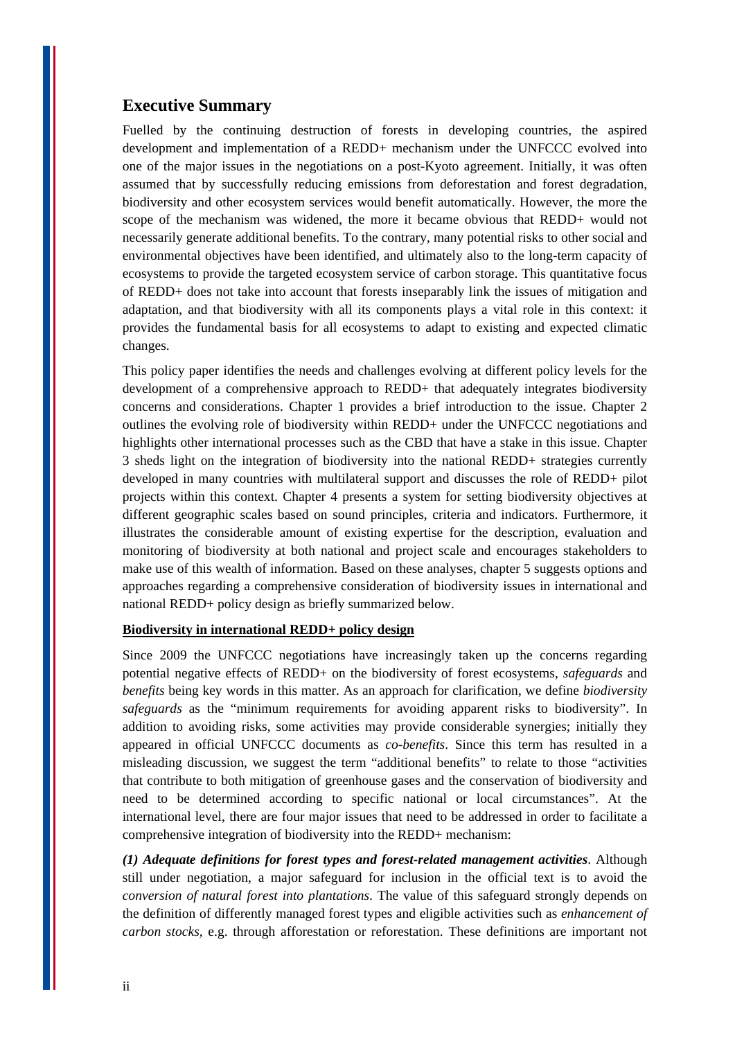## Executive Summary

Fuelled by the continuing destruction of forests in developing countries, the aspired development and implementation of a REDD+ mechanism under the UNFCCC evolved into one of the major issues in the negotiations on a post-Kyoto agreement. Initially, it was often assumed that by successfully reducing emissions from deforestation and forest degradation, biodiversity and other ecosystem services would benefit automatically. However, the more the scope of the mechanism was widened, the more it became obvious that REDD+ would not necessarily generate additional benefits. To the contrary, many potential risks to other social and environmental objectives have been identified, and ultimately also to the long-term capacity of ecosystems to provide the targeted ecosystem service of carbon storage. This quantitative focus of REDD+ does not take into account that forests inseparably link the issues of mitigation and adaptation, and that biodiversity with all its components plays a vital role in this context: it provides the fundamental basis for all ecosystems to adapt to existing and expected climatic changes.

This policy paper identifies the needs and challenges evolving at different policy levels for the development of a comprehensive approach to REDD+ that adequately integrates biodiversity concerns and considerations. Chapter 1 provides a brief introduction to the issue. Chapter 2 outlines the evolving role of biodiversity within REDD+ under the UNFCCC negotiations and highlights other international processes such as the CBD that have a stake in this issue. Chapter 3 sheds light on the integration of biodiversity into the national REDD+ strategies currently developed in many countries with multilateral support and discusses the role of REDD+ pilot projects within this context. Chapter 4 presents a system for setting biodiversity objectives at different geographic scales based on sound principles, criteria and indicators. Furthermore, it illustrates the considerable amount of existing expertise for the description, evaluation and monitoring of biodiversity at both national and project scale and encourages stakeholders to make use of this wealth of information. Based on these analyses, chapter 5 suggests options and approaches regarding a comprehensive consideration of biodiversity issues in international and national REDD+ policy design as briefly summarized below.

**Biodiversity in international REDD+ policy design**

Since 2009 the UNFCCC negotiations have increasingly taken up the concerns regarding potential negative effects of REDD+ on the biodiversity of forest ecosystems, *safeguards* and *benefits* being key words in this matter. As an approach for clarification, we define *biodiversity safeguards* as the "minimum requirements for avoiding apparent risks to biodiversity". In addition to avoiding risks, some activities may provide considerable synergies; initially they appeared in official UNFCCC documents as *co-benefits*. Since this term has resulted in a misleading discussion, we suggest the term "additional benefits" to relate to those "activities that contribute to both mitigation of greenhouse gases and the conservation of biodiversity and need to be determined according to specific national or local circumstances". At the international level, there are four major issues that need to be addressed in order to facilitate a comprehensive integration of biodiversity into the REDD+ mechanism:

***(1) Adequate definitions for forest types and forest-related management activities***. Although still under negotiation, a major safeguard for inclusion in the official text is to avoid the *conversion of natural forest into plantations*. The value of this safeguard strongly depends on the definition of differently managed forest types and eligible activities such as *enhancement of carbon stocks*, e.g. through afforestation or reforestation. These definitions are important not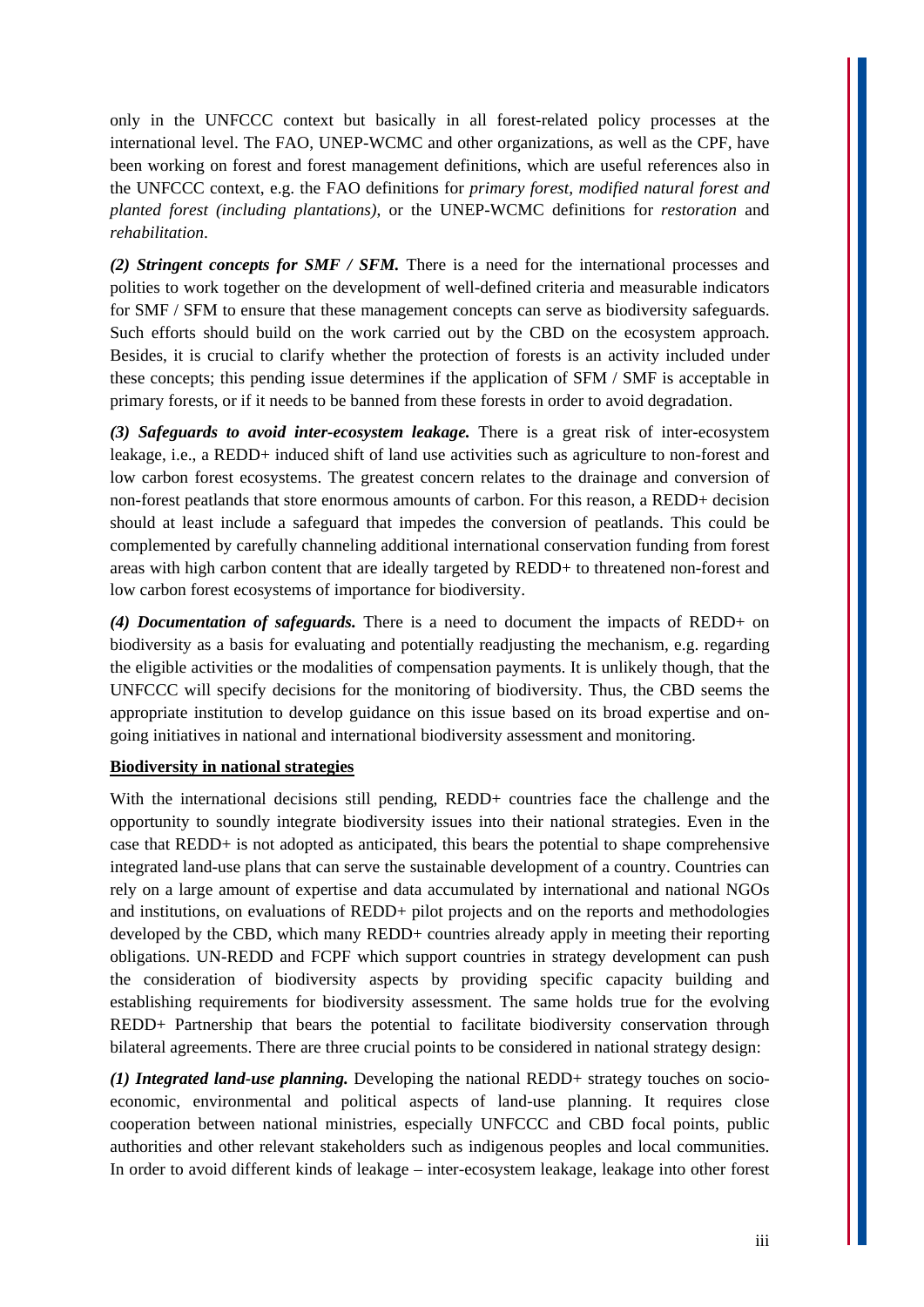only in the UNFCCC context but basically in all forest-related policy processes at the international level. The FAO, UNEP-WCMC and other organizations, as well as the CPF, have been working on forest and forest management definitions, which are useful references also in the UNFCCC context, e.g. the FAO definitions for *primary forest, modified natural forest and planted forest (including plantations)*, or the UNEP-WCMC definitions for *restoration* and *rehabilitation*.

***(2) Stringent concepts for SMF / SFM.*** There is a need for the international processes and polities to work together on the development of well-defined criteria and measurable indicators for SMF / SFM to ensure that these management concepts can serve as biodiversity safeguards. Such efforts should build on the work carried out by the CBD on the ecosystem approach. Besides, it is crucial to clarify whether the protection of forests is an activity included under these concepts; this pending issue determines if the application of SFM / SMF is acceptable in primary forests, or if it needs to be banned from these forests in order to avoid degradation.

***(3) Safeguards to avoid inter-ecosystem leakage.*** There is a great risk of inter-ecosystem leakage, i.e., a REDD+ induced shift of land use activities such as agriculture to non-forest and low carbon forest ecosystems. The greatest concern relates to the drainage and conversion of non-forest peatlands that store enormous amounts of carbon. For this reason, a REDD+ decision should at least include a safeguard that impedes the conversion of peatlands. This could be complemented by carefully channeling additional international conservation funding from forest areas with high carbon content that are ideally targeted by REDD+ to threatened non-forest and low carbon forest ecosystems of importance for biodiversity.

***(4) Documentation of safeguards.*** There is a need to document the impacts of REDD+ on biodiversity as a basis for evaluating and potentially readjusting the mechanism, e.g. regarding the eligible activities or the modalities of compensation payments. It is unlikely though, that the UNFCCC will specify decisions for the monitoring of biodiversity. Thus, the CBD seems the appropriate institution to develop guidance on this issue based on its broad expertise and on-going initiatives in national and international biodiversity assessment and monitoring.

**Biodiversity in national strategies**

With the international decisions still pending, REDD+ countries face the challenge and the opportunity to soundly integrate biodiversity issues into their national strategies. Even in the case that REDD+ is not adopted as anticipated, this bears the potential to shape comprehensive integrated land-use plans that can serve the sustainable development of a country. Countries can rely on a large amount of expertise and data accumulated by international and national NGOs and institutions, on evaluations of REDD+ pilot projects and on the reports and methodologies developed by the CBD, which many REDD+ countries already apply in meeting their reporting obligations. UN-REDD and FCPF which support countries in strategy development can push the consideration of biodiversity aspects by providing specific capacity building and establishing requirements for biodiversity assessment. The same holds true for the evolving REDD+ Partnership that bears the potential to facilitate biodiversity conservation through bilateral agreements. There are three crucial points to be considered in national strategy design:

***(1) Integrated land-use planning.*** Developing the national REDD+ strategy touches on socio-economic, environmental and political aspects of land-use planning. It requires close cooperation between national ministries, especially UNFCCC and CBD focal points, public authorities and other relevant stakeholders such as indigenous peoples and local communities. In order to avoid different kinds of leakage – inter-ecosystem leakage, leakage into other forest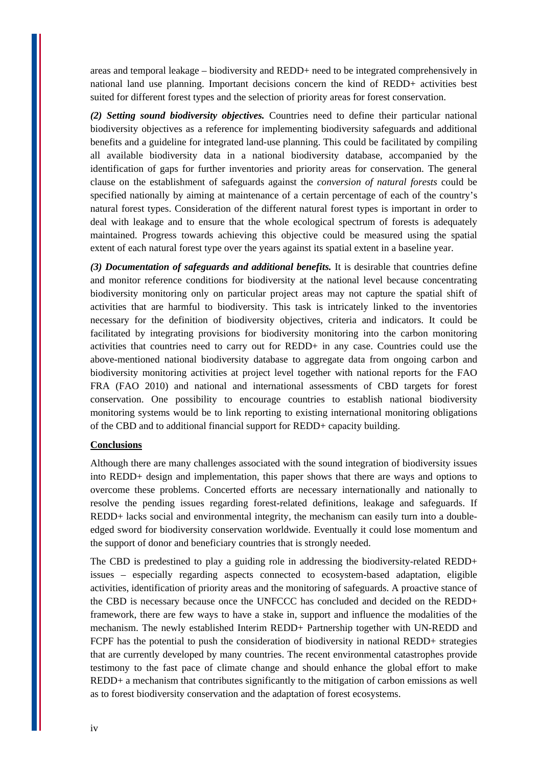areas and temporal leakage – biodiversity and REDD+ need to be integrated comprehensively in national land use planning. Important decisions concern the kind of REDD+ activities best suited for different forest types and the selection of priority areas for forest conservation.

***(2) Setting sound biodiversity objectives.*** Countries need to define their particular national biodiversity objectives as a reference for implementing biodiversity safeguards and additional benefits and a guideline for integrated land-use planning. This could be facilitated by compiling all available biodiversity data in a national biodiversity database, accompanied by the identification of gaps for further inventories and priority areas for conservation. The general clause on the establishment of safeguards against the *conversion of natural forests* could be specified nationally by aiming at maintenance of a certain percentage of each of the country's natural forest types. Consideration of the different natural forest types is important in order to deal with leakage and to ensure that the whole ecological spectrum of forests is adequately maintained. Progress towards achieving this objective could be measured using the spatial extent of each natural forest type over the years against its spatial extent in a baseline year.

***(3) Documentation of safeguards and additional benefits.*** It is desirable that countries define and monitor reference conditions for biodiversity at the national level because concentrating biodiversity monitoring only on particular project areas may not capture the spatial shift of activities that are harmful to biodiversity. This task is intricately linked to the inventories necessary for the definition of biodiversity objectives, criteria and indicators. It could be facilitated by integrating provisions for biodiversity monitoring into the carbon monitoring activities that countries need to carry out for REDD+ in any case. Countries could use the above-mentioned national biodiversity database to aggregate data from ongoing carbon and biodiversity monitoring activities at project level together with national reports for the FAO FRA (FAO 2010) and national and international assessments of CBD targets for forest conservation. One possibility to encourage countries to establish national biodiversity monitoring systems would be to link reporting to existing international monitoring obligations of the CBD and to additional financial support for REDD+ capacity building.

## Conclusions

Although there are many challenges associated with the sound integration of biodiversity issues into REDD+ design and implementation, this paper shows that there are ways and options to overcome these problems. Concerted efforts are necessary internationally and nationally to resolve the pending issues regarding forest-related definitions, leakage and safeguards. If REDD+ lacks social and environmental integrity, the mechanism can easily turn into a double-edged sword for biodiversity conservation worldwide. Eventually it could lose momentum and the support of donor and beneficiary countries that is strongly needed.

The CBD is predestined to play a guiding role in addressing the biodiversity-related REDD+ issues – especially regarding aspects connected to ecosystem-based adaptation, eligible activities, identification of priority areas and the monitoring of safeguards. A proactive stance of the CBD is necessary because once the UNFCCC has concluded and decided on the REDD+ framework, there are few ways to have a stake in, support and influence the modalities of the mechanism. The newly established Interim REDD+ Partnership together with UN-REDD and FCPF has the potential to push the consideration of biodiversity in national REDD+ strategies that are currently developed by many countries. The recent environmental catastrophes provide testimony to the fast pace of climate change and should enhance the global effort to make REDD+ a mechanism that contributes significantly to the mitigation of carbon emissions as well as to forest biodiversity conservation and the adaptation of forest ecosystems.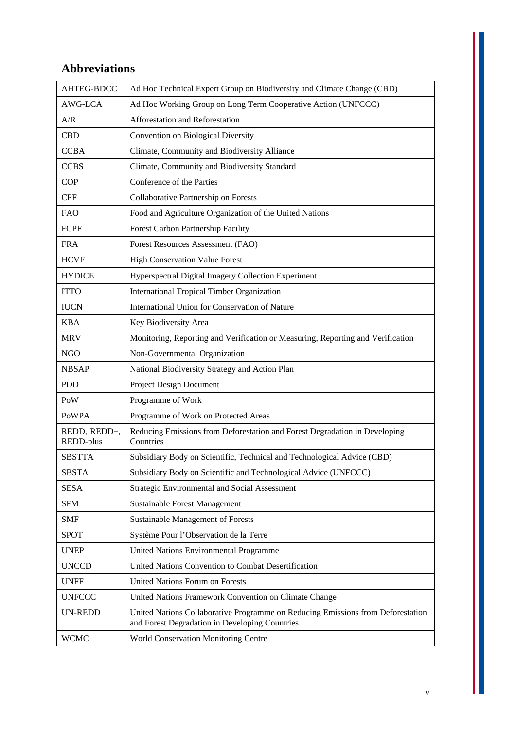## Abbreviations

| | |
|---|---|
| AHTEG-BDCC | Ad Hoc Technical Expert Group on Biodiversity and Climate Change (CBD) |
| AWG-LCA | Ad Hoc Working Group on Long Term Cooperative Action (UNFCCC) |
| A/R | Afforestation and Reforestation |
| CBD | Convention on Biological Diversity |
| CCBA | Climate, Community and Biodiversity Alliance |
| CCBS | Climate, Community and Biodiversity Standard |
| COP | Conference of the Parties |
| CPF | Collaborative Partnership on Forests |
| FAO | Food and Agriculture Organization of the United Nations |
| FCPF | Forest Carbon Partnership Facility |
| FRA | Forest Resources Assessment (FAO) |
| HCVF | High Conservation Value Forest |
| HYDICE | Hyperspectral Digital Imagery Collection Experiment |
| ITTO | International Tropical Timber Organization |
| IUCN | International Union for Conservation of Nature |
| KBA | Key Biodiversity Area |
| MRV | Monitoring, Reporting and Verification or Measuring, Reporting and Verification |
| NGO | Non-Governmental Organization |
| NBSAP | National Biodiversity Strategy and Action Plan |
| PDD | Project Design Document |
| PoW | Programme of Work |
| PoWPA | Programme of Work on Protected Areas |
| REDD, REDD+, REDD-plus | Reducing Emissions from Deforestation and Forest Degradation in Developing Countries |
| SBSTTA | Subsidiary Body on Scientific, Technical and Technological Advice (CBD) |
| SBSTA | Subsidiary Body on Scientific and Technological Advice (UNFCCC) |
| SESA | Strategic Environmental and Social Assessment |
| SFM | Sustainable Forest Management |
| SMF | Sustainable Management of Forests |
| SPOT | Système Pour l'Observation de la Terre |
| UNEP | United Nations Environmental Programme |
| UNCCD | United Nations Convention to Combat Desertification |
| UNFF | United Nations Forum on Forests |
| UNFCCC | United Nations Framework Convention on Climate Change |
| UN-REDD | United Nations Collaborative Programme on Reducing Emissions from Deforestation and Forest Degradation in Developing Countries |
| WCMC | World Conservation Monitoring Centre |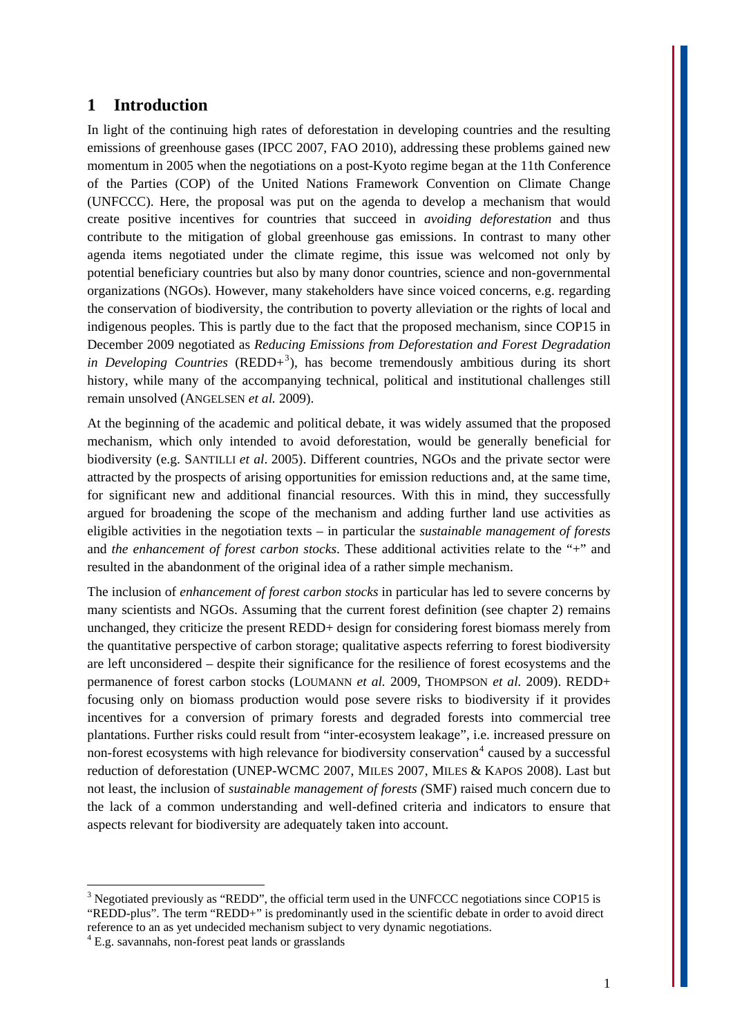# 1 Introduction

In light of the continuing high rates of deforestation in developing countries and the resulting emissions of greenhouse gases (IPCC 2007, FAO 2010), addressing these problems gained new momentum in 2005 when the negotiations on a post-Kyoto regime began at the 11th Conference of the Parties (COP) of the United Nations Framework Convention on Climate Change (UNFCCC). Here, the proposal was put on the agenda to develop a mechanism that would create positive incentives for countries that succeed in *avoiding deforestation* and thus contribute to the mitigation of global greenhouse gas emissions. In contrast to many other agenda items negotiated under the climate regime, this issue was welcomed not only by potential beneficiary countries but also by many donor countries, science and non-governmental organizations (NGOs). However, many stakeholders have since voiced concerns, e.g. regarding the conservation of biodiversity, the contribution to poverty alleviation or the rights of local and indigenous peoples. This is partly due to the fact that the proposed mechanism, since COP15 in December 2009 negotiated as *Reducing Emissions from Deforestation and Forest Degradation in Developing Countries* (REDD+[3]), has become tremendously ambitious during its short history, while many of the accompanying technical, political and institutional challenges still remain unsolved (ANGELSEN *et al.* 2009).

At the beginning of the academic and political debate, it was widely assumed that the proposed mechanism, which only intended to avoid deforestation, would be generally beneficial for biodiversity (e.g. SANTILLI *et al*. 2005). Different countries, NGOs and the private sector were attracted by the prospects of arising opportunities for emission reductions and, at the same time, for significant new and additional financial resources. With this in mind, they successfully argued for broadening the scope of the mechanism and adding further land use activities as eligible activities in the negotiation texts – in particular the *sustainable management of forests* and *the enhancement of forest carbon stocks*. These additional activities relate to the "+" and resulted in the abandonment of the original idea of a rather simple mechanism.

The inclusion of *enhancement of forest carbon stocks* in particular has led to severe concerns by many scientists and NGOs. Assuming that the current forest definition (see chapter 2) remains unchanged, they criticize the present REDD+ design for considering forest biomass merely from the quantitative perspective of carbon storage; qualitative aspects referring to forest biodiversity are left unconsidered – despite their significance for the resilience of forest ecosystems and the permanence of forest carbon stocks (LOUMANN *et al.* 2009, THOMPSON *et al.* 2009). REDD+ focusing only on biomass production would pose severe risks to biodiversity if it provides incentives for a conversion of primary forests and degraded forests into commercial tree plantations. Further risks could result from "inter-ecosystem leakage", i.e. increased pressure on non-forest ecosystems with high relevance for biodiversity conservation[4] caused by a successful reduction of deforestation (UNEP-WCMC 2007, MILES 2007, MILES & KAPOS 2008). Last but not least, the inclusion of *sustainable management of forests (*SMF) raised much concern due to the lack of a common understanding and well-defined criteria and indicators to ensure that aspects relevant for biodiversity are adequately taken into account.

---

[3] Negotiated previously as "REDD", the official term used in the UNFCCC negotiations since COP15 is "REDD-plus". The term "REDD+" is predominantly used in the scientific debate in order to avoid direct reference to an as yet undecided mechanism subject to very dynamic negotiations.

[4] E.g. savannahs, non-forest peat lands or grasslands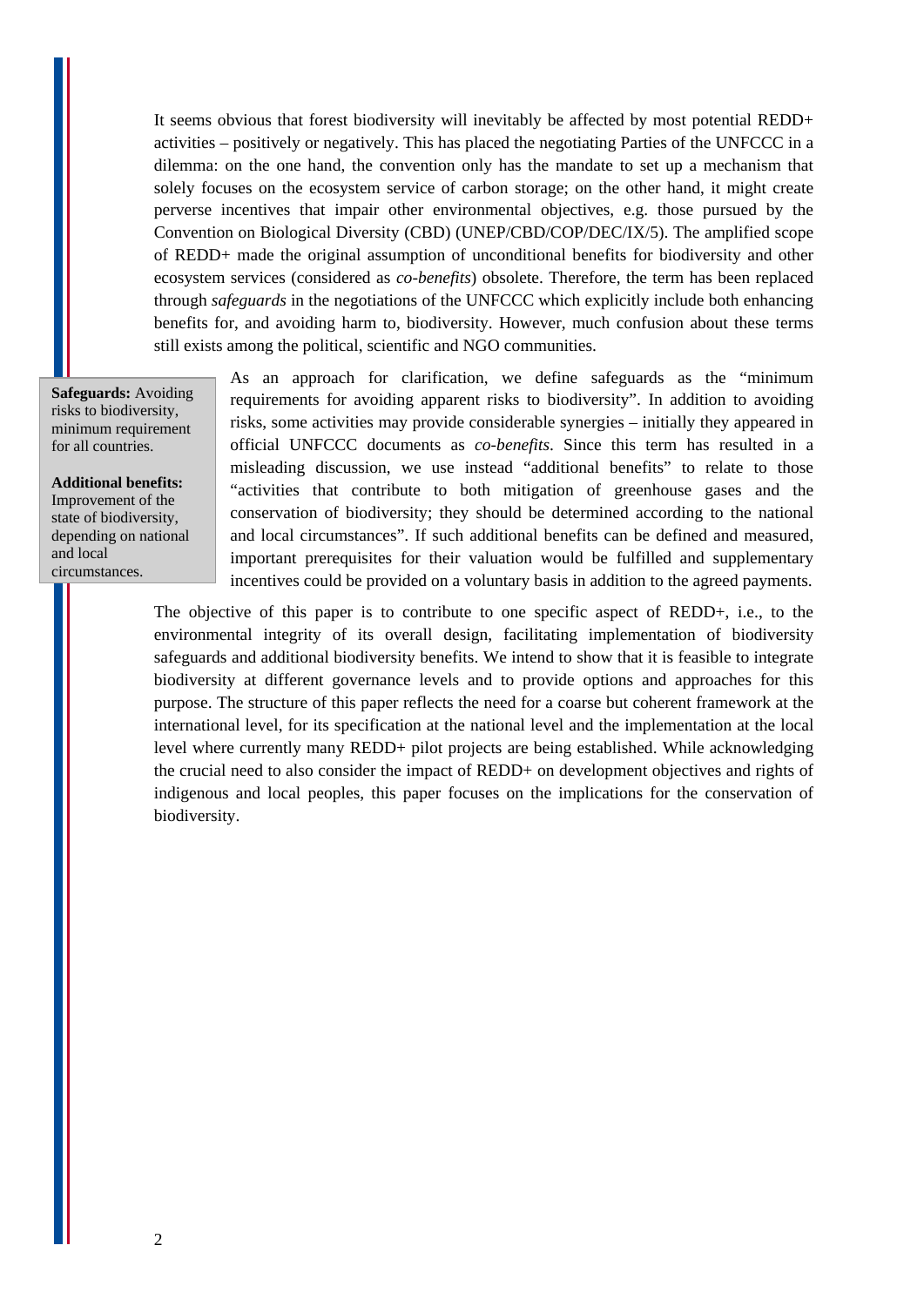It seems obvious that forest biodiversity will inevitably be affected by most potential REDD+ activities – positively or negatively. This has placed the negotiating Parties of the UNFCCC in a dilemma: on the one hand, the convention only has the mandate to set up a mechanism that solely focuses on the ecosystem service of carbon storage; on the other hand, it might create perverse incentives that impair other environmental objectives, e.g. those pursued by the Convention on Biological Diversity (CBD) (UNEP/CBD/COP/DEC/IX/5). The amplified scope of REDD+ made the original assumption of unconditional benefits for biodiversity and other ecosystem services (considered as *co-benefits*) obsolete. Therefore, the term has been replaced through *safeguards* in the negotiations of the UNFCCC which explicitly include both enhancing benefits for, and avoiding harm to, biodiversity. However, much confusion about these terms still exists among the political, scientific and NGO communities.

> **Safeguards:** Avoiding risks to biodiversity, minimum requirement for all countries.
>
> **Additional benefits:** Improvement of the state of biodiversity, depending on national and local circumstances.

As an approach for clarification, we define safeguards as the "minimum requirements for avoiding apparent risks to biodiversity". In addition to avoiding risks, some activities may provide considerable synergies – initially they appeared in official UNFCCC documents as *co-benefits*. Since this term has resulted in a misleading discussion, we use instead "additional benefits" to relate to those "activities that contribute to both mitigation of greenhouse gases and the conservation of biodiversity; they should be determined according to the national and local circumstances". If such additional benefits can be defined and measured, important prerequisites for their valuation would be fulfilled and supplementary incentives could be provided on a voluntary basis in addition to the agreed payments.

The objective of this paper is to contribute to one specific aspect of REDD+, i.e., to the environmental integrity of its overall design, facilitating implementation of biodiversity safeguards and additional biodiversity benefits. We intend to show that it is feasible to integrate biodiversity at different governance levels and to provide options and approaches for this purpose. The structure of this paper reflects the need for a coarse but coherent framework at the international level, for its specification at the national level and the implementation at the local level where currently many REDD+ pilot projects are being established. While acknowledging the crucial need to also consider the impact of REDD+ on development objectives and rights of indigenous and local peoples, this paper focuses on the implications for the conservation of biodiversity.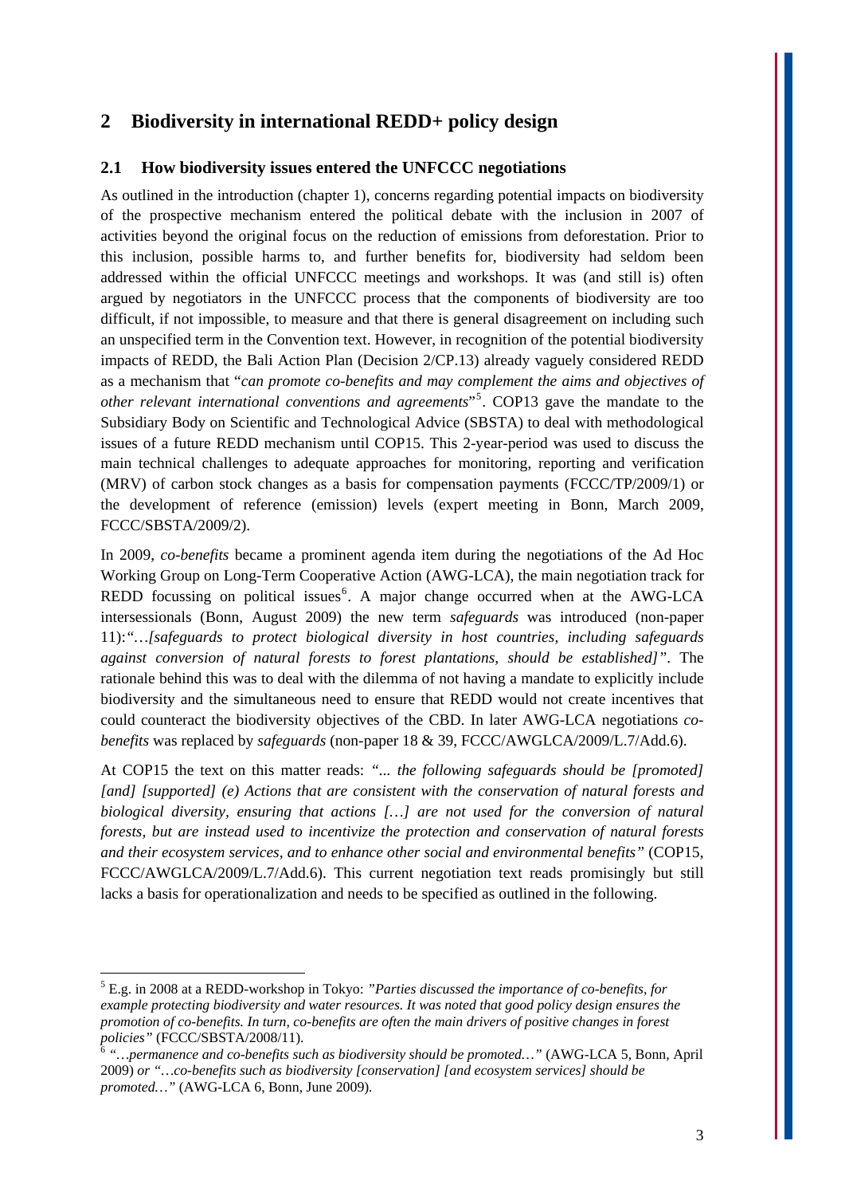# 2 Biodiversity in international REDD+ policy design

## 2.1 How biodiversity issues entered the UNFCCC negotiations

As outlined in the introduction (chapter 1), concerns regarding potential impacts on biodiversity of the prospective mechanism entered the political debate with the inclusion in 2007 of activities beyond the original focus on the reduction of emissions from deforestation. Prior to this inclusion, possible harms to, and further benefits for, biodiversity had seldom been addressed within the official UNFCCC meetings and workshops. It was (and still is) often argued by negotiators in the UNFCCC process that the components of biodiversity are too difficult, if not impossible, to measure and that there is general disagreement on including such an unspecified term in the Convention text. However, in recognition of the potential biodiversity impacts of REDD, the Bali Action Plan (Decision 2/CP.13) already vaguely considered REDD as a mechanism that "*can promote co-benefits and may complement the aims and objectives of other relevant international conventions and agreements*"[5]. COP13 gave the mandate to the Subsidiary Body on Scientific and Technological Advice (SBSTA) to deal with methodological issues of a future REDD mechanism until COP15. This 2-year-period was used to discuss the main technical challenges to adequate approaches for monitoring, reporting and verification (MRV) of carbon stock changes as a basis for compensation payments (FCCC/TP/2009/1) or the development of reference (emission) levels (expert meeting in Bonn, March 2009, FCCC/SBSTA/2009/2).

In 2009, *co-benefits* became a prominent agenda item during the negotiations of the Ad Hoc Working Group on Long-Term Cooperative Action (AWG-LCA), the main negotiation track for REDD focussing on political issues[6]. A major change occurred when at the AWG-LCA intersessionals (Bonn, August 2009) the new term *safeguards* was introduced (non-paper 11): *"…[safeguards to protect biological diversity in host countries, including safeguards against conversion of natural forests to forest plantations, should be established]"*. The rationale behind this was to deal with the dilemma of not having a mandate to explicitly include biodiversity and the simultaneous need to ensure that REDD would not create incentives that could counteract the biodiversity objectives of the CBD. In later AWG-LCA negotiations *co-benefits* was replaced by *safeguards* (non-paper 18 & 39, FCCC/AWGLCA/2009/L.7/Add.6).

At COP15 the text on this matter reads: *"... the following safeguards should be [promoted] [and] [supported] (e) Actions that are consistent with the conservation of natural forests and biological diversity, ensuring that actions […] are not used for the conversion of natural forests, but are instead used to incentivize the protection and conservation of natural forests and their ecosystem services, and to enhance other social and environmental benefits"* (COP15, FCCC/AWGLCA/2009/L.7/Add.6). This current negotiation text reads promisingly but still lacks a basis for operationalization and needs to be specified as outlined in the following.

---

[5] E.g. in 2008 at a REDD-workshop in Tokyo: *"Parties discussed the importance of co-benefits, for example protecting biodiversity and water resources. It was noted that good policy design ensures the promotion of co-benefits. In turn, co-benefits are often the main drivers of positive changes in forest policies"* (FCCC/SBSTA/2008/11).

[6] *"…permanence and co-benefits such as biodiversity should be promoted…"* (AWG-LCA 5, Bonn, April 2009) *or "…co-benefits such as biodiversity [conservation] [and ecosystem services] should be promoted…"* (AWG-LCA 6, Bonn, June 2009).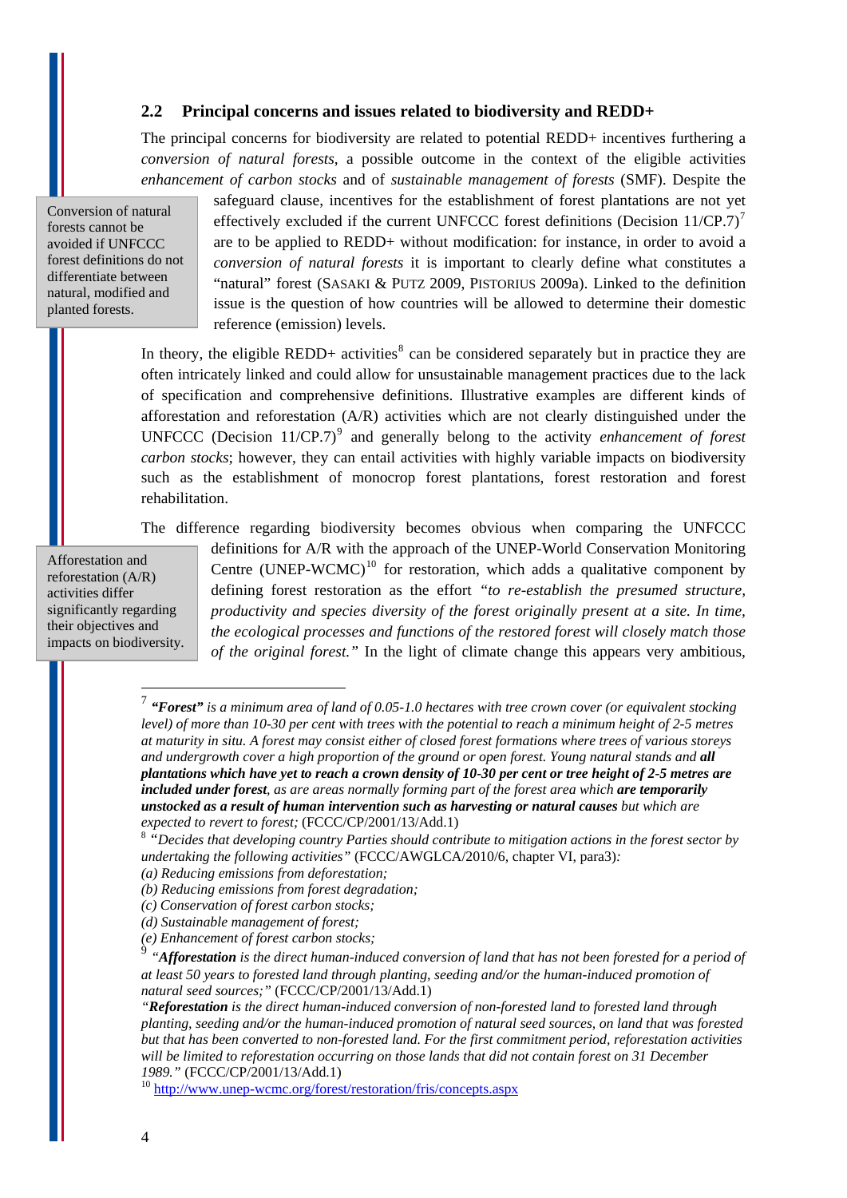### 2.2 Principal concerns and issues related to biodiversity and REDD+

The principal concerns for biodiversity are related to potential REDD+ incentives furthering a *conversion of natural forests*, a possible outcome in the context of the eligible activities *enhancement of carbon stocks* and of *sustainable management of forests* (SMF). Despite the safeguard clause, incentives for the establishment of forest plantations are not yet effectively excluded if the current UNFCCC forest definitions (Decision 11/CP.7)[7] are to be applied to REDD+ without modification: for instance, in order to avoid a *conversion of natural forests* it is important to clearly define what constitutes a "natural" forest (SASAKI & PUTZ 2009, PISTORIUS 2009a). Linked to the definition issue is the question of how countries will be allowed to determine their domestic reference (emission) levels.

> Conversion of natural forests cannot be avoided if UNFCCC forest definitions do not differentiate between natural, modified and planted forests.

In theory, the eligible REDD+ activities[8] can be considered separately but in practice they are often intricately linked and could allow for unsustainable management practices due to the lack of specification and comprehensive definitions. Illustrative examples are different kinds of afforestation and reforestation (A/R) activities which are not clearly distinguished under the UNFCCC (Decision 11/CP.7)[9] and generally belong to the activity *enhancement of forest carbon stocks*; however, they can entail activities with highly variable impacts on biodiversity such as the establishment of monocrop forest plantations, forest restoration and forest rehabilitation.

The difference regarding biodiversity becomes obvious when comparing the UNFCCC definitions for A/R with the approach of the UNEP-World Conservation Monitoring Centre (UNEP-WCMC)[10] for restoration, which adds a qualitative component by defining forest restoration as the effort *"to re-establish the presumed structure, productivity and species diversity of the forest originally present at a site. In time, the ecological processes and functions of the restored forest will closely match those of the original forest."* In the light of climate change this appears very ambitious,

> Afforestation and reforestation (A/R) activities differ significantly regarding their objectives and impacts on biodiversity.

---

[7] ***"Forest"*** *is a minimum area of land of 0.05-1.0 hectares with tree crown cover (or equivalent stocking level) of more than 10-30 per cent with trees with the potential to reach a minimum height of 2-5 metres at maturity in situ. A forest may consist either of closed forest formations where trees of various storeys and undergrowth cover a high proportion of the ground or open forest. Young natural stands and **all plantations which have yet to reach a crown density of 10-30 per cent or tree height of 2-5 metres are included under forest**, as are areas normally forming part of the forest area which **are temporarily unstocked as a result of human intervention such as harvesting or natural causes** but which are expected to revert to forest;* (FCCC/CP/2001/13/Add.1)

[8] *"Decides that developing country Parties should contribute to mitigation actions in the forest sector by undertaking the following activities"* (FCCC/AWGLCA/2010/6, chapter VI, para3)*:*

*(a) Reducing emissions from deforestation;*
*(b) Reducing emissions from forest degradation;*
*(c) Conservation of forest carbon stocks;*
*(d) Sustainable management of forest;*
*(e) Enhancement of forest carbon stocks;*

[9] *"**Afforestation** is the direct human-induced conversion of land that has not been forested for a period of at least 50 years to forested land through planting, seeding and/or the human-induced promotion of natural seed sources;"* (FCCC/CP/2001/13/Add.1)

*"**Reforestation** is the direct human-induced conversion of non-forested land to forested land through planting, seeding and/or the human-induced promotion of natural seed sources, on land that was forested but that has been converted to non-forested land. For the first commitment period, reforestation activities will be limited to reforestation occurring on those lands that did not contain forest on 31 December 1989."* (FCCC/CP/2001/13/Add.1)

[10] http://www.unep-wcmc.org/forest/restoration/fris/concepts.aspx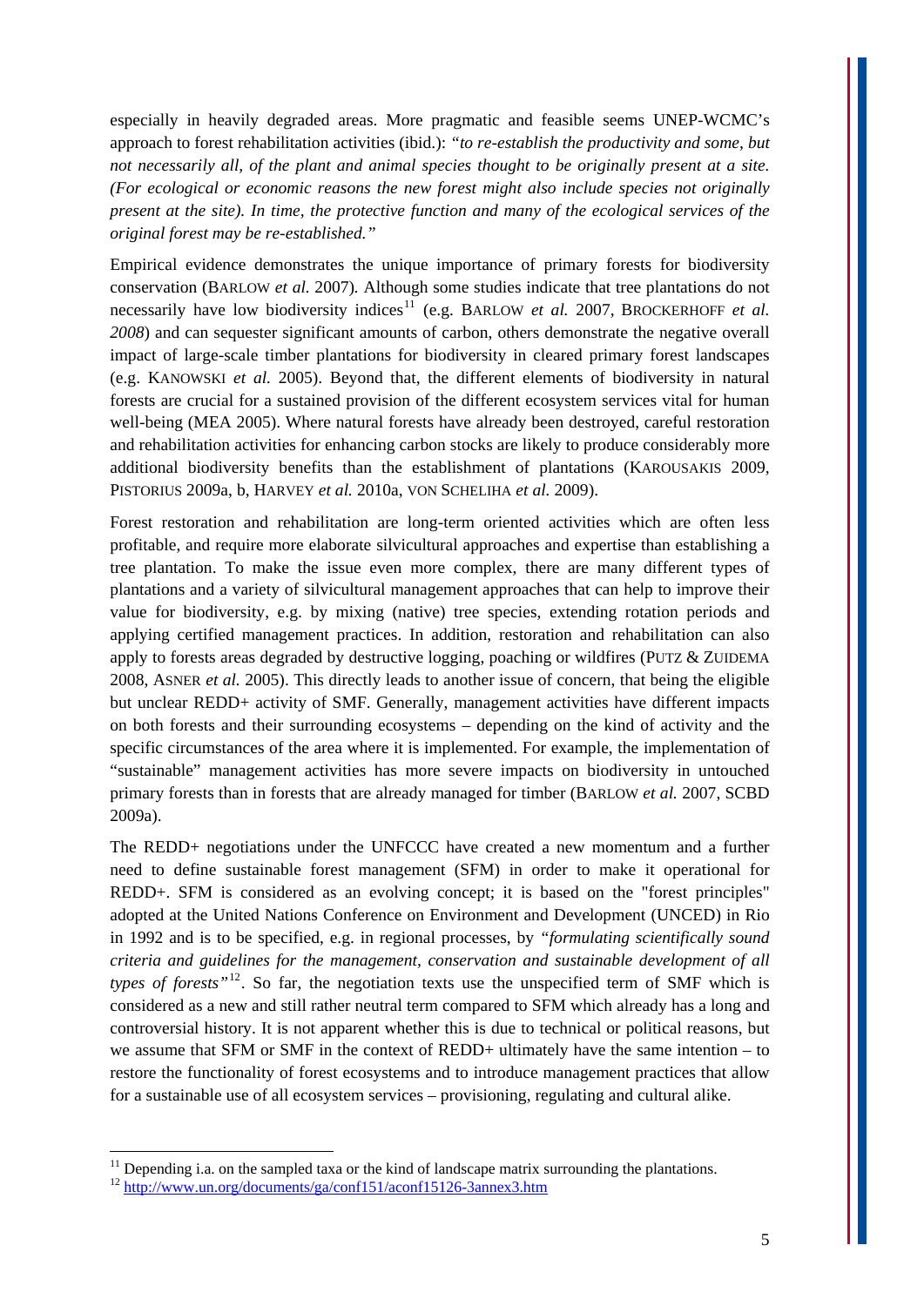especially in heavily degraded areas. More pragmatic and feasible seems UNEP-WCMC's approach to forest rehabilitation activities (ibid.): *"to re-establish the productivity and some, but not necessarily all, of the plant and animal species thought to be originally present at a site. (For ecological or economic reasons the new forest might also include species not originally present at the site). In time, the protective function and many of the ecological services of the original forest may be re-established."*

Empirical evidence demonstrates the unique importance of primary forests for biodiversity conservation (BARLOW *et al.* 2007). Although some studies indicate that tree plantations do not necessarily have low biodiversity indices[11] (e.g. BARLOW *et al.* 2007, BROCKERHOFF *et al. 2008*) and can sequester significant amounts of carbon, others demonstrate the negative overall impact of large-scale timber plantations for biodiversity in cleared primary forest landscapes (e.g. KANOWSKI *et al.* 2005). Beyond that, the different elements of biodiversity in natural forests are crucial for a sustained provision of the different ecosystem services vital for human well-being (MEA 2005). Where natural forests have already been destroyed, careful restoration and rehabilitation activities for enhancing carbon stocks are likely to produce considerably more additional biodiversity benefits than the establishment of plantations (KAROUSAKIS 2009, PISTORIUS 2009a, b, HARVEY *et al.* 2010a, VON SCHELIHA *et al.* 2009).

Forest restoration and rehabilitation are long-term oriented activities which are often less profitable, and require more elaborate silvicultural approaches and expertise than establishing a tree plantation. To make the issue even more complex, there are many different types of plantations and a variety of silvicultural management approaches that can help to improve their value for biodiversity, e.g. by mixing (native) tree species, extending rotation periods and applying certified management practices. In addition, restoration and rehabilitation can also apply to forests areas degraded by destructive logging, poaching or wildfires (PUTZ & ZUIDEMA 2008, ASNER *et al.* 2005). This directly leads to another issue of concern, that being the eligible but unclear REDD+ activity of SMF. Generally, management activities have different impacts on both forests and their surrounding ecosystems – depending on the kind of activity and the specific circumstances of the area where it is implemented. For example, the implementation of "sustainable" management activities has more severe impacts on biodiversity in untouched primary forests than in forests that are already managed for timber (BARLOW *et al.* 2007, SCBD 2009a).

The REDD+ negotiations under the UNFCCC have created a new momentum and a further need to define sustainable forest management (SFM) in order to make it operational for REDD+. SFM is considered as an evolving concept; it is based on the "forest principles" adopted at the United Nations Conference on Environment and Development (UNCED) in Rio in 1992 and is to be specified, e.g. in regional processes, by *"formulating scientifically sound criteria and guidelines for the management, conservation and sustainable development of all types of forests"*[12]. So far, the negotiation texts use the unspecified term of SMF which is considered as a new and still rather neutral term compared to SFM which already has a long and controversial history. It is not apparent whether this is due to technical or political reasons, but we assume that SFM or SMF in the context of REDD+ ultimately have the same intention – to restore the functionality of forest ecosystems and to introduce management practices that allow for a sustainable use of all ecosystem services – provisioning, regulating and cultural alike.

---

[11] Depending i.a. on the sampled taxa or the kind of landscape matrix surrounding the plantations.

[12] http://www.un.org/documents/ga/conf151/aconf15126-3annex3.htm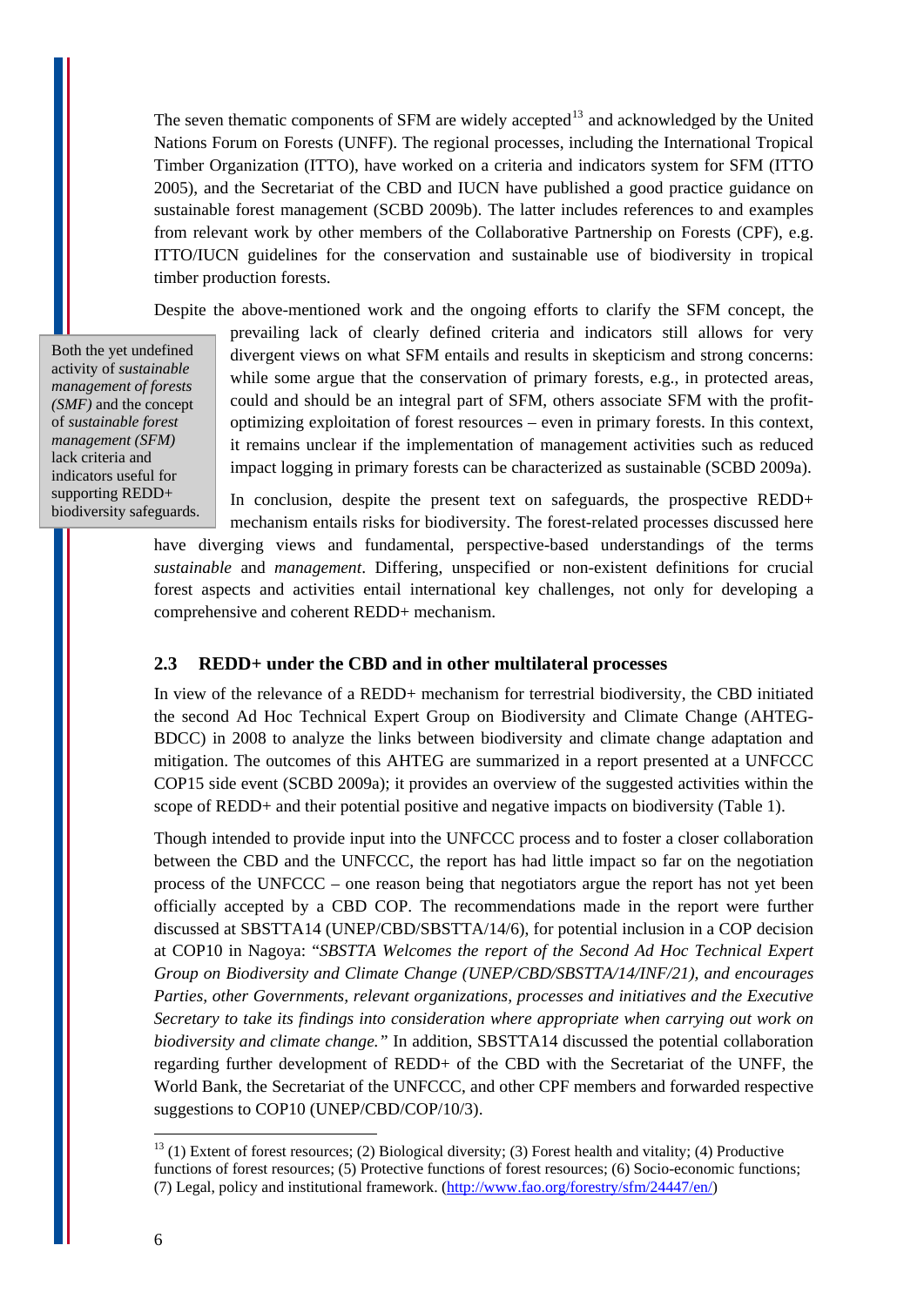The seven thematic components of SFM are widely accepted[13] and acknowledged by the United Nations Forum on Forests (UNFF). The regional processes, including the International Tropical Timber Organization (ITTO), have worked on a criteria and indicators system for SFM (ITTO 2005), and the Secretariat of the CBD and IUCN have published a good practice guidance on sustainable forest management (SCBD 2009b). The latter includes references to and examples from relevant work by other members of the Collaborative Partnership on Forests (CPF), e.g. ITTO/IUCN guidelines for the conservation and sustainable use of biodiversity in tropical timber production forests.

Despite the above-mentioned work and the ongoing efforts to clarify the SFM concept, the prevailing lack of clearly defined criteria and indicators still allows for very divergent views on what SFM entails and results in skepticism and strong concerns: while some argue that the conservation of primary forests, e.g., in protected areas, could and should be an integral part of SFM, others associate SFM with the profit-optimizing exploitation of forest resources – even in primary forests. In this context, it remains unclear if the implementation of management activities such as reduced impact logging in primary forests can be characterized as sustainable (SCBD 2009a).

> Both the yet undefined activity of *sustainable management of forests (SMF)* and the concept of *sustainable forest management (SFM)* lack criteria and indicators useful for supporting REDD+ biodiversity safeguards.

In conclusion, despite the present text on safeguards, the prospective REDD+ mechanism entails risks for biodiversity. The forest-related processes discussed here have diverging views and fundamental, perspective-based understandings of the terms *sustainable* and *management*. Differing, unspecified or non-existent definitions for crucial forest aspects and activities entail international key challenges, not only for developing a comprehensive and coherent REDD+ mechanism.

## 2.3 REDD+ under the CBD and in other multilateral processes

In view of the relevance of a REDD+ mechanism for terrestrial biodiversity, the CBD initiated the second Ad Hoc Technical Expert Group on Biodiversity and Climate Change (AHTEG-BDCC) in 2008 to analyze the links between biodiversity and climate change adaptation and mitigation. The outcomes of this AHTEG are summarized in a report presented at a UNFCCC COP15 side event (SCBD 2009a); it provides an overview of the suggested activities within the scope of REDD+ and their potential positive and negative impacts on biodiversity (Table 1).

Though intended to provide input into the UNFCCC process and to foster a closer collaboration between the CBD and the UNFCCC, the report has had little impact so far on the negotiation process of the UNFCCC – one reason being that negotiators argue the report has not yet been officially accepted by a CBD COP. The recommendations made in the report were further discussed at SBSTTA14 (UNEP/CBD/SBSTTA/14/6), for potential inclusion in a COP decision at COP10 in Nagoya: "*SBSTTA Welcomes the report of the Second Ad Hoc Technical Expert Group on Biodiversity and Climate Change (UNEP/CBD/SBSTTA/14/INF/21), and encourages Parties, other Governments, relevant organizations, processes and initiatives and the Executive Secretary to take its findings into consideration where appropriate when carrying out work on biodiversity and climate change.*" In addition, SBSTTA14 discussed the potential collaboration regarding further development of REDD+ of the CBD with the Secretariat of the UNFF, the World Bank, the Secretariat of the UNFCCC, and other CPF members and forwarded respective suggestions to COP10 (UNEP/CBD/COP/10/3).

---

[13] (1) Extent of forest resources; (2) Biological diversity; (3) Forest health and vitality; (4) Productive functions of forest resources; (5) Protective functions of forest resources; (6) Socio-economic functions; (7) Legal, policy and institutional framework. (http://www.fao.org/forestry/sfm/24447/en/)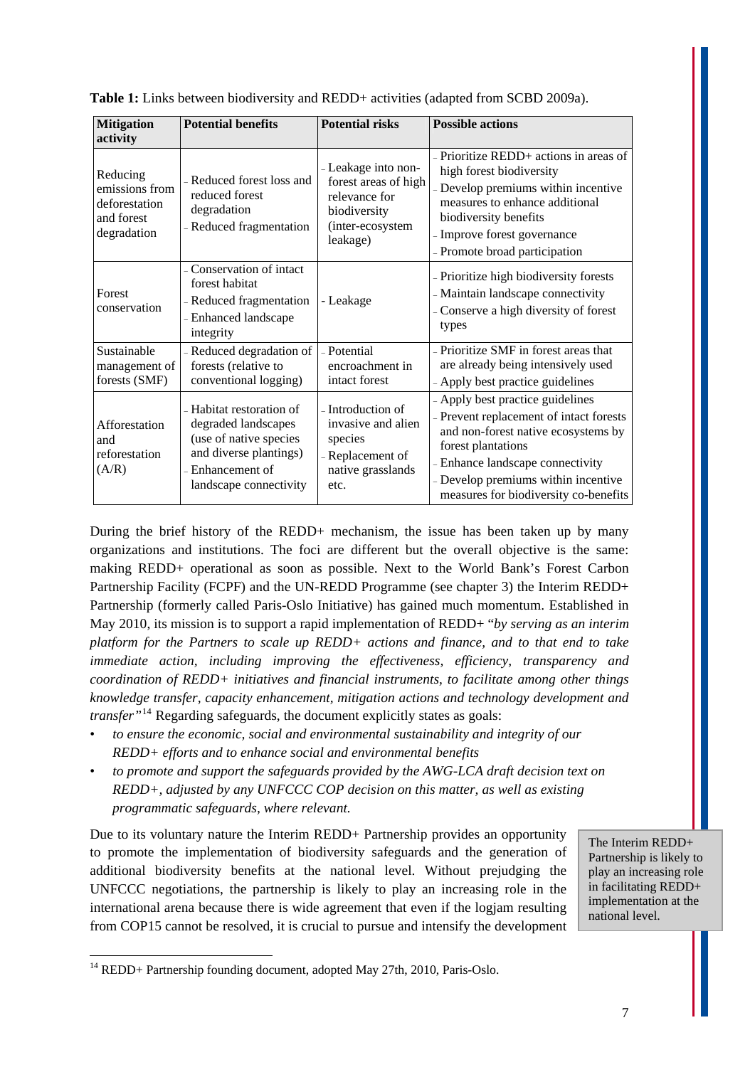**Table 1:** Links between biodiversity and REDD+ activities (adapted from SCBD 2009a).

| Mitigation activity | Potential benefits | Potential risks | Possible actions |
|---|---|---|---|
| Reducing emissions from deforestation and forest degradation | - Reduced forest loss and reduced forest degradation<br>- Reduced fragmentation | - Leakage into non-forest areas of high relevance for biodiversity (inter-ecosystem leakage) | - Prioritize REDD+ actions in areas of high forest biodiversity<br>- Develop premiums within incentive measures to enhance additional biodiversity benefits<br>- Improve forest governance<br>- Promote broad participation |
| Forest conservation | - Conservation of intact forest habitat<br>- Reduced fragmentation<br>- Enhanced landscape integrity | - Leakage | - Prioritize high biodiversity forests<br>- Maintain landscape connectivity<br>- Conserve a high diversity of forest types |
| Sustainable management of forests (SMF) | - Reduced degradation of forests (relative to conventional logging) | - Potential encroachment in intact forest | - Prioritize SMF in forest areas that are already being intensively used<br>- Apply best practice guidelines |
| Afforestation and reforestation (A/R) | - Habitat restoration of degraded landscapes (use of native species and diverse plantings)<br>- Enhancement of landscape connectivity | - Introduction of invasive and alien species<br>- Replacement of native grasslands etc. | - Apply best practice guidelines<br>- Prevent replacement of intact forests and non-forest native ecosystems by forest plantations<br>- Enhance landscape connectivity<br>- Develop premiums within incentive measures for biodiversity co-benefits |

During the brief history of the REDD+ mechanism, the issue has been taken up by many organizations and institutions. The foci are different but the overall objective is the same: making REDD+ operational as soon as possible. Next to the World Bank's Forest Carbon Partnership Facility (FCPF) and the UN-REDD Programme (see chapter 3) the Interim REDD+ Partnership (formerly called Paris-Oslo Initiative) has gained much momentum. Established in May 2010, its mission is to support a rapid implementation of REDD+ "*by serving as an interim platform for the Partners to scale up REDD+ actions and finance, and to that end to take immediate action, including improving the effectiveness, efficiency, transparency and coordination of REDD+ initiatives and financial instruments, to facilitate among other things knowledge transfer, capacity enhancement, mitigation actions and technology development and transfer*"[14] Regarding safeguards, the document explicitly states as goals:

- *to ensure the economic, social and environmental sustainability and integrity of our REDD+ efforts and to enhance social and environmental benefits*
- *to promote and support the safeguards provided by the AWG-LCA draft decision text on REDD+, adjusted by any UNFCCC COP decision on this matter, as well as existing programmatic safeguards, where relevant.*

Due to its voluntary nature the Interim REDD+ Partnership provides an opportunity to promote the implementation of biodiversity safeguards and the generation of additional biodiversity benefits at the national level. Without prejudging the UNFCCC negotiations, the partnership is likely to play an increasing role in the international arena because there is wide agreement that even if the logjam resulting from COP15 cannot be resolved, it is crucial to pursue and intensify the development

> The Interim REDD+ Partnership is likely to play an increasing role in facilitating REDD+ implementation at the national level.

[14] REDD+ Partnership founding document, adopted May 27th, 2010, Paris-Oslo.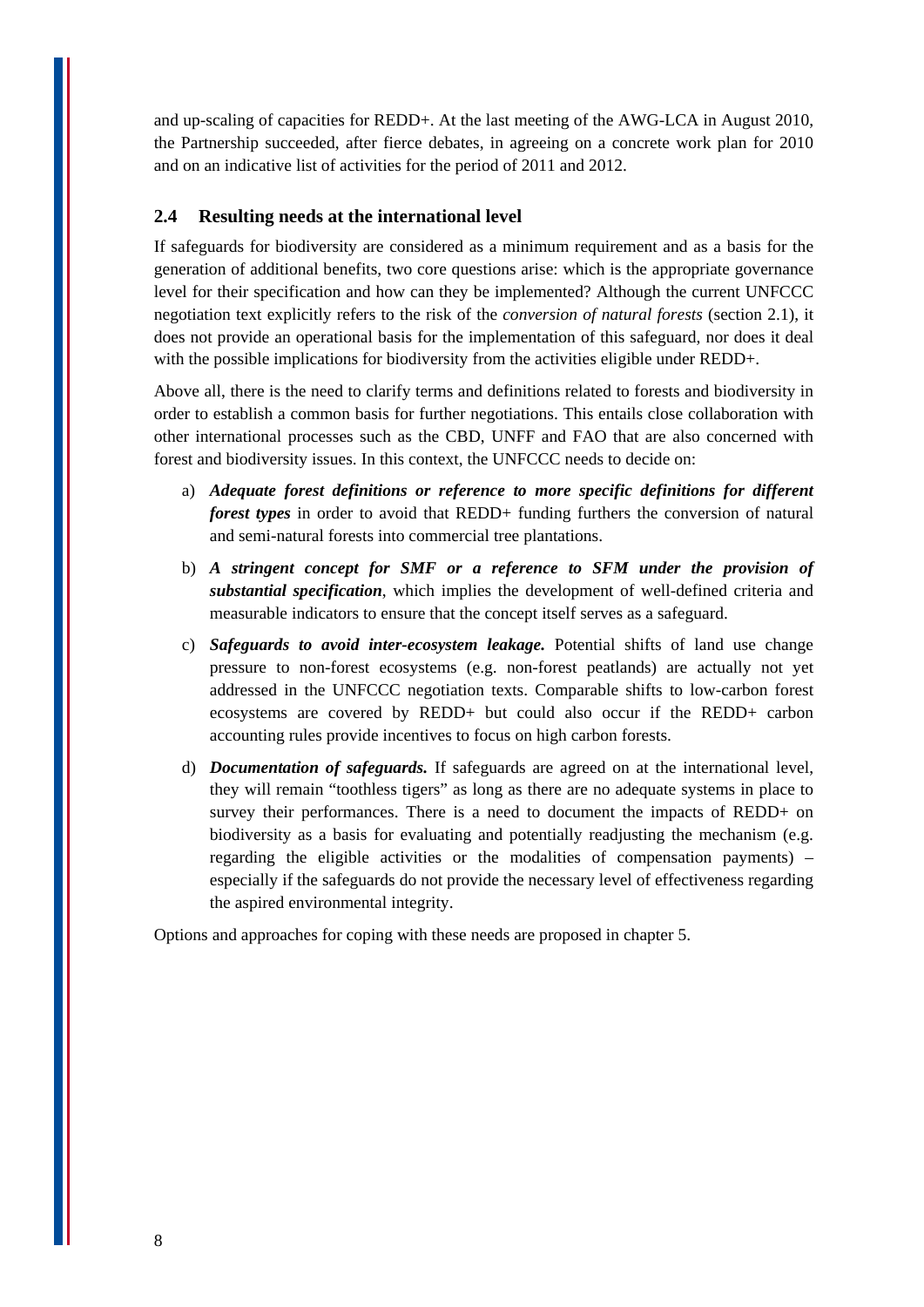and up-scaling of capacities for REDD+. At the last meeting of the AWG-LCA in August 2010, the Partnership succeeded, after fierce debates, in agreeing on a concrete work plan for 2010 and on an indicative list of activities for the period of 2011 and 2012.

## 2.4 Resulting needs at the international level

If safeguards for biodiversity are considered as a minimum requirement and as a basis for the generation of additional benefits, two core questions arise: which is the appropriate governance level for their specification and how can they be implemented? Although the current UNFCCC negotiation text explicitly refers to the risk of the *conversion of natural forests* (section 2.1), it does not provide an operational basis for the implementation of this safeguard, nor does it deal with the possible implications for biodiversity from the activities eligible under REDD+.

Above all, there is the need to clarify terms and definitions related to forests and biodiversity in order to establish a common basis for further negotiations. This entails close collaboration with other international processes such as the CBD, UNFF and FAO that are also concerned with forest and biodiversity issues. In this context, the UNFCCC needs to decide on:

a) ***Adequate forest definitions or reference to more specific definitions for different forest types*** in order to avoid that REDD+ funding furthers the conversion of natural and semi-natural forests into commercial tree plantations.

b) ***A stringent concept for SMF or a reference to SFM under the provision of substantial specification***, which implies the development of well-defined criteria and measurable indicators to ensure that the concept itself serves as a safeguard.

c) ***Safeguards to avoid inter-ecosystem leakage.*** Potential shifts of land use change pressure to non-forest ecosystems (e.g. non-forest peatlands) are actually not yet addressed in the UNFCCC negotiation texts. Comparable shifts to low-carbon forest ecosystems are covered by REDD+ but could also occur if the REDD+ carbon accounting rules provide incentives to focus on high carbon forests.

d) ***Documentation of safeguards.*** If safeguards are agreed on at the international level, they will remain "toothless tigers" as long as there are no adequate systems in place to survey their performances. There is a need to document the impacts of REDD+ on biodiversity as a basis for evaluating and potentially readjusting the mechanism (e.g. regarding the eligible activities or the modalities of compensation payments) – especially if the safeguards do not provide the necessary level of effectiveness regarding the aspired environmental integrity.

Options and approaches for coping with these needs are proposed in chapter 5.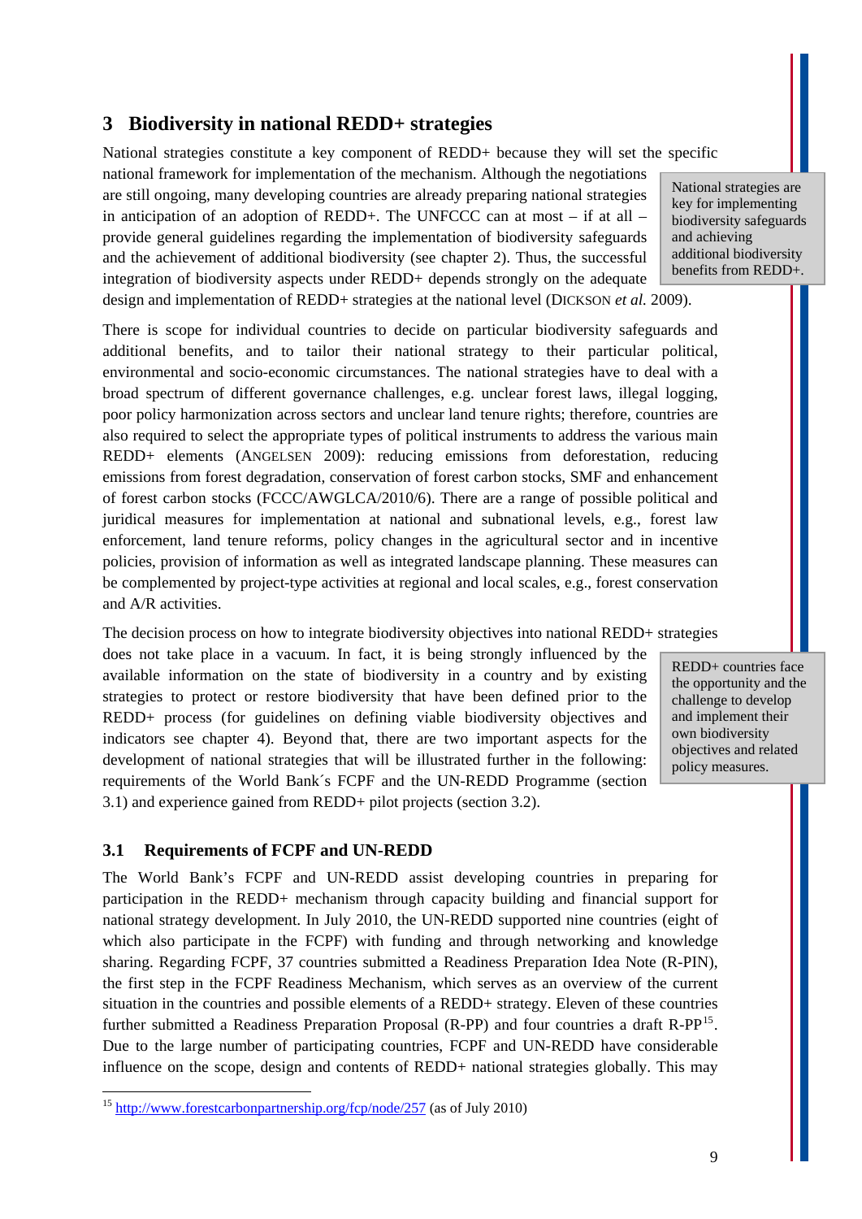# 3 Biodiversity in national REDD+ strategies

National strategies constitute a key component of REDD+ because they will set the specific national framework for implementation of the mechanism. Although the negotiations are still ongoing, many developing countries are already preparing national strategies in anticipation of an adoption of REDD+. The UNFCCC can at most – if at all – provide general guidelines regarding the implementation of biodiversity safeguards and the achievement of additional biodiversity (see chapter 2). Thus, the successful integration of biodiversity aspects under REDD+ depends strongly on the adequate design and implementation of REDD+ strategies at the national level (DICKSON *et al.* 2009).

> National strategies are key for implementing biodiversity safeguards and achieving additional biodiversity benefits from REDD+.

There is scope for individual countries to decide on particular biodiversity safeguards and additional benefits, and to tailor their national strategy to their particular political, environmental and socio-economic circumstances. The national strategies have to deal with a broad spectrum of different governance challenges, e.g. unclear forest laws, illegal logging, poor policy harmonization across sectors and unclear land tenure rights; therefore, countries are also required to select the appropriate types of political instruments to address the various main REDD+ elements (ANGELSEN 2009): reducing emissions from deforestation, reducing emissions from forest degradation, conservation of forest carbon stocks, SMF and enhancement of forest carbon stocks (FCCC/AWGLCA/2010/6). There are a range of possible political and juridical measures for implementation at national and subnational levels, e.g., forest law enforcement, land tenure reforms, policy changes in the agricultural sector and in incentive policies, provision of information as well as integrated landscape planning. These measures can be complemented by project-type activities at regional and local scales, e.g., forest conservation and A/R activities.

The decision process on how to integrate biodiversity objectives into national REDD+ strategies does not take place in a vacuum. In fact, it is being strongly influenced by the available information on the state of biodiversity in a country and by existing strategies to protect or restore biodiversity that have been defined prior to the REDD+ process (for guidelines on defining viable biodiversity objectives and indicators see chapter 4). Beyond that, there are two important aspects for the development of national strategies that will be illustrated further in the following: requirements of the World Bank´s FCPF and the UN-REDD Programme (section 3.1) and experience gained from REDD+ pilot projects (section 3.2).

> REDD+ countries face the opportunity and the challenge to develop and implement their own biodiversity objectives and related policy measures.

## 3.1 Requirements of FCPF and UN-REDD

The World Bank's FCPF and UN-REDD assist developing countries in preparing for participation in the REDD+ mechanism through capacity building and financial support for national strategy development. In July 2010, the UN-REDD supported nine countries (eight of which also participate in the FCPF) with funding and through networking and knowledge sharing. Regarding FCPF, 37 countries submitted a Readiness Preparation Idea Note (R-PIN), the first step in the FCPF Readiness Mechanism, which serves as an overview of the current situation in the countries and possible elements of a REDD+ strategy. Eleven of these countries further submitted a Readiness Preparation Proposal (R-PP) and four countries a draft R-PP[15]. Due to the large number of participating countries, FCPF and UN-REDD have considerable influence on the scope, design and contents of REDD+ national strategies globally. This may

[15] http://www.forestcarbonpartnership.org/fcp/node/257 (as of July 2010)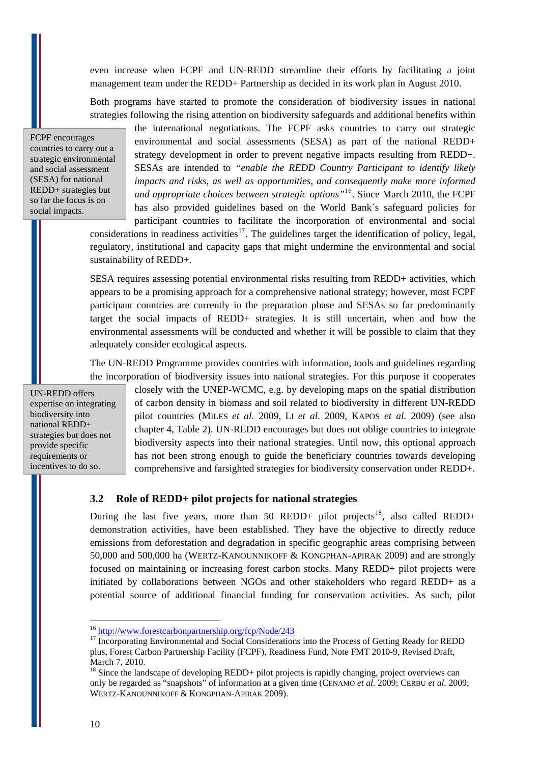even increase when FCPF and UN-REDD streamline their efforts by facilitating a joint management team under the REDD+ Partnership as decided in its work plan in August 2010.

Both programs have started to promote the consideration of biodiversity issues in national strategies following the rising attention on biodiversity safeguards and additional benefits within the international negotiations. The FCPF asks countries to carry out strategic environmental and social assessments (SESA) as part of the national REDD+ strategy development in order to prevent negative impacts resulting from REDD+. SESAs are intended to *"enable the REDD Country Participant to identify likely impacts and risks, as well as opportunities, and consequently make more informed and appropriate choices between strategic options"*[16]. Since March 2010, the FCPF has also provided guidelines based on the World Bank´s safeguard policies for participant countries to facilitate the incorporation of environmental and social considerations in readiness activities[17]. The guidelines target the identification of policy, legal, regulatory, institutional and capacity gaps that might undermine the environmental and social sustainability of REDD+.

> FCPF encourages countries to carry out a strategic environmental and social assessment (SESA) for national REDD+ strategies but so far the focus is on social impacts.

SESA requires assessing potential environmental risks resulting from REDD+ activities, which appears to be a promising approach for a comprehensive national strategy; however, most FCPF participant countries are currently in the preparation phase and SESAs so far predominantly target the social impacts of REDD+ strategies. It is still uncertain, when and how the environmental assessments will be conducted and whether it will be possible to claim that they adequately consider ecological aspects.

The UN-REDD Programme provides countries with information, tools and guidelines regarding the incorporation of biodiversity issues into national strategies. For this purpose it cooperates closely with the UNEP-WCMC, e.g. by developing maps on the spatial distribution of carbon density in biomass and soil related to biodiversity in different UN-REDD pilot countries (MILES *et al.* 2009, LI *et al.* 2009, KAPOS *et al.* 2009) (see also chapter 4, Table 2). UN-REDD encourages but does not oblige countries to integrate biodiversity aspects into their national strategies. Until now, this optional approach has not been strong enough to guide the beneficiary countries towards developing comprehensive and farsighted strategies for biodiversity conservation under REDD+.

> UN-REDD offers expertise on integrating biodiversity into national REDD+ strategies but does not provide specific requirements or incentives to do so.

## 3.2 Role of REDD+ pilot projects for national strategies

During the last five years, more than 50 REDD+ pilot projects[18], also called REDD+ demonstration activities, have been established. They have the objective to directly reduce emissions from deforestation and degradation in specific geographic areas comprising between 50,000 and 500,000 ha (WERTZ-KANOUNNIKOFF & KONGPHAN-APIRAK 2009) and are strongly focused on maintaining or increasing forest carbon stocks. Many REDD+ pilot projects were initiated by collaborations between NGOs and other stakeholders who regard REDD+ as a potential source of additional financial funding for conservation activities. As such, pilot

---

[16] http://www.forestcarbonpartnership.org/fcp/Node/243

[17] Incorporating Environmental and Social Considerations into the Process of Getting Ready for REDD plus, Forest Carbon Partnership Facility (FCPF), Readiness Fund, Note FMT 2010-9, Revised Draft, March 7, 2010.

[18] Since the landscape of developing REDD+ pilot projects is rapidly changing, project overviews can only be regarded as "snapshots" of information at a given time (CENAMO *et al.* 2009; CERBU *et al.* 2009; WERTZ-KANOUNNIKOFF & KONGPHAN-APIRAK 2009).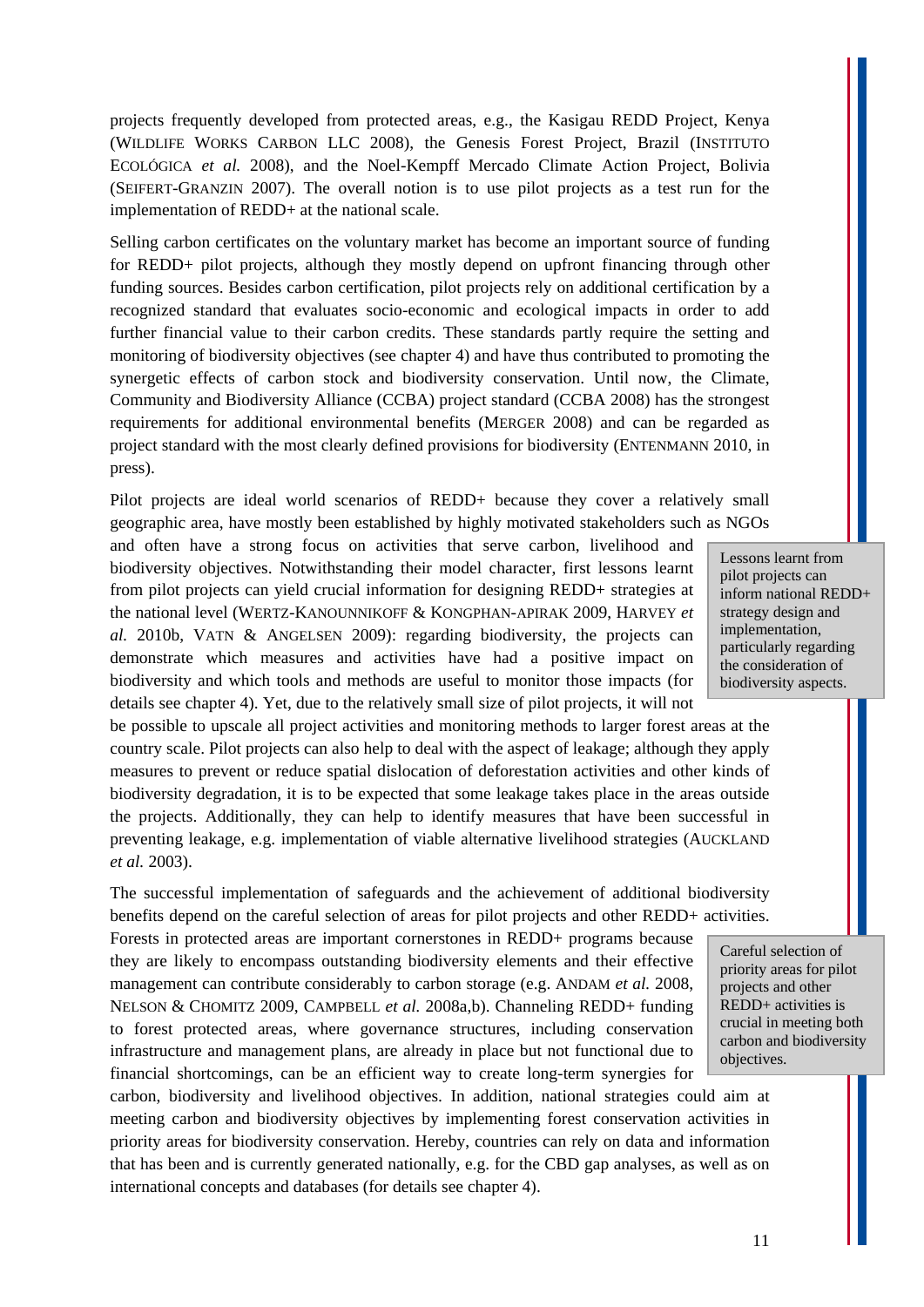projects frequently developed from protected areas, e.g., the Kasigau REDD Project, Kenya (WILDLIFE WORKS CARBON LLC 2008), the Genesis Forest Project, Brazil (INSTITUTO ECOLÓGICA *et al.* 2008), and the Noel-Kempff Mercado Climate Action Project, Bolivia (SEIFERT-GRANZIN 2007). The overall notion is to use pilot projects as a test run for the implementation of REDD+ at the national scale.

Selling carbon certificates on the voluntary market has become an important source of funding for REDD+ pilot projects, although they mostly depend on upfront financing through other funding sources. Besides carbon certification, pilot projects rely on additional certification by a recognized standard that evaluates socio-economic and ecological impacts in order to add further financial value to their carbon credits. These standards partly require the setting and monitoring of biodiversity objectives (see chapter 4) and have thus contributed to promoting the synergetic effects of carbon stock and biodiversity conservation. Until now, the Climate, Community and Biodiversity Alliance (CCBA) project standard (CCBA 2008) has the strongest requirements for additional environmental benefits (MERGER 2008) and can be regarded as project standard with the most clearly defined provisions for biodiversity (ENTENMANN 2010, in press).

Pilot projects are ideal world scenarios of REDD+ because they cover a relatively small geographic area, have mostly been established by highly motivated stakeholders such as NGOs and often have a strong focus on activities that serve carbon, livelihood and biodiversity objectives. Notwithstanding their model character, first lessons learnt from pilot projects can yield crucial information for designing REDD+ strategies at the national level (WERTZ-KANOUNNIKOFF & KONGPHAN-APIRAK 2009, HARVEY *et al.* 2010b, VATN & ANGELSEN 2009): regarding biodiversity, the projects can demonstrate which measures and activities have had a positive impact on biodiversity and which tools and methods are useful to monitor those impacts (for details see chapter 4). Yet, due to the relatively small size of pilot projects, it will not be possible to upscale all project activities and monitoring methods to larger forest areas at the country scale. Pilot projects can also help to deal with the aspect of leakage; although they apply measures to prevent or reduce spatial dislocation of deforestation activities and other kinds of biodiversity degradation, it is to be expected that some leakage takes place in the areas outside the projects. Additionally, they can help to identify measures that have been successful in preventing leakage, e.g. implementation of viable alternative livelihood strategies (AUCKLAND *et al.* 2003).

> Lessons learnt from pilot projects can inform national REDD+ strategy design and implementation, particularly regarding the consideration of biodiversity aspects.

The successful implementation of safeguards and the achievement of additional biodiversity benefits depend on the careful selection of areas for pilot projects and other REDD+ activities. Forests in protected areas are important cornerstones in REDD+ programs because they are likely to encompass outstanding biodiversity elements and their effective management can contribute considerably to carbon storage (e.g. ANDAM *et al.* 2008, NELSON & CHOMITZ 2009, CAMPBELL *et al.* 2008a,b). Channeling REDD+ funding to forest protected areas, where governance structures, including conservation infrastructure and management plans, are already in place but not functional due to financial shortcomings, can be an efficient way to create long-term synergies for carbon, biodiversity and livelihood objectives. In addition, national strategies could aim at meeting carbon and biodiversity objectives by implementing forest conservation activities in priority areas for biodiversity conservation. Hereby, countries can rely on data and information that has been and is currently generated nationally, e.g. for the CBD gap analyses, as well as on international concepts and databases (for details see chapter 4).

> Careful selection of priority areas for pilot projects and other REDD+ activities is crucial in meeting both carbon and biodiversity objectives.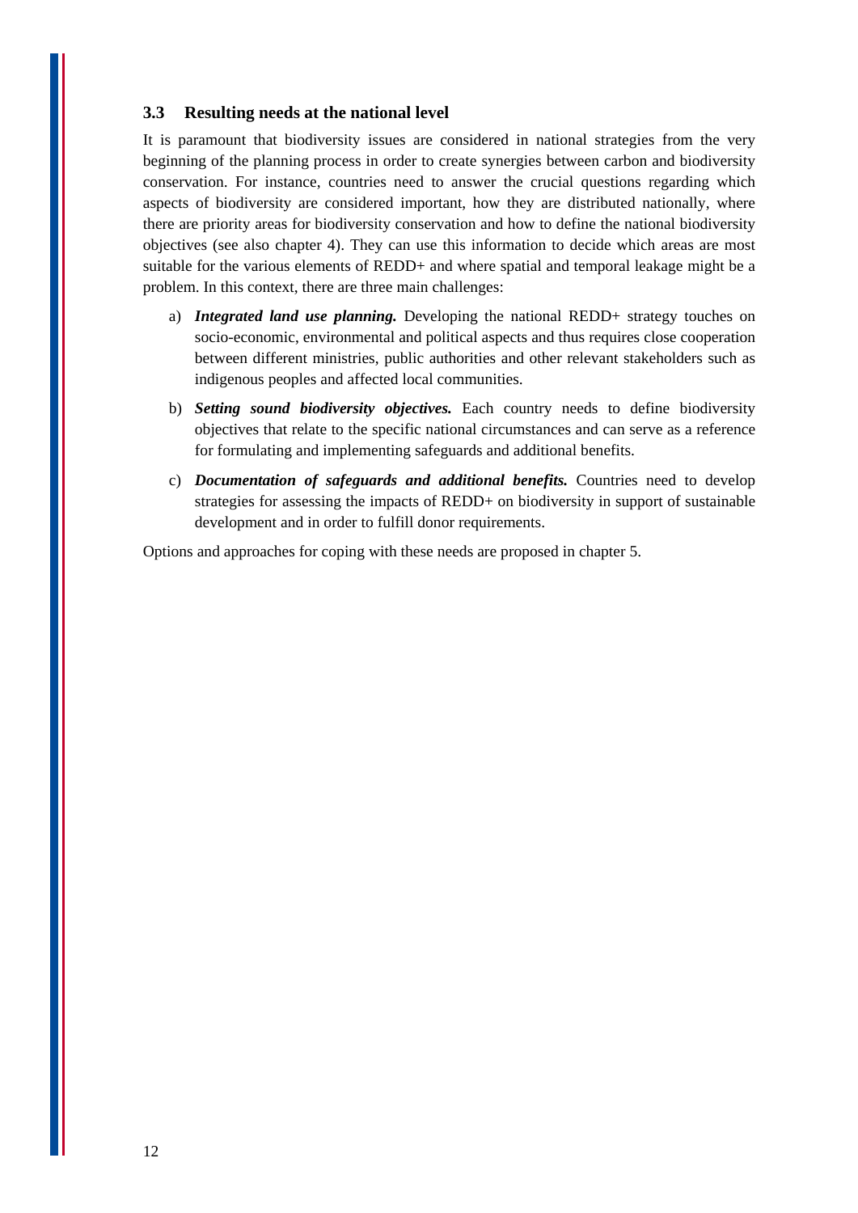### 3.3 Resulting needs at the national level

It is paramount that biodiversity issues are considered in national strategies from the very beginning of the planning process in order to create synergies between carbon and biodiversity conservation. For instance, countries need to answer the crucial questions regarding which aspects of biodiversity are considered important, how they are distributed nationally, where there are priority areas for biodiversity conservation and how to define the national biodiversity objectives (see also chapter 4). They can use this information to decide which areas are most suitable for the various elements of REDD+ and where spatial and temporal leakage might be a problem. In this context, there are three main challenges:

a) ***Integrated land use planning.*** Developing the national REDD+ strategy touches on socio-economic, environmental and political aspects and thus requires close cooperation between different ministries, public authorities and other relevant stakeholders such as indigenous peoples and affected local communities.

b) ***Setting sound biodiversity objectives.*** Each country needs to define biodiversity objectives that relate to the specific national circumstances and can serve as a reference for formulating and implementing safeguards and additional benefits.

c) ***Documentation of safeguards and additional benefits.*** Countries need to develop strategies for assessing the impacts of REDD+ on biodiversity in support of sustainable development and in order to fulfill donor requirements.

Options and approaches for coping with these needs are proposed in chapter 5.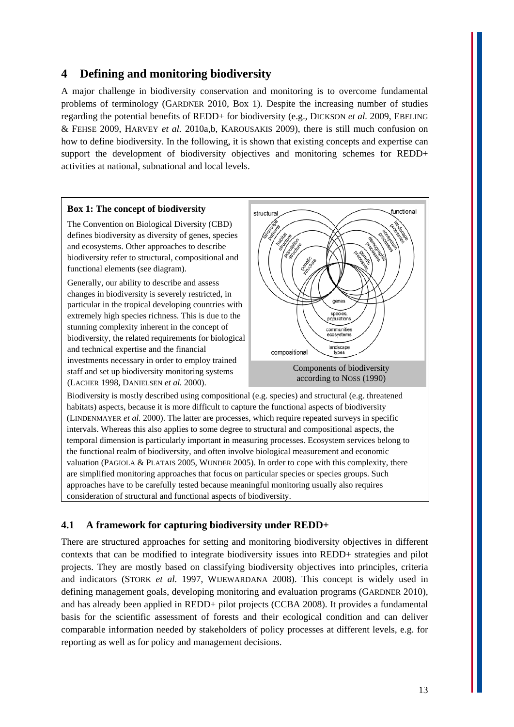## 4 Defining and monitoring biodiversity

A major challenge in biodiversity conservation and monitoring is to overcome fundamental problems of terminology (GARDNER 2010, Box 1). Despite the increasing number of studies regarding the potential benefits of REDD+ for biodiversity (e.g., DICKSON *et al.* 2009, EBELING & FEHSE 2009, HARVEY *et al.* 2010a,b, KAROUSAKIS 2009), there is still much confusion on how to define biodiversity. In the following, it is shown that existing concepts and expertise can support the development of biodiversity objectives and monitoring schemes for REDD+ activities at national, subnational and local levels.

**Box 1: The concept of biodiversity**

The Convention on Biological Diversity (CBD) defines biodiversity as diversity of genes, species and ecosystems. Other approaches to describe biodiversity refer to structural, compositional and functional elements (see diagram).

Generally, our ability to describe and assess changes in biodiversity is severely restricted, in particular in the tropical developing countries with extremely high species richness. This is due to the stunning complexity inherent in the concept of biodiversity, the related requirements for biological and technical expertise and the financial investments necessary in order to employ trained staff and set up biodiversity monitoring systems (LACHER 1998, DANIELSEN *et al.* 2000).

Components of biodiversity according to NOSS (1990)

Biodiversity is mostly described using compositional (e.g. species) and structural (e.g. threatened habitats) aspects, because it is more difficult to capture the functional aspects of biodiversity (LINDENMAYER *et al.* 2000). The latter are processes, which require repeated surveys in specific intervals. Whereas this also applies to some degree to structural and compositional aspects, the temporal dimension is particularly important in measuring processes. Ecosystem services belong to the functional realm of biodiversity, and often involve biological measurement and economic valuation (PAGIOLA & PLATAIS 2005, WUNDER 2005). In order to cope with this complexity, there are simplified monitoring approaches that focus on particular species or species groups. Such approaches have to be carefully tested because meaningful monitoring usually also requires consideration of structural and functional aspects of biodiversity.

### 4.1 A framework for capturing biodiversity under REDD+

There are structured approaches for setting and monitoring biodiversity objectives in different contexts that can be modified to integrate biodiversity issues into REDD+ strategies and pilot projects. They are mostly based on classifying biodiversity objectives into principles, criteria and indicators (STORK *et al.* 1997, WIJEWARDANA 2008). This concept is widely used in defining management goals, developing monitoring and evaluation programs (GARDNER 2010), and has already been applied in REDD+ pilot projects (CCBA 2008). It provides a fundamental basis for the scientific assessment of forests and their ecological condition and can deliver comparable information needed by stakeholders of policy processes at different levels, e.g. for reporting as well as for policy and management decisions.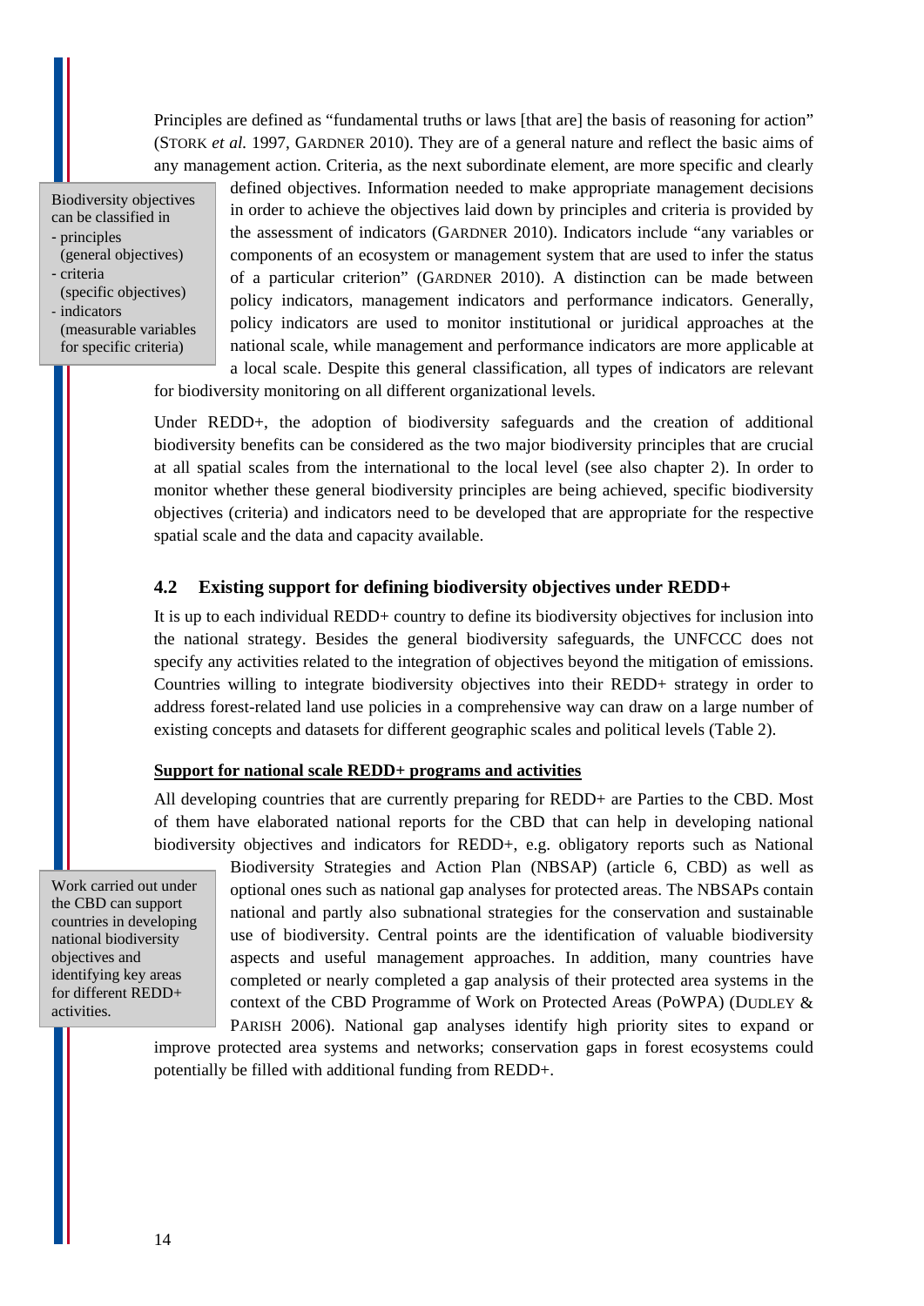Principles are defined as "fundamental truths or laws [that are] the basis of reasoning for action" (STORK *et al.* 1997, GARDNER 2010). They are of a general nature and reflect the basic aims of any management action. Criteria, as the next subordinate element, are more specific and clearly defined objectives. Information needed to make appropriate management decisions in order to achieve the objectives laid down by principles and criteria is provided by the assessment of indicators (GARDNER 2010). Indicators include "any variables or components of an ecosystem or management system that are used to infer the status of a particular criterion" (GARDNER 2010). A distinction can be made between policy indicators, management indicators and performance indicators. Generally, policy indicators are used to monitor institutional or juridical approaches at the national scale, while management and performance indicators are more applicable at a local scale. Despite this general classification, all types of indicators are relevant for biodiversity monitoring on all different organizational levels.

> Biodiversity objectives can be classified in
> - principles (general objectives)
> - criteria (specific objectives)
> - indicators (measurable variables for specific criteria)

Under REDD+, the adoption of biodiversity safeguards and the creation of additional biodiversity benefits can be considered as the two major biodiversity principles that are crucial at all spatial scales from the international to the local level (see also chapter 2). In order to monitor whether these general biodiversity principles are being achieved, specific biodiversity objectives (criteria) and indicators need to be developed that are appropriate for the respective spatial scale and the data and capacity available.

## 4.2 Existing support for defining biodiversity objectives under REDD+

It is up to each individual REDD+ country to define its biodiversity objectives for inclusion into the national strategy. Besides the general biodiversity safeguards, the UNFCCC does not specify any activities related to the integration of objectives beyond the mitigation of emissions. Countries willing to integrate biodiversity objectives into their REDD+ strategy in order to address forest-related land use policies in a comprehensive way can draw on a large number of existing concepts and datasets for different geographic scales and political levels (Table 2).

**Support for national scale REDD+ programs and activities**

All developing countries that are currently preparing for REDD+ are Parties to the CBD. Most of them have elaborated national reports for the CBD that can help in developing national biodiversity objectives and indicators for REDD+, e.g. obligatory reports such as National Biodiversity Strategies and Action Plan (NBSAP) (article 6, CBD) as well as optional ones such as national gap analyses for protected areas. The NBSAPs contain national and partly also subnational strategies for the conservation and sustainable use of biodiversity. Central points are the identification of valuable biodiversity aspects and useful management approaches. In addition, many countries have completed or nearly completed a gap analysis of their protected area systems in the context of the CBD Programme of Work on Protected Areas (PoWPA) (DUDLEY & PARISH 2006). National gap analyses identify high priority sites to expand or improve protected area systems and networks; conservation gaps in forest ecosystems could potentially be filled with additional funding from REDD+.

> Work carried out under the CBD can support countries in developing national biodiversity objectives and identifying key areas for different REDD+ activities.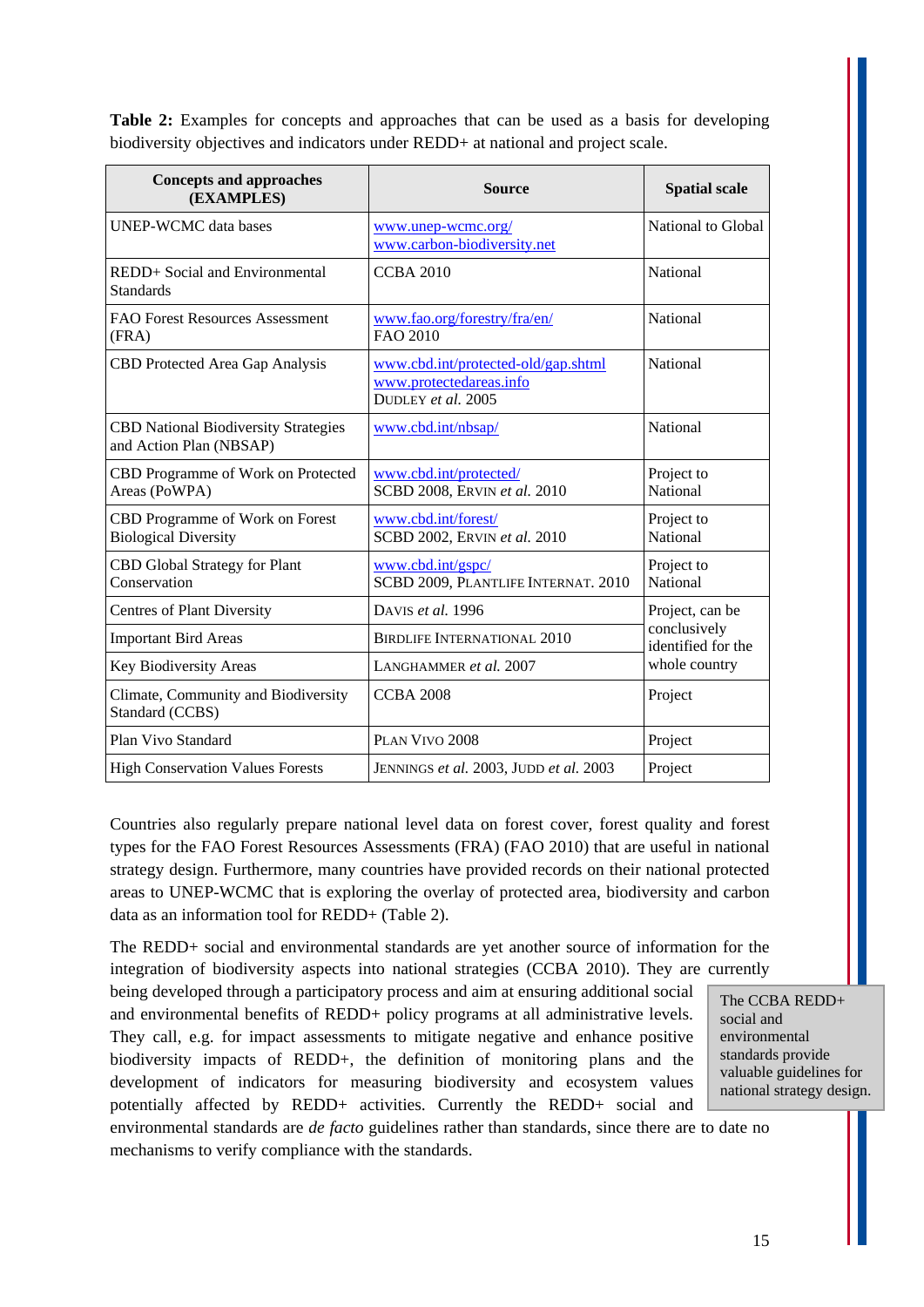**Table 2:** Examples for concepts and approaches that can be used as a basis for developing biodiversity objectives and indicators under REDD+ at national and project scale.

| Concepts and approaches (EXAMPLES) | Source | Spatial scale |
|---|---|---|
| UNEP-WCMC data bases | www.unep-wcmc.org/ www.carbon-biodiversity.net | National to Global |
| REDD+ Social and Environmental Standards | CCBA 2010 | National |
| FAO Forest Resources Assessment (FRA) | www.fao.org/forestry/fra/en/ FAO 2010 | National |
| CBD Protected Area Gap Analysis | www.cbd.int/protected-old/gap.shtml www.protectedareas.info DUDLEY *et al.* 2005 | National |
| CBD National Biodiversity Strategies and Action Plan (NBSAP) | www.cbd.int/nbsap/ | National |
| CBD Programme of Work on Protected Areas (PoWPA) | www.cbd.int/protected/ SCBD 2008, ERVIN *et al.* 2010 | Project to National |
| CBD Programme of Work on Forest Biological Diversity | www.cbd.int/forest/ SCBD 2002, ERVIN *et al.* 2010 | Project to National |
| CBD Global Strategy for Plant Conservation | www.cbd.int/gspc/ SCBD 2009, PLANTLIFE INTERNAT. 2010 | Project to National |
| Centres of Plant Diversity | DAVIS *et al.* 1996 | Project, can be conclusively identified for the whole country |
| Important Bird Areas | BIRDLIFE INTERNATIONAL 2010 | |
| Key Biodiversity Areas | LANGHAMMER *et al.* 2007 | |
| Climate, Community and Biodiversity Standard (CCBS) | CCBA 2008 | Project |
| Plan Vivo Standard | PLAN VIVO 2008 | Project |
| High Conservation Values Forests | JENNINGS *et al.* 2003, JUDD *et al.* 2003 | Project |

Countries also regularly prepare national level data on forest cover, forest quality and forest types for the FAO Forest Resources Assessments (FRA) (FAO 2010) that are useful in national strategy design. Furthermore, many countries have provided records on their national protected areas to UNEP-WCMC that is exploring the overlay of protected area, biodiversity and carbon data as an information tool for REDD+ (Table 2).

The REDD+ social and environmental standards are yet another source of information for the integration of biodiversity aspects into national strategies (CCBA 2010). They are currently being developed through a participatory process and aim at ensuring additional social and environmental benefits of REDD+ policy programs at all administrative levels. They call, e.g. for impact assessments to mitigate negative and enhance positive biodiversity impacts of REDD+, the definition of monitoring plans and the development of indicators for measuring biodiversity and ecosystem values potentially affected by REDD+ activities. Currently the REDD+ social and environmental standards are *de facto* guidelines rather than standards, since there are to date no mechanisms to verify compliance with the standards.

> The CCBA REDD+ social and environmental standards provide valuable guidelines for national strategy design.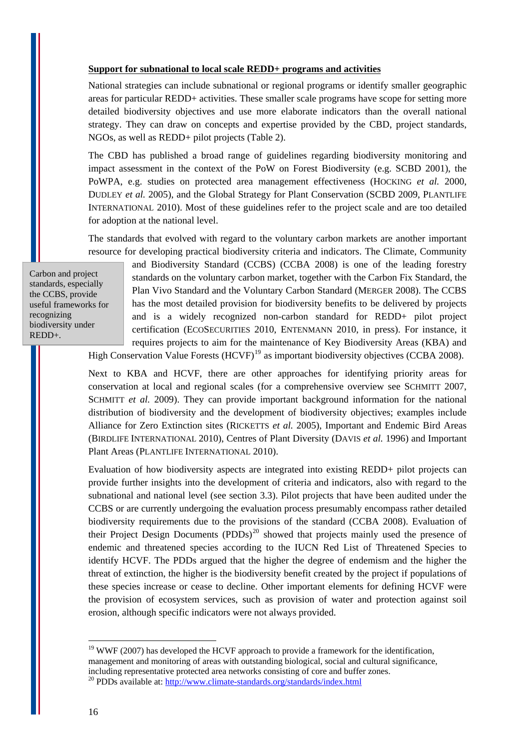**Support for subnational to local scale REDD+ programs and activities**

National strategies can include subnational or regional programs or identify smaller geographic areas for particular REDD+ activities. These smaller scale programs have scope for setting more detailed biodiversity objectives and use more elaborate indicators than the overall national strategy. They can draw on concepts and expertise provided by the CBD, project standards, NGOs, as well as REDD+ pilot projects (Table 2).

The CBD has published a broad range of guidelines regarding biodiversity monitoring and impact assessment in the context of the PoW on Forest Biodiversity (e.g. SCBD 2001), the PoWPA, e.g. studies on protected area management effectiveness (Hocking *et al.* 2000, Dudley *et al.* 2005), and the Global Strategy for Plant Conservation (SCBD 2009, Plantlife International 2010). Most of these guidelines refer to the project scale and are too detailed for adoption at the national level.

> Carbon and project standards, especially the CCBS, provide useful frameworks for recognizing biodiversity under REDD+.

The standards that evolved with regard to the voluntary carbon markets are another important resource for developing practical biodiversity criteria and indicators. The Climate, Community and Biodiversity Standard (CCBS) (CCBA 2008) is one of the leading forestry standards on the voluntary carbon market, together with the Carbon Fix Standard, the Plan Vivo Standard and the Voluntary Carbon Standard (Merger 2008). The CCBS has the most detailed provision for biodiversity benefits to be delivered by projects and is a widely recognized non-carbon standard for REDD+ pilot project certification (EcoSecurities 2010, Entenmann 2010, in press). For instance, it requires projects to aim for the maintenance of Key Biodiversity Areas (KBA) and High Conservation Value Forests (HCVF)[19] as important biodiversity objectives (CCBA 2008).

Next to KBA and HCVF, there are other approaches for identifying priority areas for conservation at local and regional scales (for a comprehensive overview see Schmitt 2007, Schmitt *et al.* 2009). They can provide important background information for the national distribution of biodiversity and the development of biodiversity objectives; examples include Alliance for Zero Extinction sites (Ricketts *et al.* 2005), Important and Endemic Bird Areas (BirdLife International 2010), Centres of Plant Diversity (Davis *et al.* 1996) and Important Plant Areas (Plantlife International 2010).

Evaluation of how biodiversity aspects are integrated into existing REDD+ pilot projects can provide further insights into the development of criteria and indicators, also with regard to the subnational and national level (see section 3.3). Pilot projects that have been audited under the CCBS or are currently undergoing the evaluation process presumably encompass rather detailed biodiversity requirements due to the provisions of the standard (CCBA 2008). Evaluation of their Project Design Documents (PDDs)[20] showed that projects mainly used the presence of endemic and threatened species according to the IUCN Red List of Threatened Species to identify HCVF. The PDDs argued that the higher the degree of endemism and the higher the threat of extinction, the higher is the biodiversity benefit created by the project if populations of these species increase or cease to decline. Other important elements for defining HCVF were the provision of ecosystem services, such as provision of water and protection against soil erosion, although specific indicators were not always provided.

---

[19] WWF (2007) has developed the HCVF approach to provide a framework for the identification, management and monitoring of areas with outstanding biological, social and cultural significance, including representative protected area networks consisting of core and buffer zones.

[20] PDDs available at: http://www.climate-standards.org/standards/index.html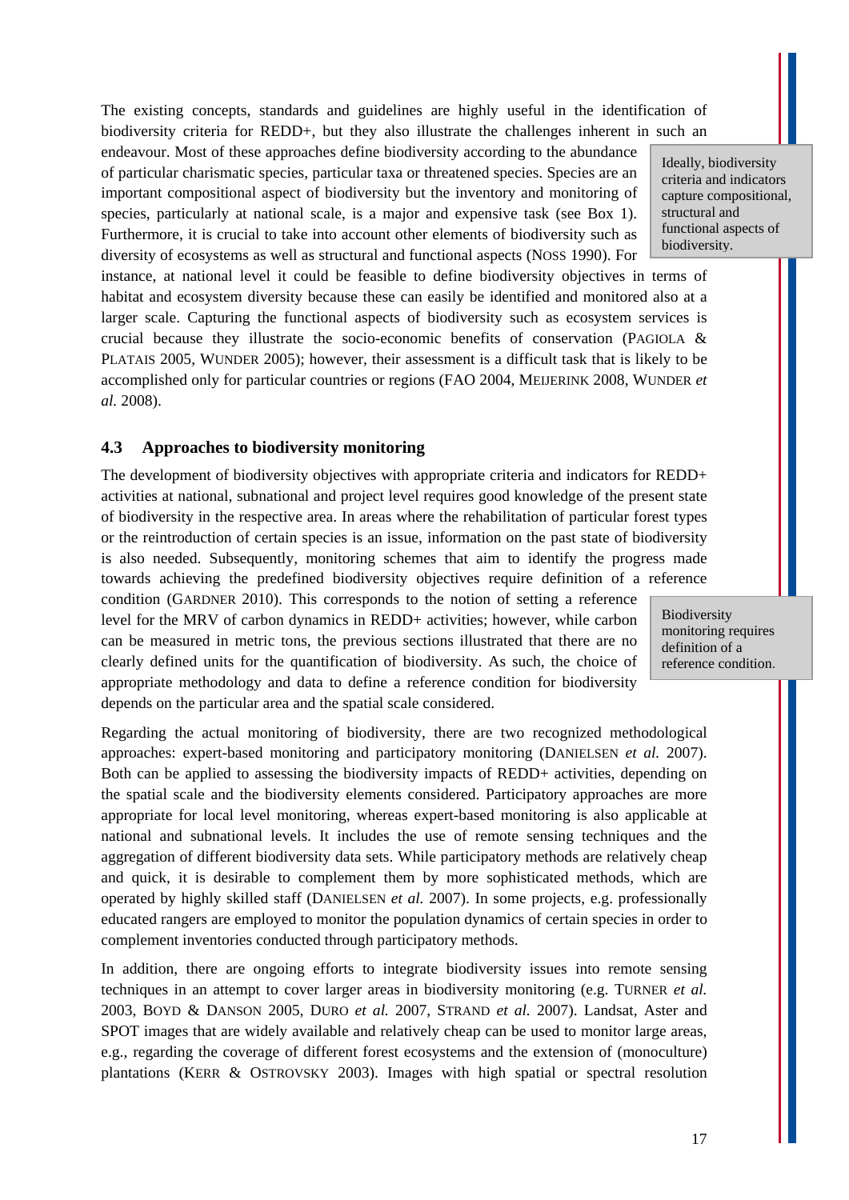The existing concepts, standards and guidelines are highly useful in the identification of biodiversity criteria for REDD+, but they also illustrate the challenges inherent in such an endeavour. Most of these approaches define biodiversity according to the abundance of particular charismatic species, particular taxa or threatened species. Species are an important compositional aspect of biodiversity but the inventory and monitoring of species, particularly at national scale, is a major and expensive task (see Box 1). Furthermore, it is crucial to take into account other elements of biodiversity such as diversity of ecosystems as well as structural and functional aspects (NOSS 1990). For instance, at national level it could be feasible to define biodiversity objectives in terms of habitat and ecosystem diversity because these can easily be identified and monitored also at a larger scale. Capturing the functional aspects of biodiversity such as ecosystem services is crucial because they illustrate the socio-economic benefits of conservation (PAGIOLA & PLATAIS 2005, WUNDER 2005); however, their assessment is a difficult task that is likely to be accomplished only for particular countries or regions (FAO 2004, MEIJERINK 2008, WUNDER *et al.* 2008).

> Ideally, biodiversity criteria and indicators capture compositional, structural and functional aspects of biodiversity.

### 4.3 Approaches to biodiversity monitoring

The development of biodiversity objectives with appropriate criteria and indicators for REDD+ activities at national, subnational and project level requires good knowledge of the present state of biodiversity in the respective area. In areas where the rehabilitation of particular forest types or the reintroduction of certain species is an issue, information on the past state of biodiversity is also needed. Subsequently, monitoring schemes that aim to identify the progress made towards achieving the predefined biodiversity objectives require definition of a reference condition (GARDNER 2010). This corresponds to the notion of setting a reference level for the MRV of carbon dynamics in REDD+ activities; however, while carbon can be measured in metric tons, the previous sections illustrated that there are no clearly defined units for the quantification of biodiversity. As such, the choice of appropriate methodology and data to define a reference condition for biodiversity depends on the particular area and the spatial scale considered.

> Biodiversity monitoring requires definition of a reference condition.

Regarding the actual monitoring of biodiversity, there are two recognized methodological approaches: expert-based monitoring and participatory monitoring (DANIELSEN *et al.* 2007). Both can be applied to assessing the biodiversity impacts of REDD+ activities, depending on the spatial scale and the biodiversity elements considered. Participatory approaches are more appropriate for local level monitoring, whereas expert-based monitoring is also applicable at national and subnational levels. It includes the use of remote sensing techniques and the aggregation of different biodiversity data sets. While participatory methods are relatively cheap and quick, it is desirable to complement them by more sophisticated methods, which are operated by highly skilled staff (DANIELSEN *et al.* 2007). In some projects, e.g. professionally educated rangers are employed to monitor the population dynamics of certain species in order to complement inventories conducted through participatory methods.

In addition, there are ongoing efforts to integrate biodiversity issues into remote sensing techniques in an attempt to cover larger areas in biodiversity monitoring (e.g. TURNER *et al.* 2003, BOYD & DANSON 2005, DURO *et al.* 2007, STRAND *et al.* 2007). Landsat, Aster and SPOT images that are widely available and relatively cheap can be used to monitor large areas, e.g., regarding the coverage of different forest ecosystems and the extension of (monoculture) plantations (KERR & OSTROVSKY 2003). Images with high spatial or spectral resolution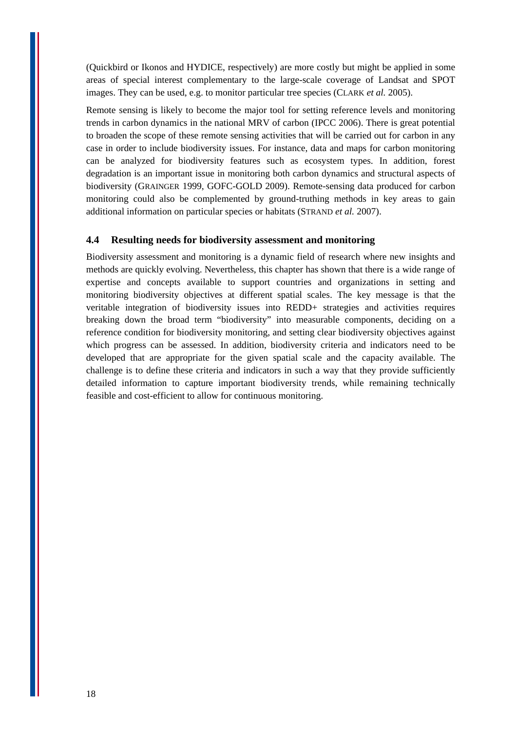(Quickbird or Ikonos and HYDICE, respectively) are more costly but might be applied in some areas of special interest complementary to the large-scale coverage of Landsat and SPOT images. They can be used, e.g. to monitor particular tree species (CLARK *et al.* 2005).

Remote sensing is likely to become the major tool for setting reference levels and monitoring trends in carbon dynamics in the national MRV of carbon (IPCC 2006). There is great potential to broaden the scope of these remote sensing activities that will be carried out for carbon in any case in order to include biodiversity issues. For instance, data and maps for carbon monitoring can be analyzed for biodiversity features such as ecosystem types. In addition, forest degradation is an important issue in monitoring both carbon dynamics and structural aspects of biodiversity (GRAINGER 1999, GOFC-GOLD 2009). Remote-sensing data produced for carbon monitoring could also be complemented by ground-truthing methods in key areas to gain additional information on particular species or habitats (STRAND *et al.* 2007).

### 4.4 Resulting needs for biodiversity assessment and monitoring

Biodiversity assessment and monitoring is a dynamic field of research where new insights and methods are quickly evolving. Nevertheless, this chapter has shown that there is a wide range of expertise and concepts available to support countries and organizations in setting and monitoring biodiversity objectives at different spatial scales. The key message is that the veritable integration of biodiversity issues into REDD+ strategies and activities requires breaking down the broad term "biodiversity" into measurable components, deciding on a reference condition for biodiversity monitoring, and setting clear biodiversity objectives against which progress can be assessed. In addition, biodiversity criteria and indicators need to be developed that are appropriate for the given spatial scale and the capacity available. The challenge is to define these criteria and indicators in such a way that they provide sufficiently detailed information to capture important biodiversity trends, while remaining technically feasible and cost-efficient to allow for continuous monitoring.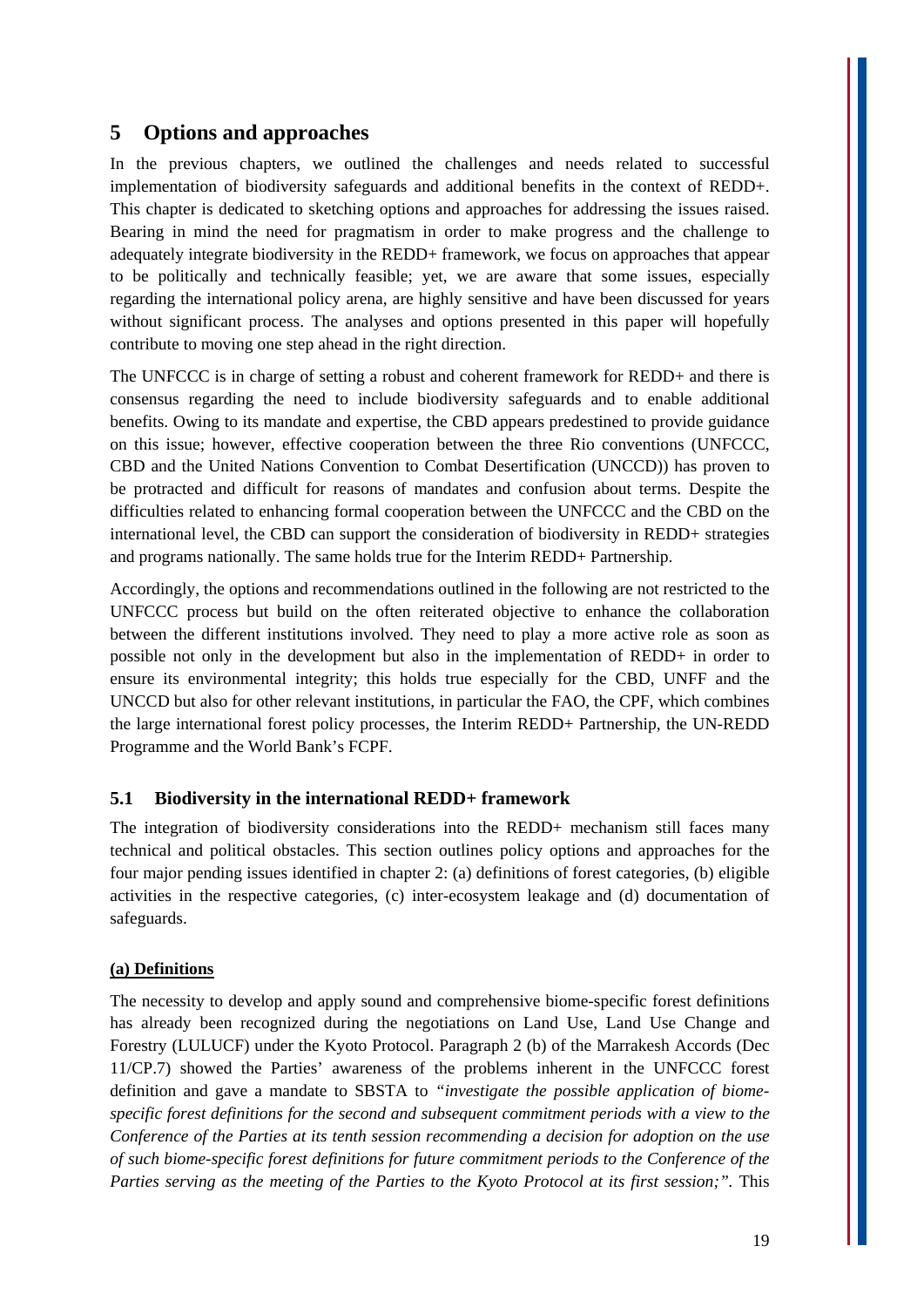# 5 Options and approaches

In the previous chapters, we outlined the challenges and needs related to successful implementation of biodiversity safeguards and additional benefits in the context of REDD+. This chapter is dedicated to sketching options and approaches for addressing the issues raised. Bearing in mind the need for pragmatism in order to make progress and the challenge to adequately integrate biodiversity in the REDD+ framework, we focus on approaches that appear to be politically and technically feasible; yet, we are aware that some issues, especially regarding the international policy arena, are highly sensitive and have been discussed for years without significant process. The analyses and options presented in this paper will hopefully contribute to moving one step ahead in the right direction.

The UNFCCC is in charge of setting a robust and coherent framework for REDD+ and there is consensus regarding the need to include biodiversity safeguards and to enable additional benefits. Owing to its mandate and expertise, the CBD appears predestined to provide guidance on this issue; however, effective cooperation between the three Rio conventions (UNFCCC, CBD and the United Nations Convention to Combat Desertification (UNCCD)) has proven to be protracted and difficult for reasons of mandates and confusion about terms. Despite the difficulties related to enhancing formal cooperation between the UNFCCC and the CBD on the international level, the CBD can support the consideration of biodiversity in REDD+ strategies and programs nationally. The same holds true for the Interim REDD+ Partnership.

Accordingly, the options and recommendations outlined in the following are not restricted to the UNFCCC process but build on the often reiterated objective to enhance the collaboration between the different institutions involved. They need to play a more active role as soon as possible not only in the development but also in the implementation of REDD+ in order to ensure its environmental integrity; this holds true especially for the CBD, UNFF and the UNCCD but also for other relevant institutions, in particular the FAO, the CPF, which combines the large international forest policy processes, the Interim REDD+ Partnership, the UN-REDD Programme and the World Bank's FCPF.

## 5.1 Biodiversity in the international REDD+ framework

The integration of biodiversity considerations into the REDD+ mechanism still faces many technical and political obstacles. This section outlines policy options and approaches for the four major pending issues identified in chapter 2: (a) definitions of forest categories, (b) eligible activities in the respective categories, (c) inter-ecosystem leakage and (d) documentation of safeguards.

**(a) Definitions**

The necessity to develop and apply sound and comprehensive biome-specific forest definitions has already been recognized during the negotiations on Land Use, Land Use Change and Forestry (LULUCF) under the Kyoto Protocol. Paragraph 2 (b) of the Marrakesh Accords (Dec 11/CP.7) showed the Parties' awareness of the problems inherent in the UNFCCC forest definition and gave a mandate to SBSTA to *"investigate the possible application of biome-specific forest definitions for the second and subsequent commitment periods with a view to the Conference of the Parties at its tenth session recommending a decision for adoption on the use of such biome-specific forest definitions for future commitment periods to the Conference of the Parties serving as the meeting of the Parties to the Kyoto Protocol at its first session;"*. This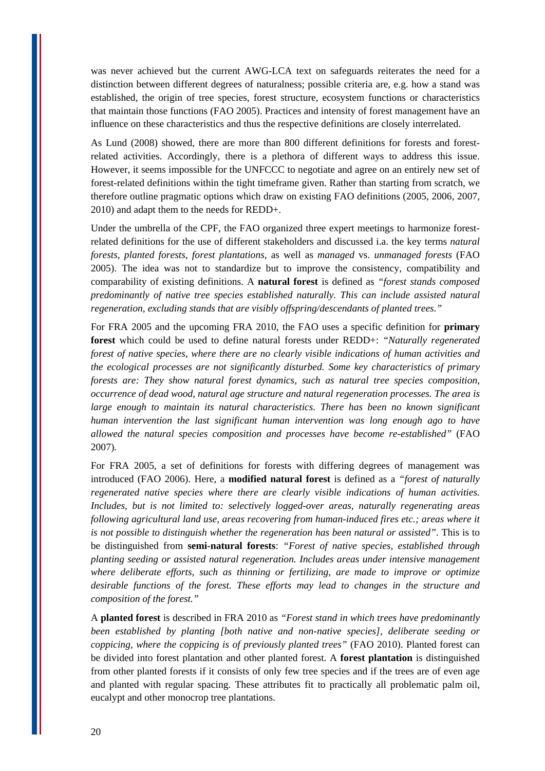was never achieved but the current AWG-LCA text on safeguards reiterates the need for a distinction between different degrees of naturalness; possible criteria are, e.g. how a stand was established, the origin of tree species, forest structure, ecosystem functions or characteristics that maintain those functions (FAO 2005). Practices and intensity of forest management have an influence on these characteristics and thus the respective definitions are closely interrelated.

As Lund (2008) showed, there are more than 800 different definitions for forests and forest-related activities. Accordingly, there is a plethora of different ways to address this issue. However, it seems impossible for the UNFCCC to negotiate and agree on an entirely new set of forest-related definitions within the tight timeframe given. Rather than starting from scratch, we therefore outline pragmatic options which draw on existing FAO definitions (2005, 2006, 2007, 2010) and adapt them to the needs for REDD+.

Under the umbrella of the CPF, the FAO organized three expert meetings to harmonize forest-related definitions for the use of different stakeholders and discussed i.a. the key terms *natural forests*, *planted forests*, *forest plantations*, as well as *managed* vs. *unmanaged forests* (FAO 2005). The idea was not to standardize but to improve the consistency, compatibility and comparability of existing definitions. A **natural forest** is defined as *"forest stands composed predominantly of native tree species established naturally. This can include assisted natural regeneration, excluding stands that are visibly offspring/descendants of planted trees."*

For FRA 2005 and the upcoming FRA 2010, the FAO uses a specific definition for **primary forest** which could be used to define natural forests under REDD+: *"Naturally regenerated forest of native species, where there are no clearly visible indications of human activities and the ecological processes are not significantly disturbed. Some key characteristics of primary forests are: They show natural forest dynamics, such as natural tree species composition, occurrence of dead wood, natural age structure and natural regeneration processes. The area is large enough to maintain its natural characteristics. There has been no known significant human intervention the last significant human intervention was long enough ago to have allowed the natural species composition and processes have become re-established"* (FAO 2007).

For FRA 2005, a set of definitions for forests with differing degrees of management was introduced (FAO 2006). Here, a **modified natural forest** is defined as a *"forest of naturally regenerated native species where there are clearly visible indications of human activities. Includes, but is not limited to: selectively logged-over areas, naturally regenerating areas following agricultural land use, areas recovering from human-induced fires etc.; areas where it is not possible to distinguish whether the regeneration has been natural or assisted"*. This is to be distinguished from **semi-natural forests**: *"Forest of native species, established through planting seeding or assisted natural regeneration. Includes areas under intensive management where deliberate efforts, such as thinning or fertilizing, are made to improve or optimize desirable functions of the forest. These efforts may lead to changes in the structure and composition of the forest."*

A **planted forest** is described in FRA 2010 as *"Forest stand in which trees have predominantly been established by planting [both native and non-native species], deliberate seeding or coppicing, where the coppicing is of previously planted trees"* (FAO 2010). Planted forest can be divided into forest plantation and other planted forest. A **forest plantation** is distinguished from other planted forests if it consists of only few tree species and if the trees are of even age and planted with regular spacing. These attributes fit to practically all problematic palm oil, eucalypt and other monocrop tree plantations.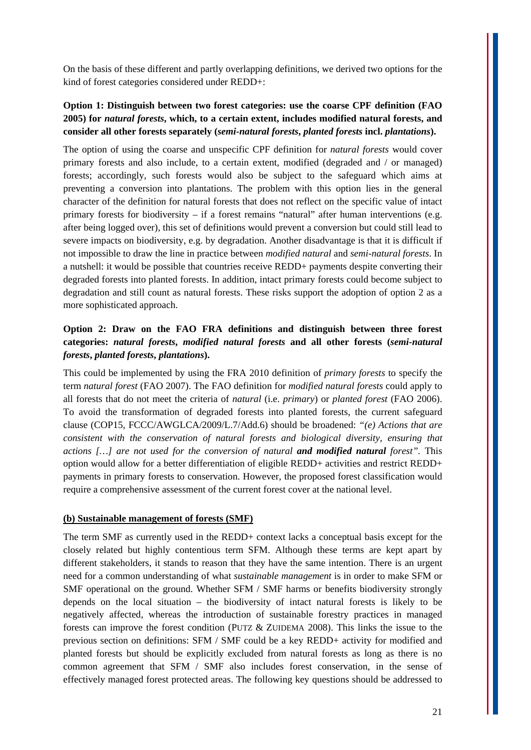On the basis of these different and partly overlapping definitions, we derived two options for the kind of forest categories considered under REDD+:

**Option 1: Distinguish between two forest categories: use the coarse CPF definition (FAO 2005) for *natural forests*, which, to a certain extent, includes modified natural forests, and consider all other forests separately (*semi-natural forests*, *planted forests* incl. *plantations*).**

The option of using the coarse and unspecific CPF definition for *natural forests* would cover primary forests and also include, to a certain extent, modified (degraded and / or managed) forests; accordingly, such forests would also be subject to the safeguard which aims at preventing a conversion into plantations. The problem with this option lies in the general character of the definition for natural forests that does not reflect on the specific value of intact primary forests for biodiversity – if a forest remains "natural" after human interventions (e.g. after being logged over), this set of definitions would prevent a conversion but could still lead to severe impacts on biodiversity, e.g. by degradation. Another disadvantage is that it is difficult if not impossible to draw the line in practice between *modified natural* and *semi-natural forests*. In a nutshell: it would be possible that countries receive REDD+ payments despite converting their degraded forests into planted forests. In addition, intact primary forests could become subject to degradation and still count as natural forests. These risks support the adoption of option 2 as a more sophisticated approach.

**Option 2: Draw on the FAO FRA definitions and distinguish between three forest categories: *natural forests*, *modified natural forests* and all other forests (*semi-natural forests*, *planted forests*, *plantations*).**

This could be implemented by using the FRA 2010 definition of *primary forests* to specify the term *natural forest* (FAO 2007). The FAO definition for *modified natural forests* could apply to all forests that do not meet the criteria of *natural* (i.e. *primary*) or *planted forest* (FAO 2006). To avoid the transformation of degraded forests into planted forests, the current safeguard clause (COP15, FCCC/AWGLCA/2009/L.7/Add.6) should be broadened: *"(e) Actions that are consistent with the conservation of natural forests and biological diversity, ensuring that actions […] are not used for the conversion of natural* ***and modified natural*** *forest"*. This option would allow for a better differentiation of eligible REDD+ activities and restrict REDD+ payments in primary forests to conservation. However, the proposed forest classification would require a comprehensive assessment of the current forest cover at the national level.

**(b) Sustainable management of forests (SMF)**

The term SMF as currently used in the REDD+ context lacks a conceptual basis except for the closely related but highly contentious term SFM. Although these terms are kept apart by different stakeholders, it stands to reason that they have the same intention. There is an urgent need for a common understanding of what *sustainable management* is in order to make SFM or SMF operational on the ground. Whether SFM / SMF harms or benefits biodiversity strongly depends on the local situation – the biodiversity of intact natural forests is likely to be negatively affected, whereas the introduction of sustainable forestry practices in managed forests can improve the forest condition (PUTZ & ZUIDEMA 2008). This links the issue to the previous section on definitions: SFM / SMF could be a key REDD+ activity for modified and planted forests but should be explicitly excluded from natural forests as long as there is no common agreement that SFM / SMF also includes forest conservation, in the sense of effectively managed forest protected areas. The following key questions should be addressed to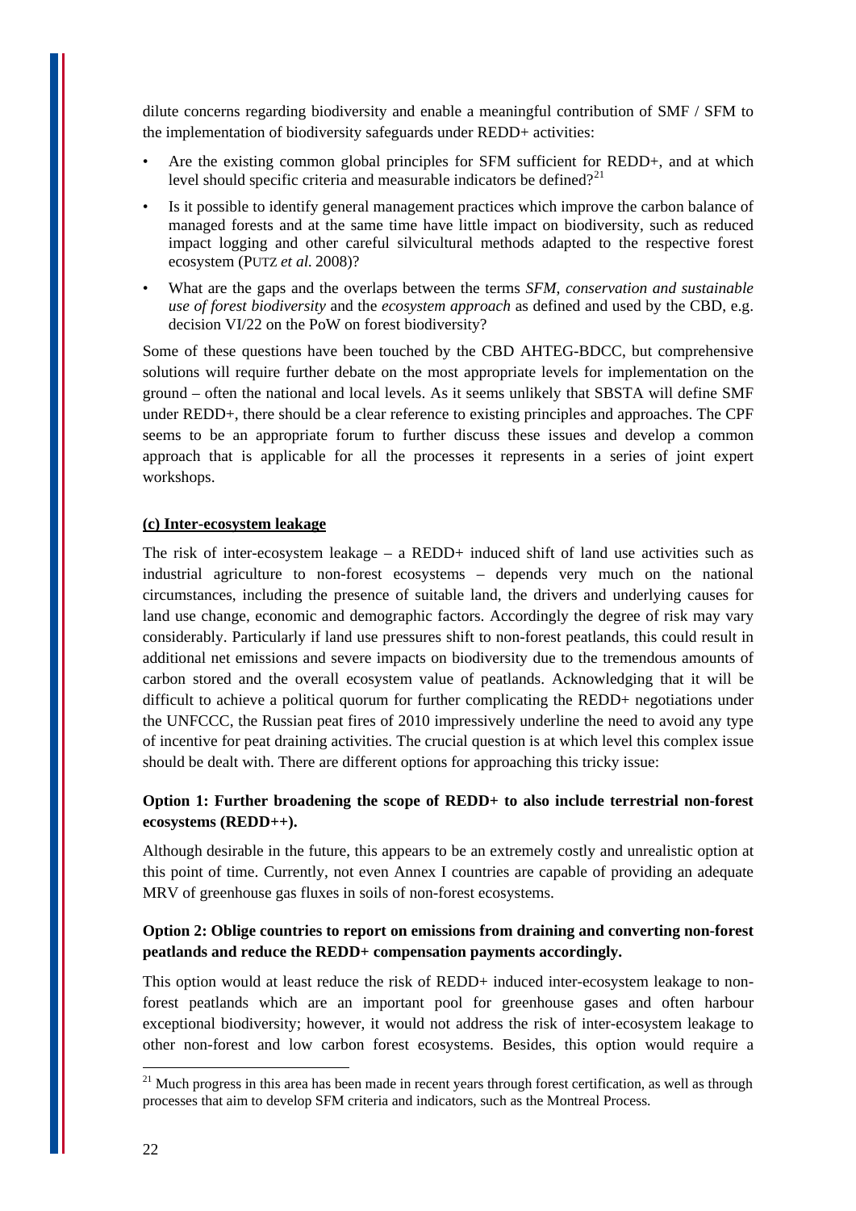dilute concerns regarding biodiversity and enable a meaningful contribution of SMF / SFM to the implementation of biodiversity safeguards under REDD+ activities:

- Are the existing common global principles for SFM sufficient for REDD+, and at which level should specific criteria and measurable indicators be defined?[21]
- Is it possible to identify general management practices which improve the carbon balance of managed forests and at the same time have little impact on biodiversity, such as reduced impact logging and other careful silvicultural methods adapted to the respective forest ecosystem (PUTZ *et al.* 2008)?
- What are the gaps and the overlaps between the terms *SFM*, *conservation and sustainable use of forest biodiversity* and the *ecosystem approach* as defined and used by the CBD, e.g. decision VI/22 on the PoW on forest biodiversity?

Some of these questions have been touched by the CBD AHTEG-BDCC, but comprehensive solutions will require further debate on the most appropriate levels for implementation on the ground – often the national and local levels. As it seems unlikely that SBSTA will define SMF under REDD+, there should be a clear reference to existing principles and approaches. The CPF seems to be an appropriate forum to further discuss these issues and develop a common approach that is applicable for all the processes it represents in a series of joint expert workshops.

**(c) Inter-ecosystem leakage**

The risk of inter-ecosystem leakage – a REDD+ induced shift of land use activities such as industrial agriculture to non-forest ecosystems – depends very much on the national circumstances, including the presence of suitable land, the drivers and underlying causes for land use change, economic and demographic factors. Accordingly the degree of risk may vary considerably. Particularly if land use pressures shift to non-forest peatlands, this could result in additional net emissions and severe impacts on biodiversity due to the tremendous amounts of carbon stored and the overall ecosystem value of peatlands. Acknowledging that it will be difficult to achieve a political quorum for further complicating the REDD+ negotiations under the UNFCCC, the Russian peat fires of 2010 impressively underline the need to avoid any type of incentive for peat draining activities. The crucial question is at which level this complex issue should be dealt with. There are different options for approaching this tricky issue:

**Option 1: Further broadening the scope of REDD+ to also include terrestrial non-forest ecosystems (REDD++).**

Although desirable in the future, this appears to be an extremely costly and unrealistic option at this point of time. Currently, not even Annex I countries are capable of providing an adequate MRV of greenhouse gas fluxes in soils of non-forest ecosystems.

**Option 2: Oblige countries to report on emissions from draining and converting non-forest peatlands and reduce the REDD+ compensation payments accordingly.**

This option would at least reduce the risk of REDD+ induced inter-ecosystem leakage to non-forest peatlands which are an important pool for greenhouse gases and often harbour exceptional biodiversity; however, it would not address the risk of inter-ecosystem leakage to other non-forest and low carbon forest ecosystems. Besides, this option would require a

[21] Much progress in this area has been made in recent years through forest certification, as well as through processes that aim to develop SFM criteria and indicators, such as the Montreal Process.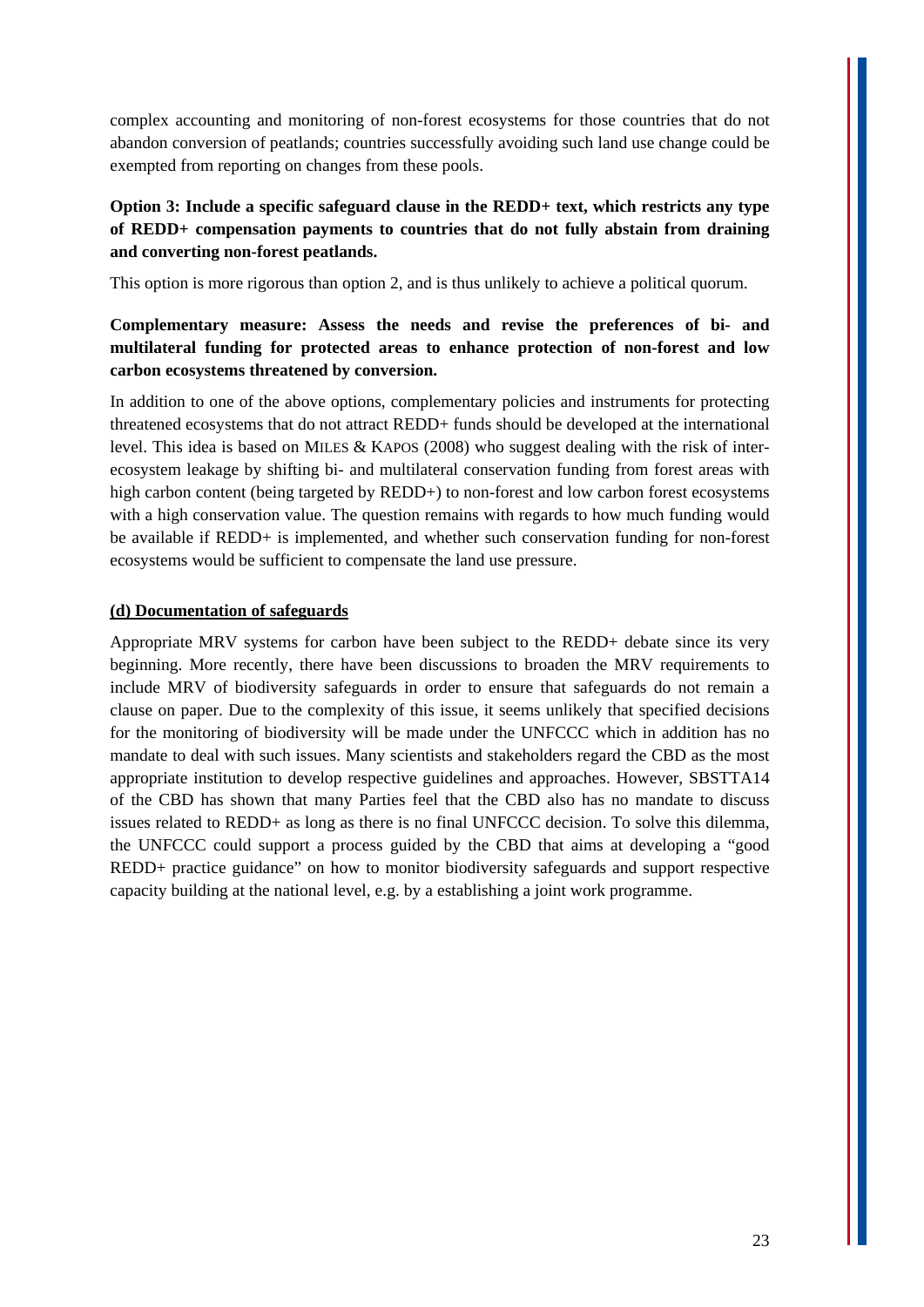complex accounting and monitoring of non-forest ecosystems for those countries that do not abandon conversion of peatlands; countries successfully avoiding such land use change could be exempted from reporting on changes from these pools.

**Option 3: Include a specific safeguard clause in the REDD+ text, which restricts any type of REDD+ compensation payments to countries that do not fully abstain from draining and converting non-forest peatlands.**

This option is more rigorous than option 2, and is thus unlikely to achieve a political quorum.

**Complementary measure: Assess the needs and revise the preferences of bi- and multilateral funding for protected areas to enhance protection of non-forest and low carbon ecosystems threatened by conversion.**

In addition to one of the above options, complementary policies and instruments for protecting threatened ecosystems that do not attract REDD+ funds should be developed at the international level. This idea is based on MILES & KAPOS (2008) who suggest dealing with the risk of inter-ecosystem leakage by shifting bi- and multilateral conservation funding from forest areas with high carbon content (being targeted by REDD+) to non-forest and low carbon forest ecosystems with a high conservation value. The question remains with regards to how much funding would be available if REDD+ is implemented, and whether such conservation funding for non-forest ecosystems would be sufficient to compensate the land use pressure.

**(d) Documentation of safeguards**

Appropriate MRV systems for carbon have been subject to the REDD+ debate since its very beginning. More recently, there have been discussions to broaden the MRV requirements to include MRV of biodiversity safeguards in order to ensure that safeguards do not remain a clause on paper. Due to the complexity of this issue, it seems unlikely that specified decisions for the monitoring of biodiversity will be made under the UNFCCC which in addition has no mandate to deal with such issues. Many scientists and stakeholders regard the CBD as the most appropriate institution to develop respective guidelines and approaches. However, SBSTTA14 of the CBD has shown that many Parties feel that the CBD also has no mandate to discuss issues related to REDD+ as long as there is no final UNFCCC decision. To solve this dilemma, the UNFCCC could support a process guided by the CBD that aims at developing a "good REDD+ practice guidance" on how to monitor biodiversity safeguards and support respective capacity building at the national level, e.g. by a establishing a joint work programme.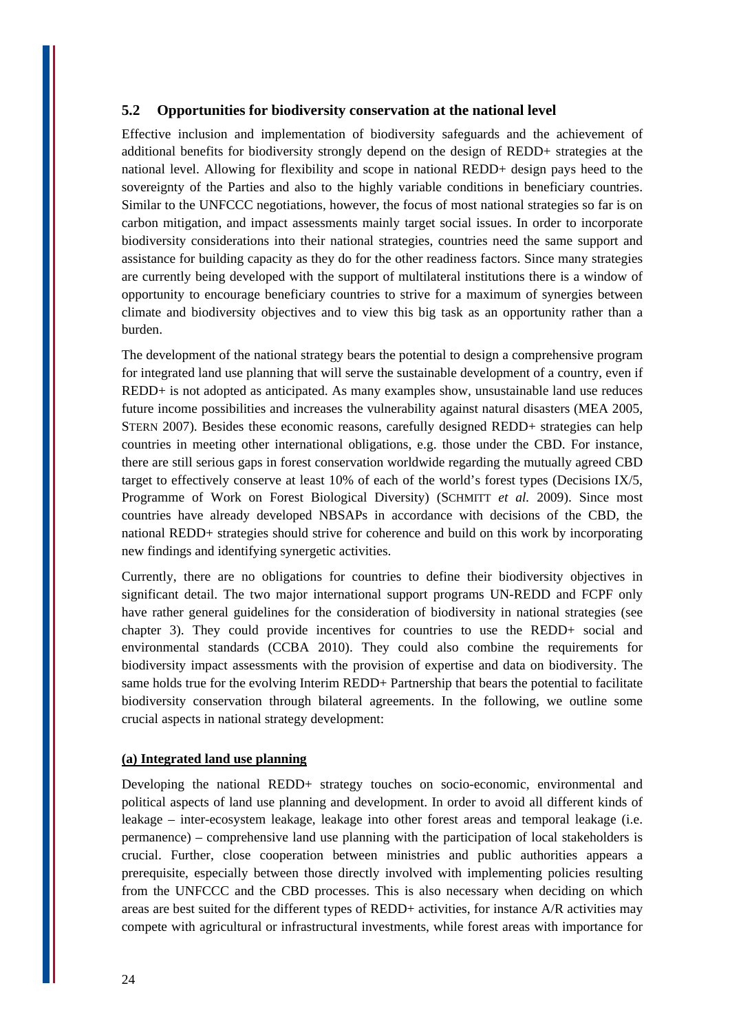## 5.2 Opportunities for biodiversity conservation at the national level

Effective inclusion and implementation of biodiversity safeguards and the achievement of additional benefits for biodiversity strongly depend on the design of REDD+ strategies at the national level. Allowing for flexibility and scope in national REDD+ design pays heed to the sovereignty of the Parties and also to the highly variable conditions in beneficiary countries. Similar to the UNFCCC negotiations, however, the focus of most national strategies so far is on carbon mitigation, and impact assessments mainly target social issues. In order to incorporate biodiversity considerations into their national strategies, countries need the same support and assistance for building capacity as they do for the other readiness factors. Since many strategies are currently being developed with the support of multilateral institutions there is a window of opportunity to encourage beneficiary countries to strive for a maximum of synergies between climate and biodiversity objectives and to view this big task as an opportunity rather than a burden.

The development of the national strategy bears the potential to design a comprehensive program for integrated land use planning that will serve the sustainable development of a country, even if REDD+ is not adopted as anticipated. As many examples show, unsustainable land use reduces future income possibilities and increases the vulnerability against natural disasters (MEA 2005, STERN 2007). Besides these economic reasons, carefully designed REDD+ strategies can help countries in meeting other international obligations, e.g. those under the CBD. For instance, there are still serious gaps in forest conservation worldwide regarding the mutually agreed CBD target to effectively conserve at least 10% of each of the world's forest types (Decisions IX/5, Programme of Work on Forest Biological Diversity) (SCHMITT *et al.* 2009). Since most countries have already developed NBSAPs in accordance with decisions of the CBD, the national REDD+ strategies should strive for coherence and build on this work by incorporating new findings and identifying synergetic activities.

Currently, there are no obligations for countries to define their biodiversity objectives in significant detail. The two major international support programs UN-REDD and FCPF only have rather general guidelines for the consideration of biodiversity in national strategies (see chapter 3). They could provide incentives for countries to use the REDD+ social and environmental standards (CCBA 2010). They could also combine the requirements for biodiversity impact assessments with the provision of expertise and data on biodiversity. The same holds true for the evolving Interim REDD+ Partnership that bears the potential to facilitate biodiversity conservation through bilateral agreements. In the following, we outline some crucial aspects in national strategy development:

**(a) Integrated land use planning**

Developing the national REDD+ strategy touches on socio-economic, environmental and political aspects of land use planning and development. In order to avoid all different kinds of leakage – inter-ecosystem leakage, leakage into other forest areas and temporal leakage (i.e. permanence) – comprehensive land use planning with the participation of local stakeholders is crucial. Further, close cooperation between ministries and public authorities appears a prerequisite, especially between those directly involved with implementing policies resulting from the UNFCCC and the CBD processes. This is also necessary when deciding on which areas are best suited for the different types of REDD+ activities, for instance A/R activities may compete with agricultural or infrastructural investments, while forest areas with importance for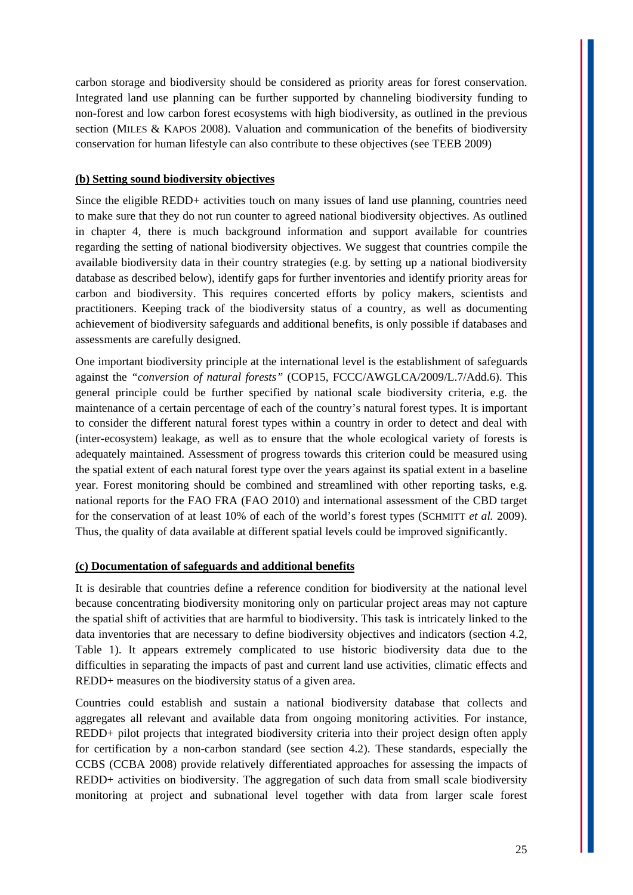carbon storage and biodiversity should be considered as priority areas for forest conservation. Integrated land use planning can be further supported by channeling biodiversity funding to non-forest and low carbon forest ecosystems with high biodiversity, as outlined in the previous section (MILES & KAPOS 2008). Valuation and communication of the benefits of biodiversity conservation for human lifestyle can also contribute to these objectives (see TEEB 2009)

**(b) Setting sound biodiversity objectives**

Since the eligible REDD+ activities touch on many issues of land use planning, countries need to make sure that they do not run counter to agreed national biodiversity objectives. As outlined in chapter 4, there is much background information and support available for countries regarding the setting of national biodiversity objectives. We suggest that countries compile the available biodiversity data in their country strategies (e.g. by setting up a national biodiversity database as described below), identify gaps for further inventories and identify priority areas for carbon and biodiversity. This requires concerted efforts by policy makers, scientists and practitioners. Keeping track of the biodiversity status of a country, as well as documenting achievement of biodiversity safeguards and additional benefits, is only possible if databases and assessments are carefully designed.

One important biodiversity principle at the international level is the establishment of safeguards against the *"conversion of natural forests"* (COP15, FCCC/AWGLCA/2009/L.7/Add.6). This general principle could be further specified by national scale biodiversity criteria, e.g. the maintenance of a certain percentage of each of the country's natural forest types. It is important to consider the different natural forest types within a country in order to detect and deal with (inter-ecosystem) leakage, as well as to ensure that the whole ecological variety of forests is adequately maintained. Assessment of progress towards this criterion could be measured using the spatial extent of each natural forest type over the years against its spatial extent in a baseline year. Forest monitoring should be combined and streamlined with other reporting tasks, e.g. national reports for the FAO FRA (FAO 2010) and international assessment of the CBD target for the conservation of at least 10% of each of the world's forest types (SCHMITT *et al.* 2009). Thus, the quality of data available at different spatial levels could be improved significantly.

**(c) Documentation of safeguards and additional benefits**

It is desirable that countries define a reference condition for biodiversity at the national level because concentrating biodiversity monitoring only on particular project areas may not capture the spatial shift of activities that are harmful to biodiversity. This task is intricately linked to the data inventories that are necessary to define biodiversity objectives and indicators (section 4.2, Table 1). It appears extremely complicated to use historic biodiversity data due to the difficulties in separating the impacts of past and current land use activities, climatic effects and REDD+ measures on the biodiversity status of a given area.

Countries could establish and sustain a national biodiversity database that collects and aggregates all relevant and available data from ongoing monitoring activities. For instance, REDD+ pilot projects that integrated biodiversity criteria into their project design often apply for certification by a non-carbon standard (see section 4.2). These standards, especially the CCBS (CCBA 2008) provide relatively differentiated approaches for assessing the impacts of REDD+ activities on biodiversity. The aggregation of such data from small scale biodiversity monitoring at project and subnational level together with data from larger scale forest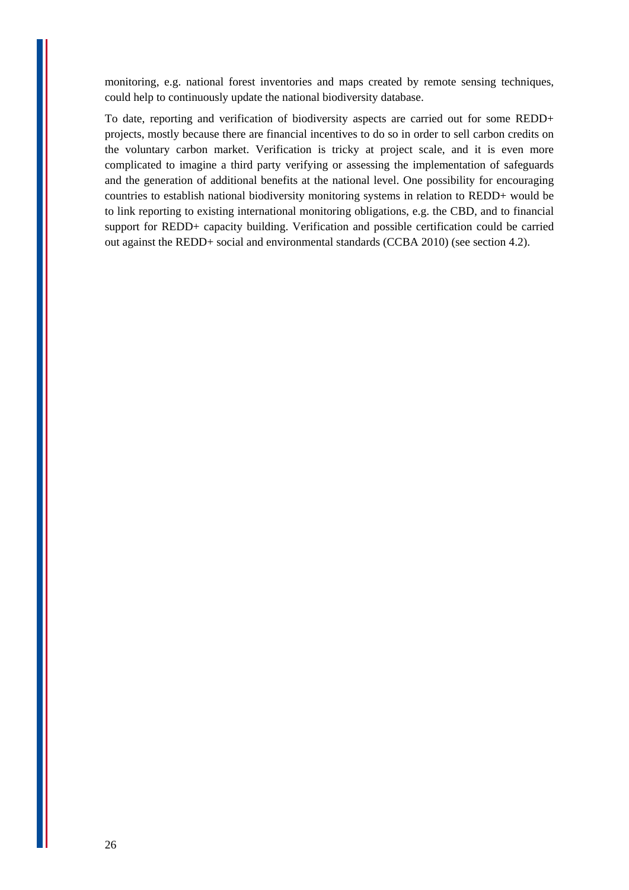monitoring, e.g. national forest inventories and maps created by remote sensing techniques, could help to continuously update the national biodiversity database.

To date, reporting and verification of biodiversity aspects are carried out for some REDD+ projects, mostly because there are financial incentives to do so in order to sell carbon credits on the voluntary carbon market. Verification is tricky at project scale, and it is even more complicated to imagine a third party verifying or assessing the implementation of safeguards and the generation of additional benefits at the national level. One possibility for encouraging countries to establish national biodiversity monitoring systems in relation to REDD+ would be to link reporting to existing international monitoring obligations, e.g. the CBD, and to financial support for REDD+ capacity building. Verification and possible certification could be carried out against the REDD+ social and environmental standards (CCBA 2010) (see section 4.2).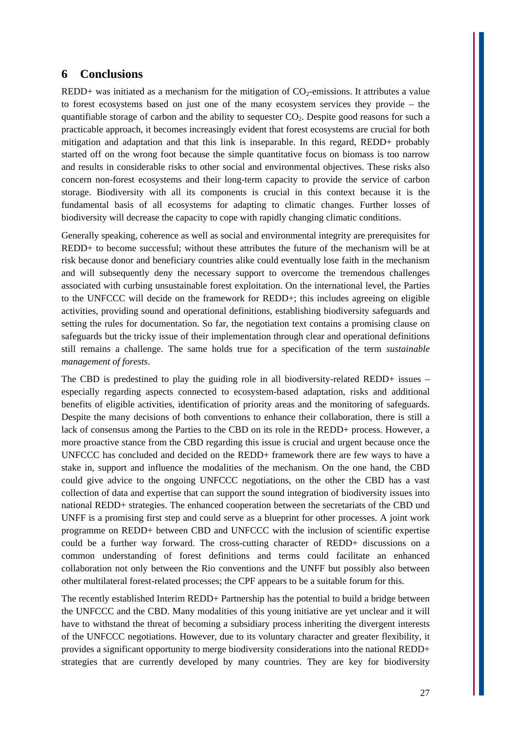## 6 Conclusions

REDD+ was initiated as a mechanism for the mitigation of $CO_2$-emissions. It attributes a value to forest ecosystems based on just one of the many ecosystem services they provide – the quantifiable storage of carbon and the ability to sequester $CO_2$. Despite good reasons for such a practicable approach, it becomes increasingly evident that forest ecosystems are crucial for both mitigation and adaptation and that this link is inseparable. In this regard, REDD+ probably started off on the wrong foot because the simple quantitative focus on biomass is too narrow and results in considerable risks to other social and environmental objectives. These risks also concern non-forest ecosystems and their long-term capacity to provide the service of carbon storage. Biodiversity with all its components is crucial in this context because it is the fundamental basis of all ecosystems for adapting to climatic changes. Further losses of biodiversity will decrease the capacity to cope with rapidly changing climatic conditions.

Generally speaking, coherence as well as social and environmental integrity are prerequisites for REDD+ to become successful; without these attributes the future of the mechanism will be at risk because donor and beneficiary countries alike could eventually lose faith in the mechanism and will subsequently deny the necessary support to overcome the tremendous challenges associated with curbing unsustainable forest exploitation. On the international level, the Parties to the UNFCCC will decide on the framework for REDD+; this includes agreeing on eligible activities, providing sound and operational definitions, establishing biodiversity safeguards and setting the rules for documentation. So far, the negotiation text contains a promising clause on safeguards but the tricky issue of their implementation through clear and operational definitions still remains a challenge. The same holds true for a specification of the term *sustainable management of forests*.

The CBD is predestined to play the guiding role in all biodiversity-related REDD+ issues – especially regarding aspects connected to ecosystem-based adaptation, risks and additional benefits of eligible activities, identification of priority areas and the monitoring of safeguards. Despite the many decisions of both conventions to enhance their collaboration, there is still a lack of consensus among the Parties to the CBD on its role in the REDD+ process. However, a more proactive stance from the CBD regarding this issue is crucial and urgent because once the UNFCCC has concluded and decided on the REDD+ framework there are few ways to have a stake in, support and influence the modalities of the mechanism. On the one hand, the CBD could give advice to the ongoing UNFCCC negotiations, on the other the CBD has a vast collection of data and expertise that can support the sound integration of biodiversity issues into national REDD+ strategies. The enhanced cooperation between the secretariats of the CBD und UNFF is a promising first step and could serve as a blueprint for other processes. A joint work programme on REDD+ between CBD and UNFCCC with the inclusion of scientific expertise could be a further way forward. The cross-cutting character of REDD+ discussions on a common understanding of forest definitions and terms could facilitate an enhanced collaboration not only between the Rio conventions and the UNFF but possibly also between other multilateral forest-related processes; the CPF appears to be a suitable forum for this.

The recently established Interim REDD+ Partnership has the potential to build a bridge between the UNFCCC and the CBD. Many modalities of this young initiative are yet unclear and it will have to withstand the threat of becoming a subsidiary process inheriting the divergent interests of the UNFCCC negotiations. However, due to its voluntary character and greater flexibility, it provides a significant opportunity to merge biodiversity considerations into the national REDD+ strategies that are currently developed by many countries. They are key for biodiversity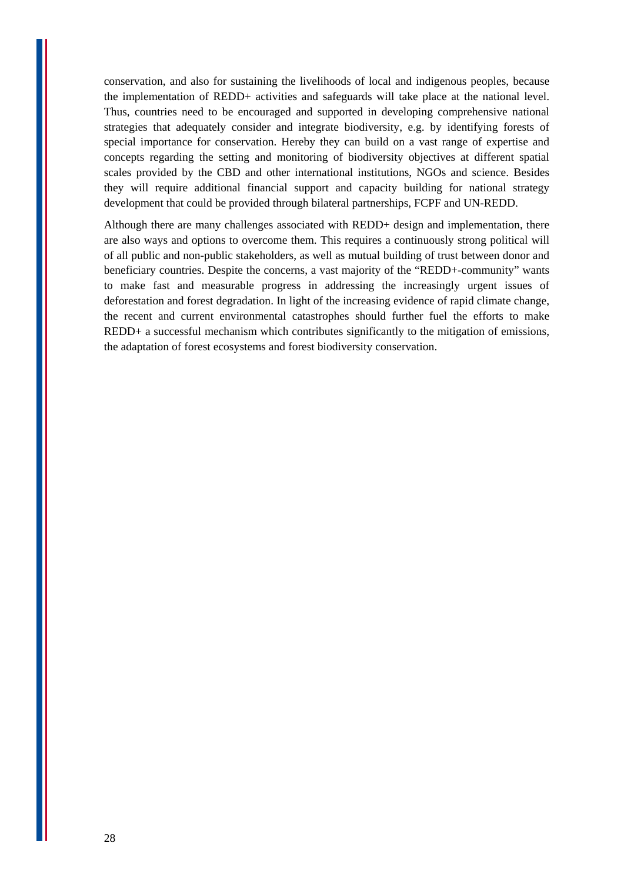conservation, and also for sustaining the livelihoods of local and indigenous peoples, because the implementation of REDD+ activities and safeguards will take place at the national level. Thus, countries need to be encouraged and supported in developing comprehensive national strategies that adequately consider and integrate biodiversity, e.g. by identifying forests of special importance for conservation. Hereby they can build on a vast range of expertise and concepts regarding the setting and monitoring of biodiversity objectives at different spatial scales provided by the CBD and other international institutions, NGOs and science. Besides they will require additional financial support and capacity building for national strategy development that could be provided through bilateral partnerships, FCPF and UN-REDD.

Although there are many challenges associated with REDD+ design and implementation, there are also ways and options to overcome them. This requires a continuously strong political will of all public and non-public stakeholders, as well as mutual building of trust between donor and beneficiary countries. Despite the concerns, a vast majority of the "REDD+-community" wants to make fast and measurable progress in addressing the increasingly urgent issues of deforestation and forest degradation. In light of the increasing evidence of rapid climate change, the recent and current environmental catastrophes should further fuel the efforts to make REDD+ a successful mechanism which contributes significantly to the mitigation of emissions, the adaptation of forest ecosystems and forest biodiversity conservation.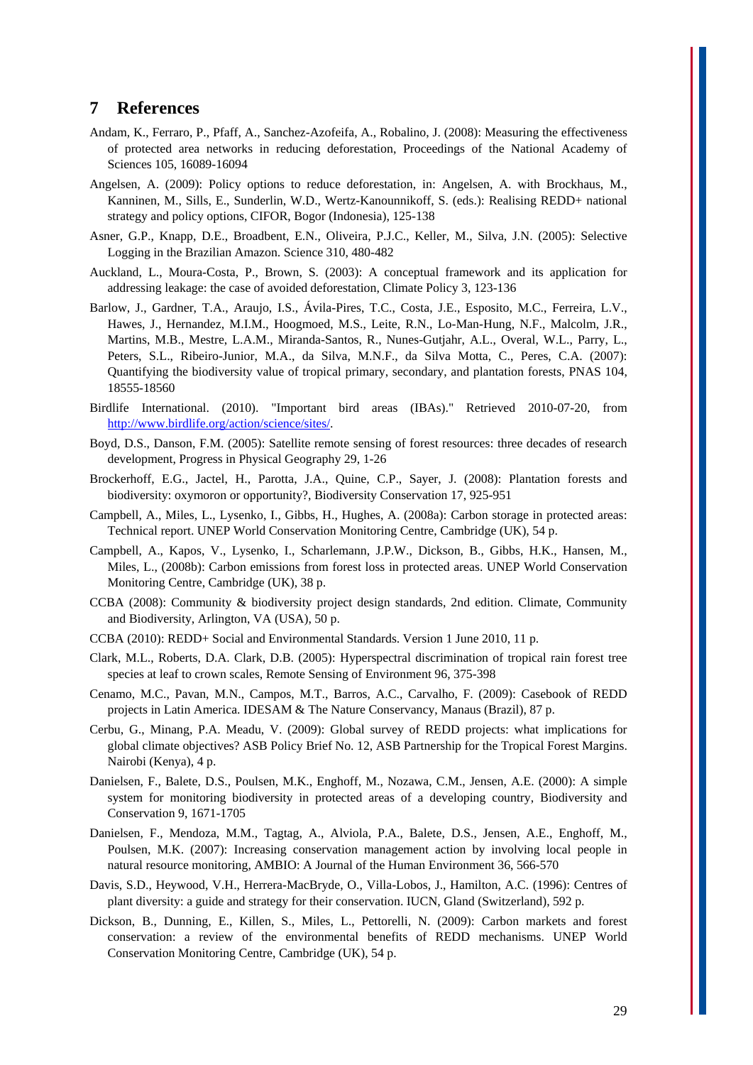## 7 References

Andam, K., Ferraro, P., Pfaff, A., Sanchez-Azofeifa, A., Robalino, J. (2008): Measuring the effectiveness of protected area networks in reducing deforestation, Proceedings of the National Academy of Sciences 105, 16089-16094

Angelsen, A. (2009): Policy options to reduce deforestation, in: Angelsen, A. with Brockhaus, M., Kanninen, M., Sills, E., Sunderlin, W.D., Wertz-Kanounnikoff, S. (eds.): Realising REDD+ national strategy and policy options, CIFOR, Bogor (Indonesia), 125-138

Asner, G.P., Knapp, D.E., Broadbent, E.N., Oliveira, P.J.C., Keller, M., Silva, J.N. (2005): Selective Logging in the Brazilian Amazon. Science 310, 480-482

Auckland, L., Moura-Costa, P., Brown, S. (2003): A conceptual framework and its application for addressing leakage: the case of avoided deforestation, Climate Policy 3, 123-136

Barlow, J., Gardner, T.A., Araujo, I.S., Ávila-Pires, T.C., Costa, J.E., Esposito, M.C., Ferreira, L.V., Hawes, J., Hernandez, M.I.M., Hoogmoed, M.S., Leite, R.N., Lo-Man-Hung, N.F., Malcolm, J.R., Martins, M.B., Mestre, L.A.M., Miranda-Santos, R., Nunes-Gutjahr, A.L., Overal, W.L., Parry, L., Peters, S.L., Ribeiro-Junior, M.A., da Silva, M.N.F., da Silva Motta, C., Peres, C.A. (2007): Quantifying the biodiversity value of tropical primary, secondary, and plantation forests, PNAS 104, 18555-18560

Birdlife International. (2010). "Important bird areas (IBAs)." Retrieved 2010-07-20, from http://www.birdlife.org/action/science/sites/.

Boyd, D.S., Danson, F.M. (2005): Satellite remote sensing of forest resources: three decades of research development, Progress in Physical Geography 29, 1-26

Brockerhoff, E.G., Jactel, H., Parotta, J.A., Quine, C.P., Sayer, J. (2008): Plantation forests and biodiversity: oxymoron or opportunity?, Biodiversity Conservation 17, 925-951

Campbell, A., Miles, L., Lysenko, I., Gibbs, H., Hughes, A. (2008a): Carbon storage in protected areas: Technical report. UNEP World Conservation Monitoring Centre, Cambridge (UK), 54 p.

Campbell, A., Kapos, V., Lysenko, I., Scharlemann, J.P.W., Dickson, B., Gibbs, H.K., Hansen, M., Miles, L., (2008b): Carbon emissions from forest loss in protected areas. UNEP World Conservation Monitoring Centre, Cambridge (UK), 38 p.

CCBA (2008): Community & biodiversity project design standards, 2nd edition. Climate, Community and Biodiversity, Arlington, VA (USA), 50 p.

CCBA (2010): REDD+ Social and Environmental Standards. Version 1 June 2010, 11 p.

Clark, M.L., Roberts, D.A. Clark, D.B. (2005): Hyperspectral discrimination of tropical rain forest tree species at leaf to crown scales, Remote Sensing of Environment 96, 375-398

Cenamo, M.C., Pavan, M.N., Campos, M.T., Barros, A.C., Carvalho, F. (2009): Casebook of REDD projects in Latin America. IDESAM & The Nature Conservancy, Manaus (Brazil), 87 p.

Cerbu, G., Minang, P.A. Meadu, V. (2009): Global survey of REDD projects: what implications for global climate objectives? ASB Policy Brief No. 12, ASB Partnership for the Tropical Forest Margins. Nairobi (Kenya), 4 p.

Danielsen, F., Balete, D.S., Poulsen, M.K., Enghoff, M., Nozawa, C.M., Jensen, A.E. (2000): A simple system for monitoring biodiversity in protected areas of a developing country, Biodiversity and Conservation 9, 1671-1705

Danielsen, F., Mendoza, M.M., Tagtag, A., Alviola, P.A., Balete, D.S., Jensen, A.E., Enghoff, M., Poulsen, M.K. (2007): Increasing conservation management action by involving local people in natural resource monitoring, AMBIO: A Journal of the Human Environment 36, 566-570

Davis, S.D., Heywood, V.H., Herrera-MacBryde, O., Villa-Lobos, J., Hamilton, A.C. (1996): Centres of plant diversity: a guide and strategy for their conservation. IUCN, Gland (Switzerland), 592 p.

Dickson, B., Dunning, E., Killen, S., Miles, L., Pettorelli, N. (2009): Carbon markets and forest conservation: a review of the environmental benefits of REDD mechanisms. UNEP World Conservation Monitoring Centre, Cambridge (UK), 54 p.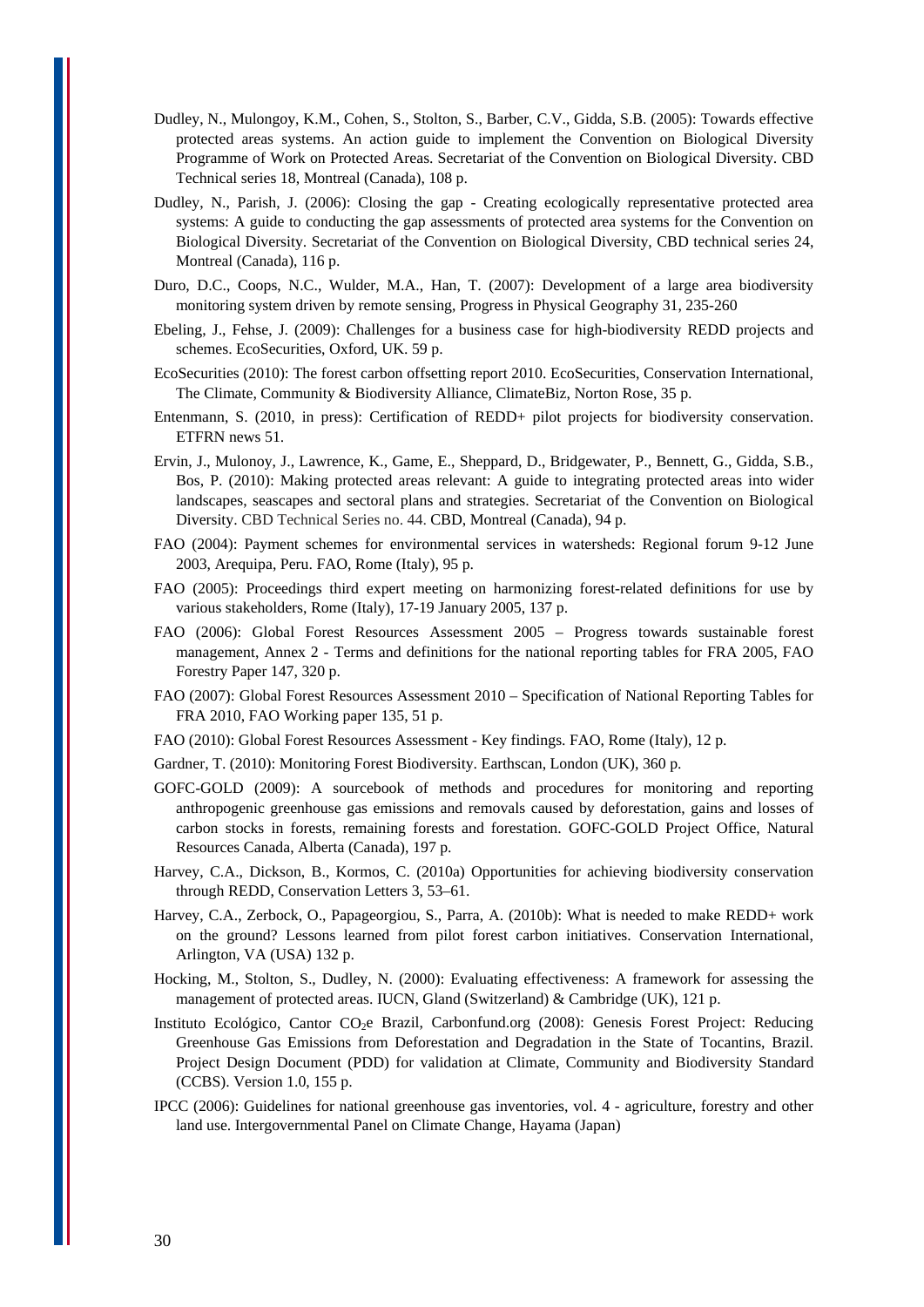Dudley, N., Mulongoy, K.M., Cohen, S., Stolton, S., Barber, C.V., Gidda, S.B. (2005): Towards effective protected areas systems. An action guide to implement the Convention on Biological Diversity Programme of Work on Protected Areas. Secretariat of the Convention on Biological Diversity. CBD Technical series 18, Montreal (Canada), 108 p.

Dudley, N., Parish, J. (2006): Closing the gap - Creating ecologically representative protected area systems: A guide to conducting the gap assessments of protected area systems for the Convention on Biological Diversity. Secretariat of the Convention on Biological Diversity, CBD technical series 24, Montreal (Canada), 116 p.

Duro, D.C., Coops, N.C., Wulder, M.A., Han, T. (2007): Development of a large area biodiversity monitoring system driven by remote sensing, Progress in Physical Geography 31, 235-260

Ebeling, J., Fehse, J. (2009): Challenges for a business case for high-biodiversity REDD projects and schemes. EcoSecurities, Oxford, UK. 59 p.

EcoSecurities (2010): The forest carbon offsetting report 2010. EcoSecurities, Conservation International, The Climate, Community & Biodiversity Alliance, ClimateBiz, Norton Rose, 35 p.

Entenmann, S. (2010, in press): Certification of REDD+ pilot projects for biodiversity conservation. ETFRN news 51.

Ervin, J., Mulonoy, J., Lawrence, K., Game, E., Sheppard, D., Bridgewater, P., Bennett, G., Gidda, S.B., Bos, P. (2010): Making protected areas relevant: A guide to integrating protected areas into wider landscapes, seascapes and sectoral plans and strategies. Secretariat of the Convention on Biological Diversity. CBD Technical Series no. 44. CBD, Montreal (Canada), 94 p.

FAO (2004): Payment schemes for environmental services in watersheds: Regional forum 9-12 June 2003, Arequipa, Peru. FAO, Rome (Italy), 95 p.

FAO (2005): Proceedings third expert meeting on harmonizing forest-related definitions for use by various stakeholders, Rome (Italy), 17-19 January 2005, 137 p.

FAO (2006): Global Forest Resources Assessment 2005 – Progress towards sustainable forest management, Annex 2 - Terms and definitions for the national reporting tables for FRA 2005, FAO Forestry Paper 147, 320 p.

FAO (2007): Global Forest Resources Assessment 2010 – Specification of National Reporting Tables for FRA 2010, FAO Working paper 135, 51 p.

FAO (2010): Global Forest Resources Assessment - Key findings. FAO, Rome (Italy), 12 p.

Gardner, T. (2010): Monitoring Forest Biodiversity. Earthscan, London (UK), 360 p.

GOFC-GOLD (2009): A sourcebook of methods and procedures for monitoring and reporting anthropogenic greenhouse gas emissions and removals caused by deforestation, gains and losses of carbon stocks in forests, remaining forests and forestation. GOFC-GOLD Project Office, Natural Resources Canada, Alberta (Canada), 197 p.

Harvey, C.A., Dickson, B., Kormos, C. (2010a) Opportunities for achieving biodiversity conservation through REDD, Conservation Letters 3, 53–61.

Harvey, C.A., Zerbock, O., Papageorgiou, S., Parra, A. (2010b): What is needed to make REDD+ work on the ground? Lessons learned from pilot forest carbon initiatives. Conservation International, Arlington, VA (USA) 132 p.

Hocking, M., Stolton, S., Dudley, N. (2000): Evaluating effectiveness: A framework for assessing the management of protected areas. IUCN, Gland (Switzerland) & Cambridge (UK), 121 p.

Instituto Ecológico, Cantor $CO_2$e Brazil, Carbonfund.org (2008): Genesis Forest Project: Reducing Greenhouse Gas Emissions from Deforestation and Degradation in the State of Tocantins, Brazil. Project Design Document (PDD) for validation at Climate, Community and Biodiversity Standard (CCBS). Version 1.0, 155 p.

IPCC (2006): Guidelines for national greenhouse gas inventories, vol. 4 - agriculture, forestry and other land use. Intergovernmental Panel on Climate Change, Hayama (Japan)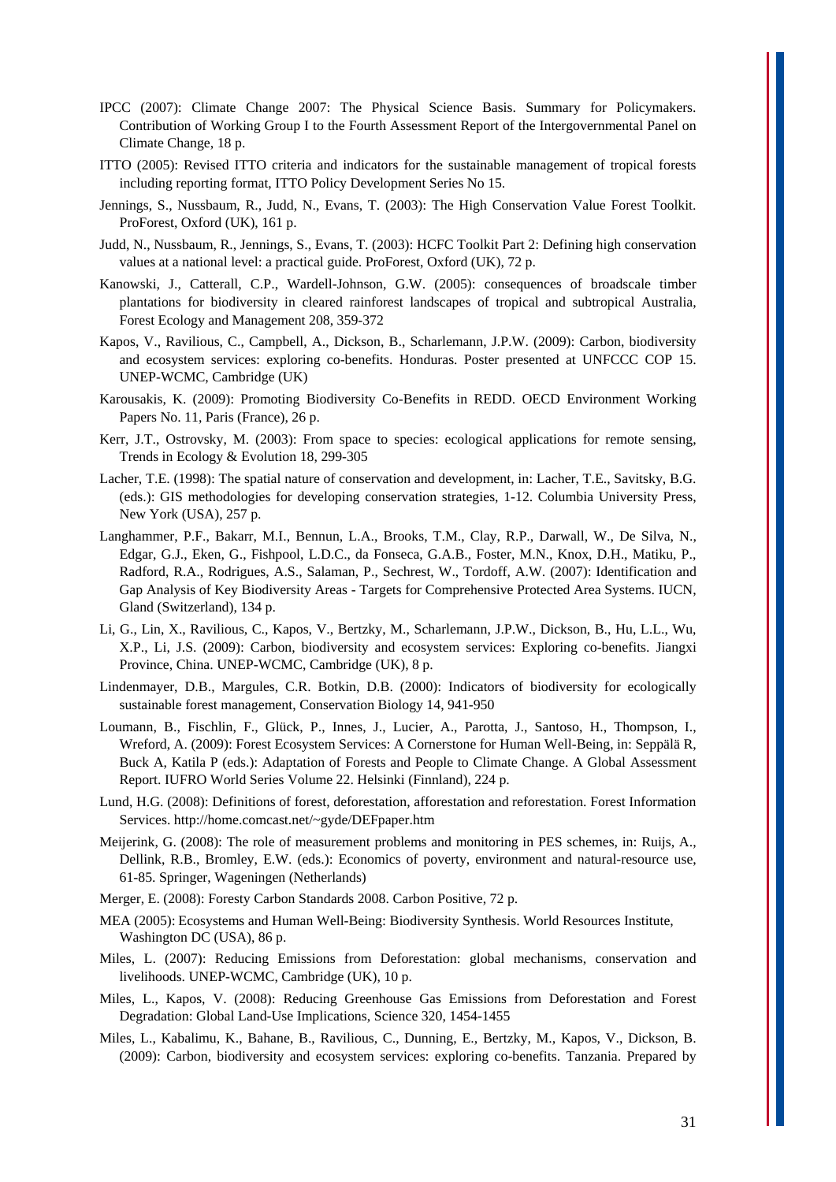IPCC (2007): Climate Change 2007: The Physical Science Basis. Summary for Policymakers. Contribution of Working Group I to the Fourth Assessment Report of the Intergovernmental Panel on Climate Change, 18 p.

ITTO (2005): Revised ITTO criteria and indicators for the sustainable management of tropical forests including reporting format, ITTO Policy Development Series No 15.

Jennings, S., Nussbaum, R., Judd, N., Evans, T. (2003): The High Conservation Value Forest Toolkit. ProForest, Oxford (UK), 161 p.

Judd, N., Nussbaum, R., Jennings, S., Evans, T. (2003): HCFC Toolkit Part 2: Defining high conservation values at a national level: a practical guide. ProForest, Oxford (UK), 72 p.

Kanowski, J., Catterall, C.P., Wardell-Johnson, G.W. (2005): consequences of broadscale timber plantations for biodiversity in cleared rainforest landscapes of tropical and subtropical Australia, Forest Ecology and Management 208, 359-372

Kapos, V., Ravilious, C., Campbell, A., Dickson, B., Scharlemann, J.P.W. (2009): Carbon, biodiversity and ecosystem services: exploring co-benefits. Honduras. Poster presented at UNFCCC COP 15. UNEP-WCMC, Cambridge (UK)

Karousakis, K. (2009): Promoting Biodiversity Co-Benefits in REDD. OECD Environment Working Papers No. 11, Paris (France), 26 p.

Kerr, J.T., Ostrovsky, M. (2003): From space to species: ecological applications for remote sensing, Trends in Ecology & Evolution 18, 299-305

Lacher, T.E. (1998): The spatial nature of conservation and development, in: Lacher, T.E., Savitsky, B.G. (eds.): GIS methodologies for developing conservation strategies, 1-12. Columbia University Press, New York (USA), 257 p.

Langhammer, P.F., Bakarr, M.I., Bennun, L.A., Brooks, T.M., Clay, R.P., Darwall, W., De Silva, N., Edgar, G.J., Eken, G., Fishpool, L.D.C., da Fonseca, G.A.B., Foster, M.N., Knox, D.H., Matiku, P., Radford, R.A., Rodrigues, A.S., Salaman, P., Sechrest, W., Tordoff, A.W. (2007): Identification and Gap Analysis of Key Biodiversity Areas - Targets for Comprehensive Protected Area Systems. IUCN, Gland (Switzerland), 134 p.

Li, G., Lin, X., Ravilious, C., Kapos, V., Bertzky, M., Scharlemann, J.P.W., Dickson, B., Hu, L.L., Wu, X.P., Li, J.S. (2009): Carbon, biodiversity and ecosystem services: Exploring co-benefits. Jiangxi Province, China. UNEP-WCMC, Cambridge (UK), 8 p.

Lindenmayer, D.B., Margules, C.R. Botkin, D.B. (2000): Indicators of biodiversity for ecologically sustainable forest management, Conservation Biology 14, 941-950

Loumann, B., Fischlin, F., Glück, P., Innes, J., Lucier, A., Parotta, J., Santoso, H., Thompson, I., Wreford, A. (2009): Forest Ecosystem Services: A Cornerstone for Human Well-Being, in: Seppälä R, Buck A, Katila P (eds.): Adaptation of Forests and People to Climate Change. A Global Assessment Report. IUFRO World Series Volume 22. Helsinki (Finnland), 224 p.

Lund, H.G. (2008): Definitions of forest, deforestation, afforestation and reforestation. Forest Information Services. http://home.comcast.net/~gyde/DEFpaper.htm

Meijerink, G. (2008): The role of measurement problems and monitoring in PES schemes, in: Ruijs, A., Dellink, R.B., Bromley, E.W. (eds.): Economics of poverty, environment and natural-resource use, 61-85. Springer, Wageningen (Netherlands)

Merger, E. (2008): Foresty Carbon Standards 2008. Carbon Positive, 72 p.

MEA (2005): Ecosystems and Human Well-Being: Biodiversity Synthesis. World Resources Institute, Washington DC (USA), 86 p.

Miles, L. (2007): Reducing Emissions from Deforestation: global mechanisms, conservation and livelihoods. UNEP-WCMC, Cambridge (UK), 10 p.

Miles, L., Kapos, V. (2008): Reducing Greenhouse Gas Emissions from Deforestation and Forest Degradation: Global Land-Use Implications, Science 320, 1454-1455

Miles, L., Kabalimu, K., Bahane, B., Ravilious, C., Dunning, E., Bertzky, M., Kapos, V., Dickson, B. (2009): Carbon, biodiversity and ecosystem services: exploring co-benefits. Tanzania. Prepared by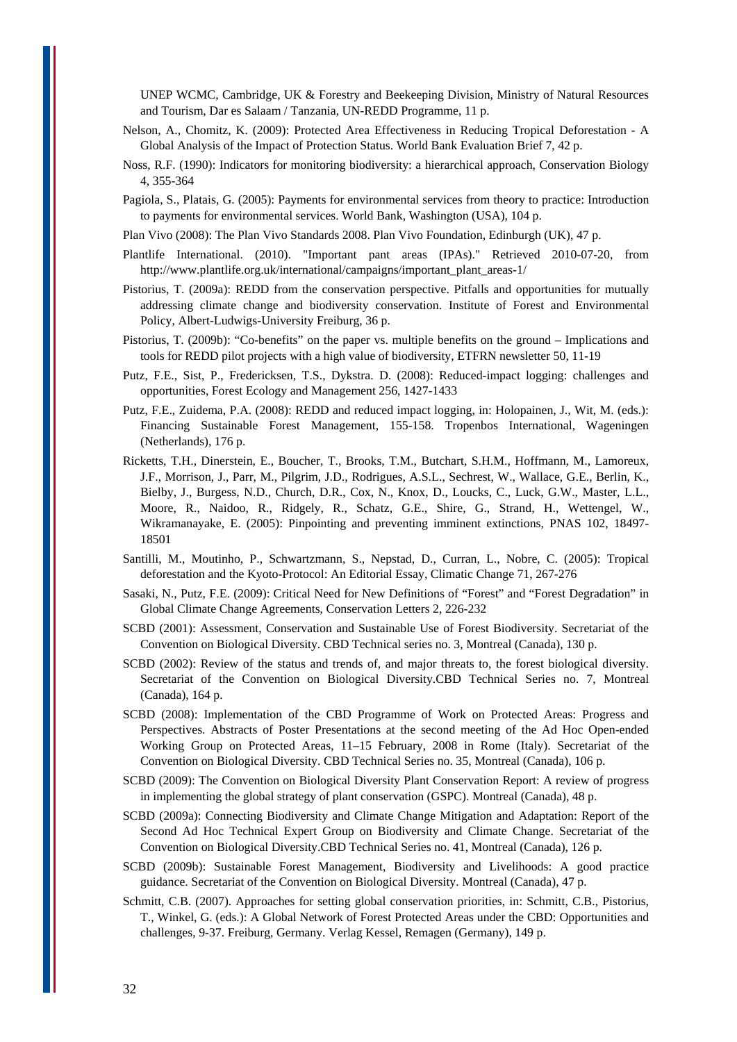UNEP WCMC, Cambridge, UK & Forestry and Beekeeping Division, Ministry of Natural Resources and Tourism, Dar es Salaam / Tanzania, UN-REDD Programme, 11 p.

Nelson, A., Chomitz, K. (2009): Protected Area Effectiveness in Reducing Tropical Deforestation - A Global Analysis of the Impact of Protection Status. World Bank Evaluation Brief 7, 42 p.

Noss, R.F. (1990): Indicators for monitoring biodiversity: a hierarchical approach, Conservation Biology 4, 355-364

Pagiola, S., Platais, G. (2005): Payments for environmental services from theory to practice: Introduction to payments for environmental services. World Bank, Washington (USA), 104 p.

Plan Vivo (2008): The Plan Vivo Standards 2008. Plan Vivo Foundation, Edinburgh (UK), 47 p.

Plantlife International. (2010). "Important pant areas (IPAs)." Retrieved 2010-07-20, from http://www.plantlife.org.uk/international/campaigns/important_plant_areas-1/

Pistorius, T. (2009a): REDD from the conservation perspective. Pitfalls and opportunities for mutually addressing climate change and biodiversity conservation. Institute of Forest and Environmental Policy, Albert-Ludwigs-University Freiburg, 36 p.

Pistorius, T. (2009b): “Co-benefits” on the paper vs. multiple benefits on the ground – Implications and tools for REDD pilot projects with a high value of biodiversity, ETFRN newsletter 50, 11-19

Putz, F.E., Sist, P., Fredericksen, T.S., Dykstra. D. (2008): Reduced-impact logging: challenges and opportunities, Forest Ecology and Management 256, 1427-1433

Putz, F.E., Zuidema, P.A. (2008): REDD and reduced impact logging, in: Holopainen, J., Wit, M. (eds.): Financing Sustainable Forest Management, 155-158. Tropenbos International, Wageningen (Netherlands), 176 p.

Ricketts, T.H., Dinerstein, E., Boucher, T., Brooks, T.M., Butchart, S.H.M., Hoffmann, M., Lamoreux, J.F., Morrison, J., Parr, M., Pilgrim, J.D., Rodrigues, A.S.L., Sechrest, W., Wallace, G.E., Berlin, K., Bielby, J., Burgess, N.D., Church, D.R., Cox, N., Knox, D., Loucks, C., Luck, G.W., Master, L.L., Moore, R., Naidoo, R., Ridgely, R., Schatz, G.E., Shire, G., Strand, H., Wettengel, W., Wikramanayake, E. (2005): Pinpointing and preventing imminent extinctions, PNAS 102, 18497-18501

Santilli, M., Moutinho, P., Schwartzmann, S., Nepstad, D., Curran, L., Nobre, C. (2005): Tropical deforestation and the Kyoto-Protocol: An Editorial Essay, Climatic Change 71, 267-276

Sasaki, N., Putz, F.E. (2009): Critical Need for New Definitions of “Forest” and “Forest Degradation” in Global Climate Change Agreements, Conservation Letters 2, 226-232

SCBD (2001): Assessment, Conservation and Sustainable Use of Forest Biodiversity. Secretariat of the Convention on Biological Diversity. CBD Technical series no. 3, Montreal (Canada), 130 p.

SCBD (2002): Review of the status and trends of, and major threats to, the forest biological diversity. Secretariat of the Convention on Biological Diversity.CBD Technical Series no. 7, Montreal (Canada), 164 p.

SCBD (2008): Implementation of the CBD Programme of Work on Protected Areas: Progress and Perspectives. Abstracts of Poster Presentations at the second meeting of the Ad Hoc Open-ended Working Group on Protected Areas, 11–15 February, 2008 in Rome (Italy). Secretariat of the Convention on Biological Diversity. CBD Technical Series no. 35, Montreal (Canada), 106 p.

SCBD (2009): The Convention on Biological Diversity Plant Conservation Report: A review of progress in implementing the global strategy of plant conservation (GSPC). Montreal (Canada), 48 p.

SCBD (2009a): Connecting Biodiversity and Climate Change Mitigation and Adaptation: Report of the Second Ad Hoc Technical Expert Group on Biodiversity and Climate Change. Secretariat of the Convention on Biological Diversity.CBD Technical Series no. 41, Montreal (Canada), 126 p.

SCBD (2009b): Sustainable Forest Management, Biodiversity and Livelihoods: A good practice guidance. Secretariat of the Convention on Biological Diversity. Montreal (Canada), 47 p.

Schmitt, C.B. (2007). Approaches for setting global conservation priorities, in: Schmitt, C.B., Pistorius, T., Winkel, G. (eds.): A Global Network of Forest Protected Areas under the CBD: Opportunities and challenges, 9-37. Freiburg, Germany. Verlag Kessel, Remagen (Germany), 149 p.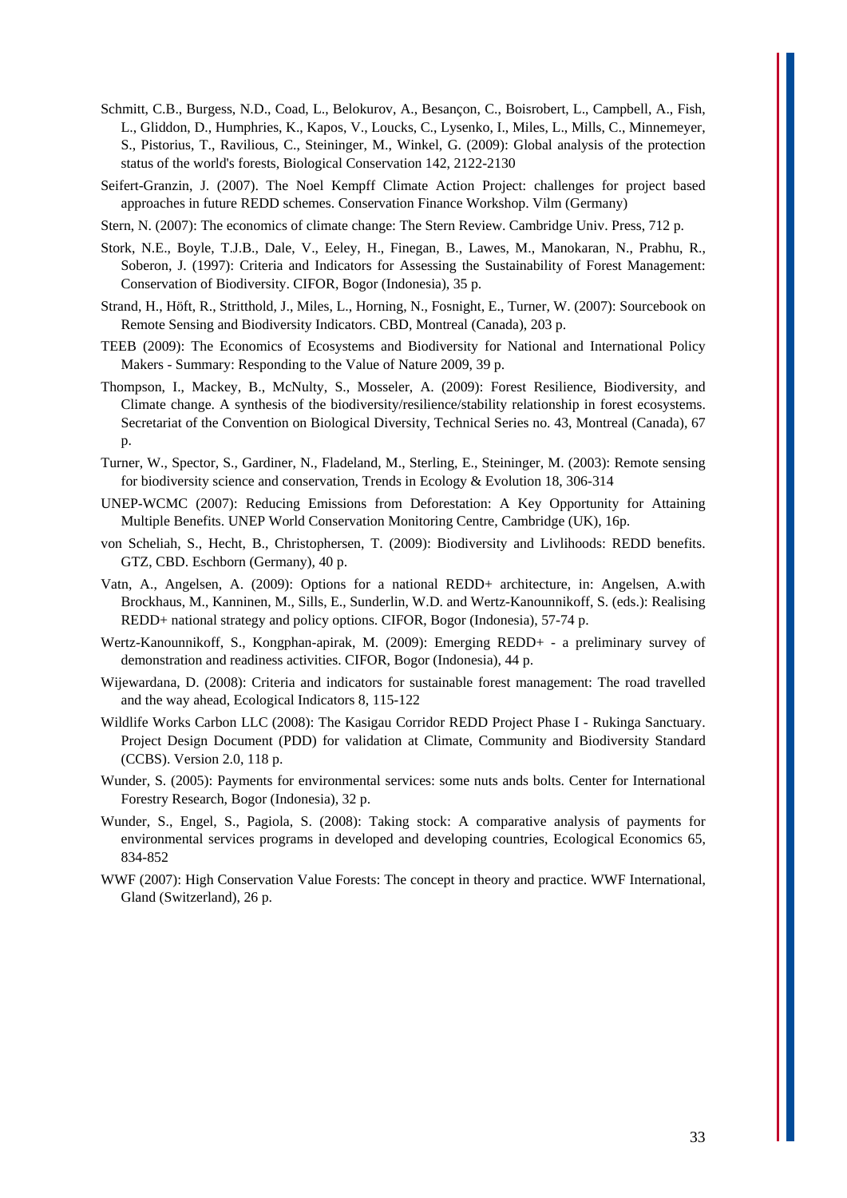Schmitt, C.B., Burgess, N.D., Coad, L., Belokurov, A., Besançon, C., Boisrobert, L., Campbell, A., Fish, L., Gliddon, D., Humphries, K., Kapos, V., Loucks, C., Lysenko, I., Miles, L., Mills, C., Minnemeyer, S., Pistorius, T., Ravilious, C., Steininger, M., Winkel, G. (2009): Global analysis of the protection status of the world's forests, Biological Conservation 142, 2122-2130

Seifert-Granzin, J. (2007). The Noel Kempff Climate Action Project: challenges for project based approaches in future REDD schemes. Conservation Finance Workshop. Vilm (Germany)

Stern, N. (2007): The economics of climate change: The Stern Review. Cambridge Univ. Press, 712 p.

Stork, N.E., Boyle, T.J.B., Dale, V., Eeley, H., Finegan, B., Lawes, M., Manokaran, N., Prabhu, R., Soberon, J. (1997): Criteria and Indicators for Assessing the Sustainability of Forest Management: Conservation of Biodiversity. CIFOR, Bogor (Indonesia), 35 p.

Strand, H., Höft, R., Stritthold, J., Miles, L., Horning, N., Fosnight, E., Turner, W. (2007): Sourcebook on Remote Sensing and Biodiversity Indicators. CBD, Montreal (Canada), 203 p.

TEEB (2009): The Economics of Ecosystems and Biodiversity for National and International Policy Makers - Summary: Responding to the Value of Nature 2009, 39 p.

Thompson, I., Mackey, B., McNulty, S., Mosseler, A. (2009): Forest Resilience, Biodiversity, and Climate change. A synthesis of the biodiversity/resilience/stability relationship in forest ecosystems. Secretariat of the Convention on Biological Diversity, Technical Series no. 43, Montreal (Canada), 67 p.

Turner, W., Spector, S., Gardiner, N., Fladeland, M., Sterling, E., Steininger, M. (2003): Remote sensing for biodiversity science and conservation, Trends in Ecology & Evolution 18, 306-314

UNEP-WCMC (2007): Reducing Emissions from Deforestation: A Key Opportunity for Attaining Multiple Benefits. UNEP World Conservation Monitoring Centre, Cambridge (UK), 16p.

von Scheliah, S., Hecht, B., Christophersen, T. (2009): Biodiversity and Livlihoods: REDD benefits. GTZ, CBD. Eschborn (Germany), 40 p.

Vatn, A., Angelsen, A. (2009): Options for a national REDD+ architecture, in: Angelsen, A.with Brockhaus, M., Kanninen, M., Sills, E., Sunderlin, W.D. and Wertz-Kanounnikoff, S. (eds.): Realising REDD+ national strategy and policy options. CIFOR, Bogor (Indonesia), 57-74 p.

Wertz-Kanounnikoff, S., Kongphan-apirak, M. (2009): Emerging REDD+ - a preliminary survey of demonstration and readiness activities. CIFOR, Bogor (Indonesia), 44 p.

Wijewardana, D. (2008): Criteria and indicators for sustainable forest management: The road travelled and the way ahead, Ecological Indicators 8, 115-122

Wildlife Works Carbon LLC (2008): The Kasigau Corridor REDD Project Phase I - Rukinga Sanctuary. Project Design Document (PDD) for validation at Climate, Community and Biodiversity Standard (CCBS). Version 2.0, 118 p.

Wunder, S. (2005): Payments for environmental services: some nuts ands bolts. Center for International Forestry Research, Bogor (Indonesia), 32 p.

Wunder, S., Engel, S., Pagiola, S. (2008): Taking stock: A comparative analysis of payments for environmental services programs in developed and developing countries, Ecological Economics 65, 834-852

WWF (2007): High Conservation Value Forests: The concept in theory and practice. WWF International, Gland (Switzerland), 26 p.